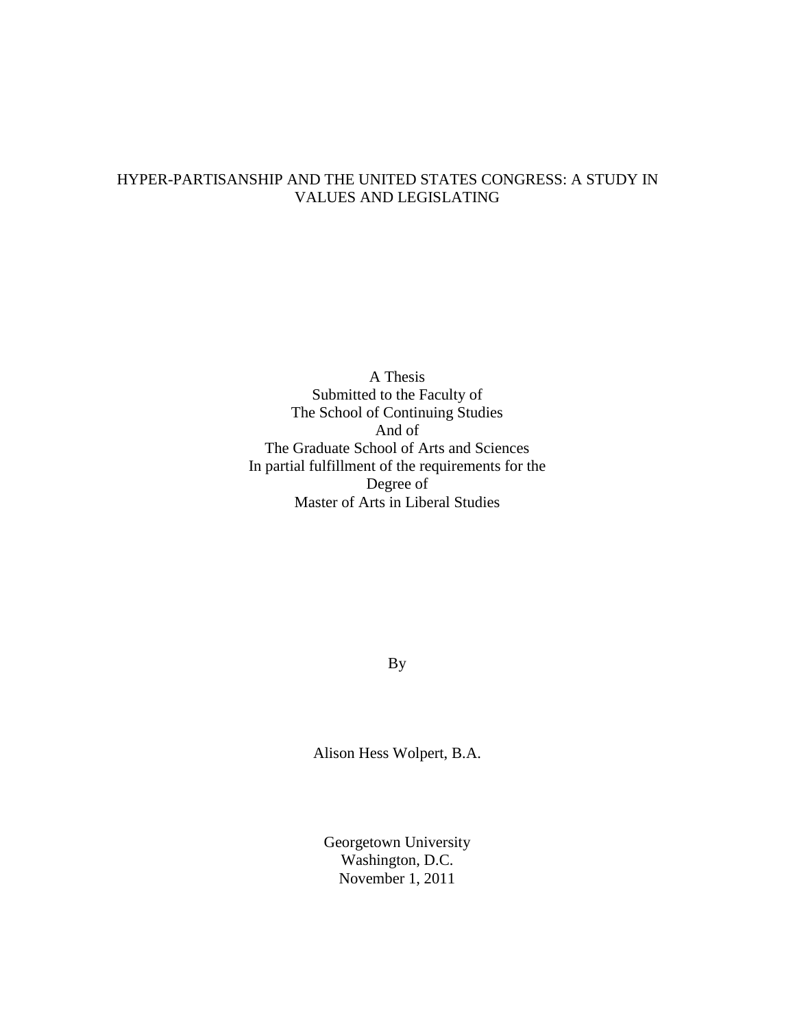# HYPER-PARTISANSHIP AND THE UNITED STATES CONGRESS: A STUDY IN VALUES AND LEGISLATING

A Thesis
Submitted to the Faculty of
The School of Continuing Studies
And of
The Graduate School of Arts and Sciences
In partial fulfillment of the requirements for the
Degree of
Master of Arts in Liberal Studies

By

Alison Hess Wolpert, B.A.

Georgetown University
Washington, D.C.
November 1, 2011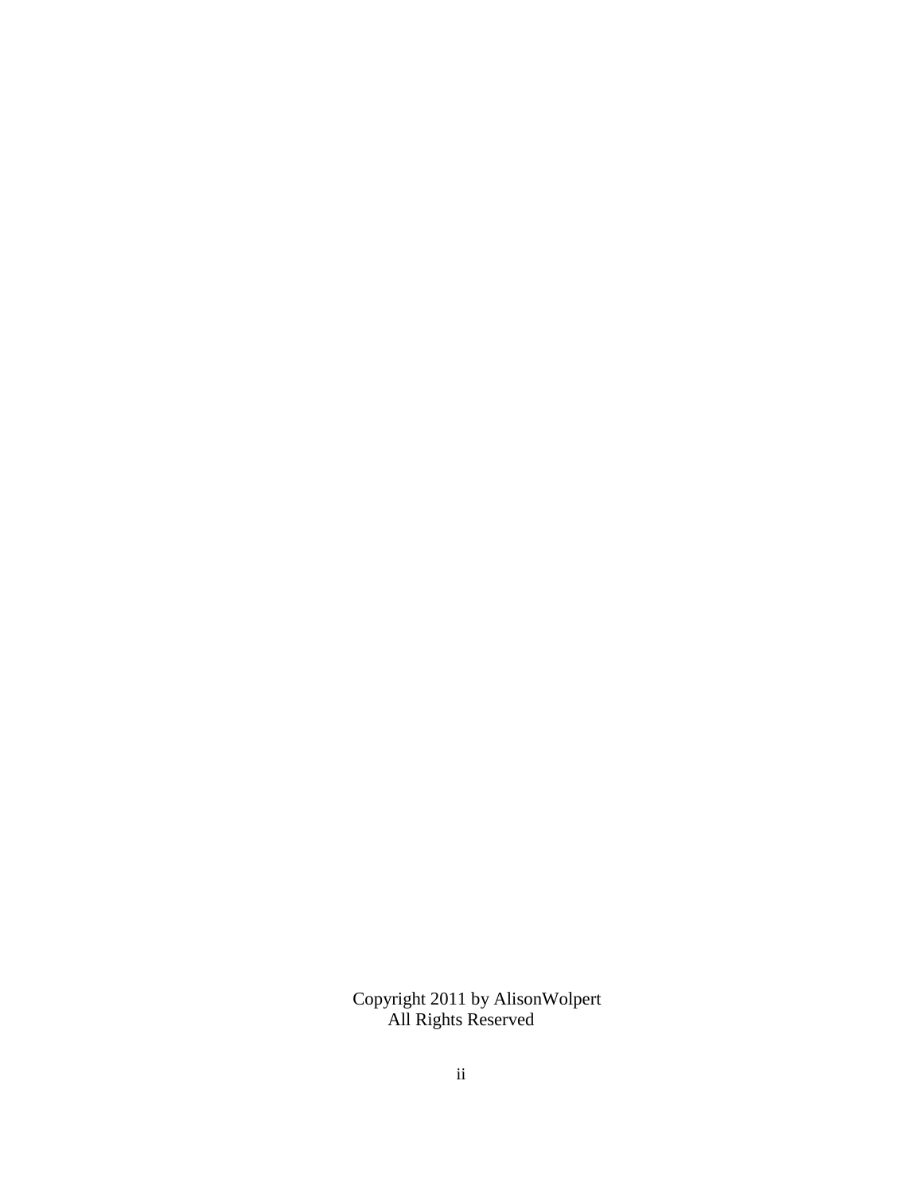Copyright 2011 by AlisonWolpert
All Rights Reserved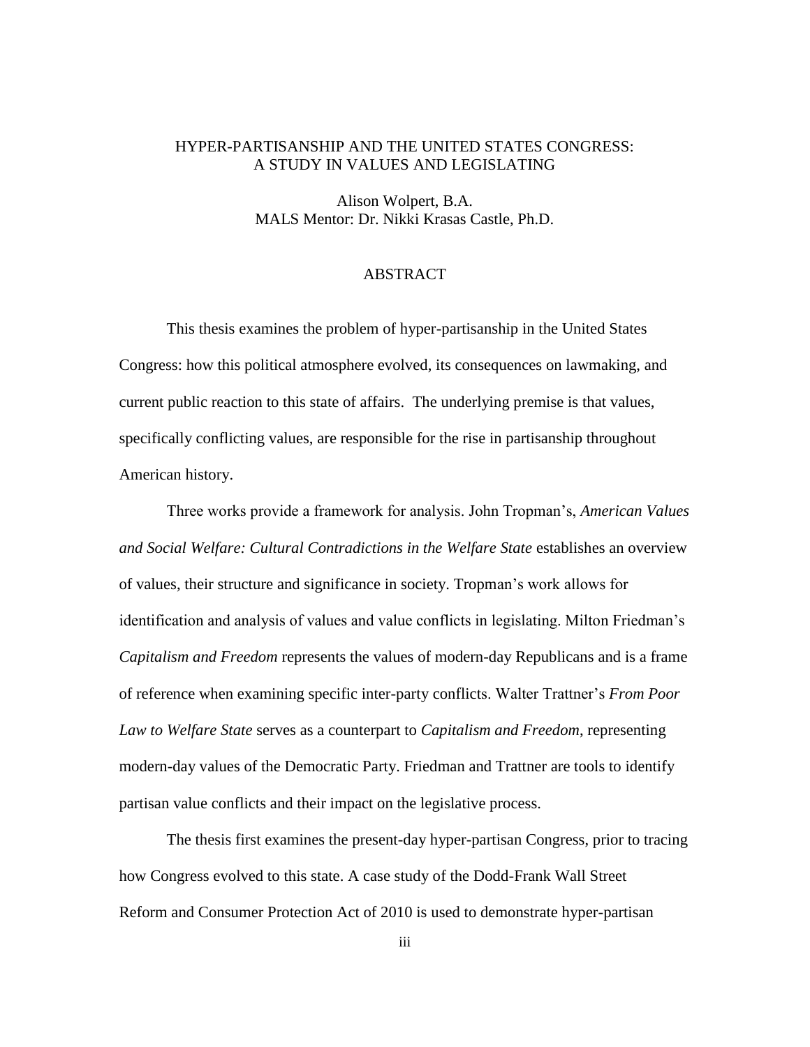# HYPER-PARTISANSHIP AND THE UNITED STATES CONGRESS: A STUDY IN VALUES AND LEGISLATING

Alison Wolpert, B.A.
MALS Mentor: Dr. Nikki Krasas Castle, Ph.D.

## ABSTRACT

This thesis examines the problem of hyper-partisanship in the United States Congress: how this political atmosphere evolved, its consequences on lawmaking, and current public reaction to this state of affairs. The underlying premise is that values, specifically conflicting values, are responsible for the rise in partisanship throughout American history.

Three works provide a framework for analysis. John Tropman's, *American Values and Social Welfare: Cultural Contradictions in the Welfare State* establishes an overview of values, their structure and significance in society. Tropman's work allows for identification and analysis of values and value conflicts in legislating. Milton Friedman's *Capitalism and Freedom* represents the values of modern-day Republicans and is a frame of reference when examining specific inter-party conflicts. Walter Trattner's *From Poor Law to Welfare State* serves as a counterpart to *Capitalism and Freedom*, representing modern-day values of the Democratic Party. Friedman and Trattner are tools to identify partisan value conflicts and their impact on the legislative process.

The thesis first examines the present-day hyper-partisan Congress, prior to tracing how Congress evolved to this state. A case study of the Dodd-Frank Wall Street Reform and Consumer Protection Act of 2010 is used to demonstrate hyper-partisan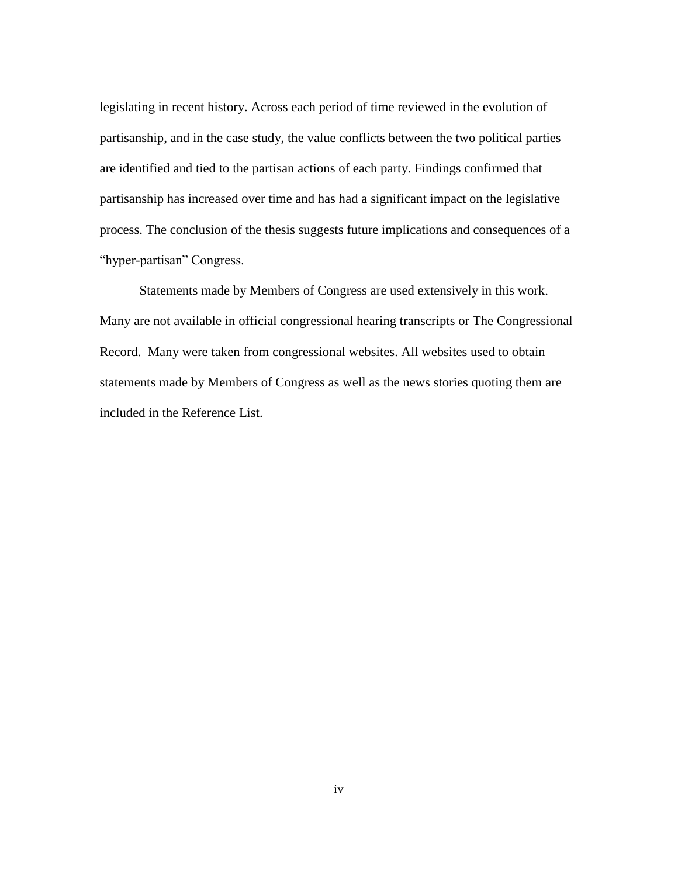legislating in recent history. Across each period of time reviewed in the evolution of partisanship, and in the case study, the value conflicts between the two political parties are identified and tied to the partisan actions of each party. Findings confirmed that partisanship has increased over time and has had a significant impact on the legislative process. The conclusion of the thesis suggests future implications and consequences of a "hyper-partisan" Congress.

Statements made by Members of Congress are used extensively in this work. Many are not available in official congressional hearing transcripts or The Congressional Record. Many were taken from congressional websites. All websites used to obtain statements made by Members of Congress as well as the news stories quoting them are included in the Reference List.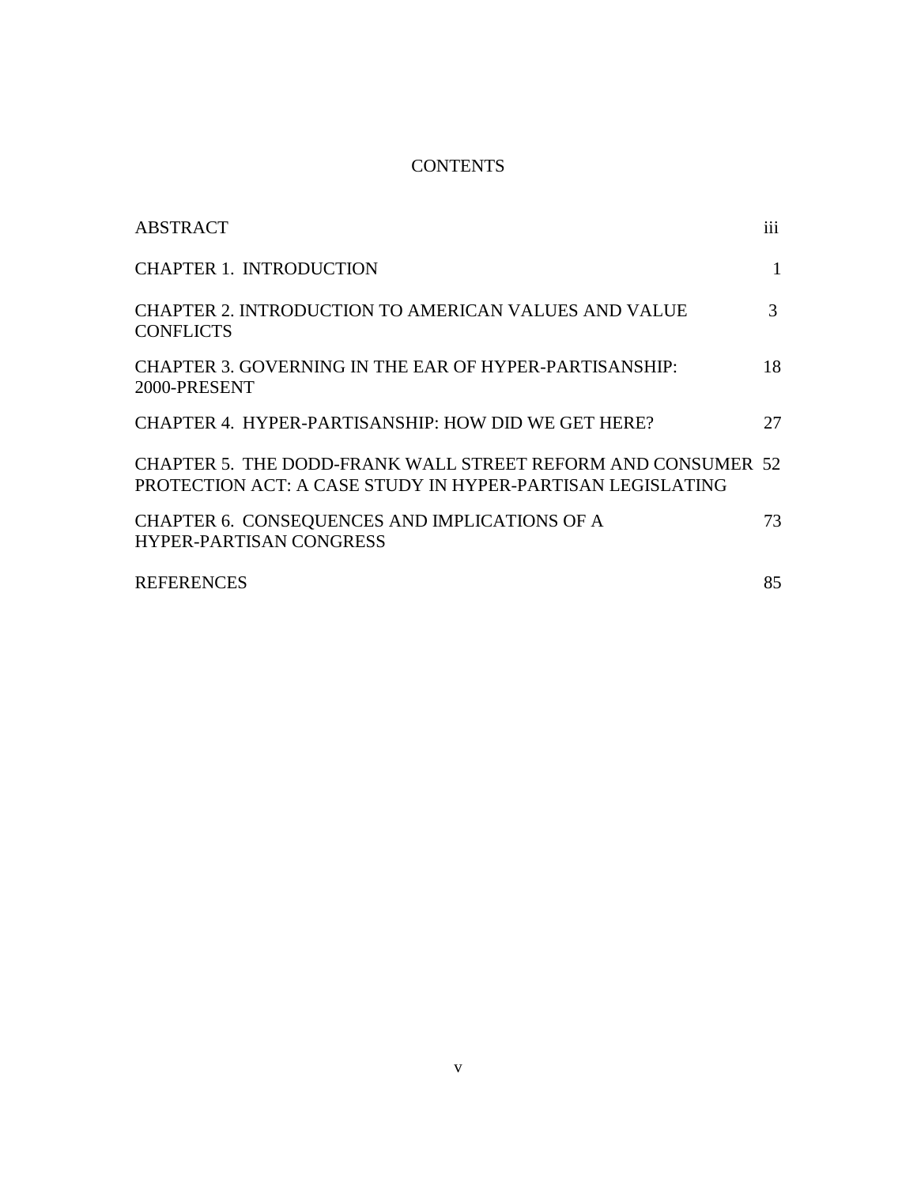# CONTENTS

| | |
|---|---|
| ABSTRACT | iii |
| CHAPTER 1. INTRODUCTION | 1 |
| CHAPTER 2. INTRODUCTION TO AMERICAN VALUES AND VALUE CONFLICTS | 3 |
| CHAPTER 3. GOVERNING IN THE EAR OF HYPER-PARTISANSHIP: 2000-PRESENT | 18 |
| CHAPTER 4. HYPER-PARTISANSHIP: HOW DID WE GET HERE? | 27 |
| CHAPTER 5. THE DODD-FRANK WALL STREET REFORM AND CONSUMER PROTECTION ACT: A CASE STUDY IN HYPER-PARTISAN LEGISLATING | 52 |
| CHAPTER 6. CONSEQUENCES AND IMPLICATIONS OF A HYPER-PARTISAN CONGRESS | 73 |
| REFERENCES | 85 |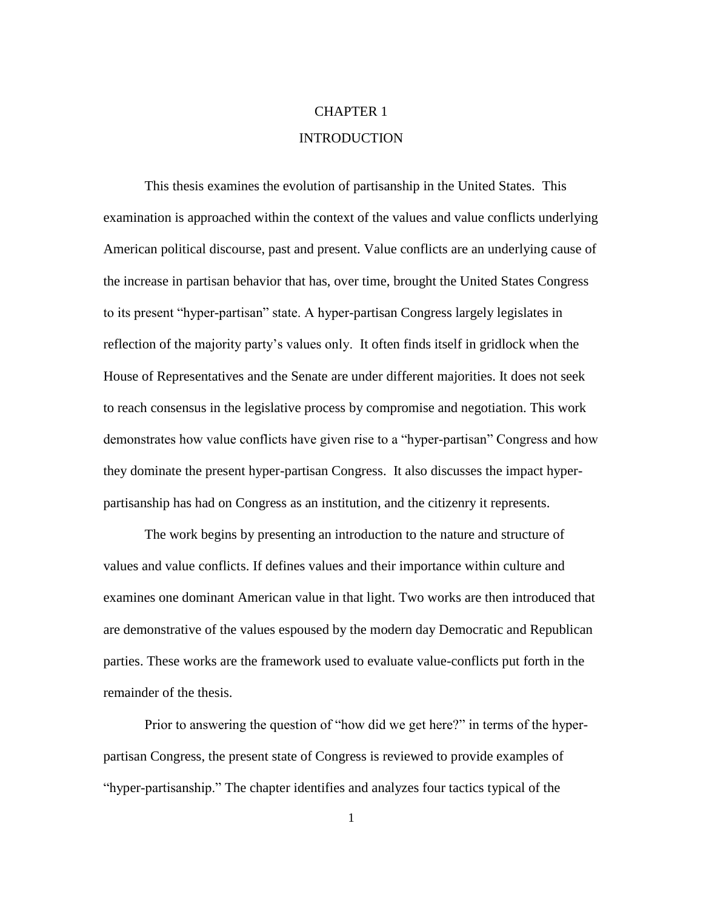# CHAPTER 1

# INTRODUCTION

This thesis examines the evolution of partisanship in the United States. This examination is approached within the context of the values and value conflicts underlying American political discourse, past and present. Value conflicts are an underlying cause of the increase in partisan behavior that has, over time, brought the United States Congress to its present "hyper-partisan" state. A hyper-partisan Congress largely legislates in reflection of the majority party's values only. It often finds itself in gridlock when the House of Representatives and the Senate are under different majorities. It does not seek to reach consensus in the legislative process by compromise and negotiation. This work demonstrates how value conflicts have given rise to a "hyper-partisan" Congress and how they dominate the present hyper-partisan Congress. It also discusses the impact hyper-partisanship has had on Congress as an institution, and the citizenry it represents.

The work begins by presenting an introduction to the nature and structure of values and value conflicts. If defines values and their importance within culture and examines one dominant American value in that light. Two works are then introduced that are demonstrative of the values espoused by the modern day Democratic and Republican parties. These works are the framework used to evaluate value-conflicts put forth in the remainder of the thesis.

Prior to answering the question of "how did we get here?" in terms of the hyper-partisan Congress, the present state of Congress is reviewed to provide examples of "hyper-partisanship." The chapter identifies and analyzes four tactics typical of the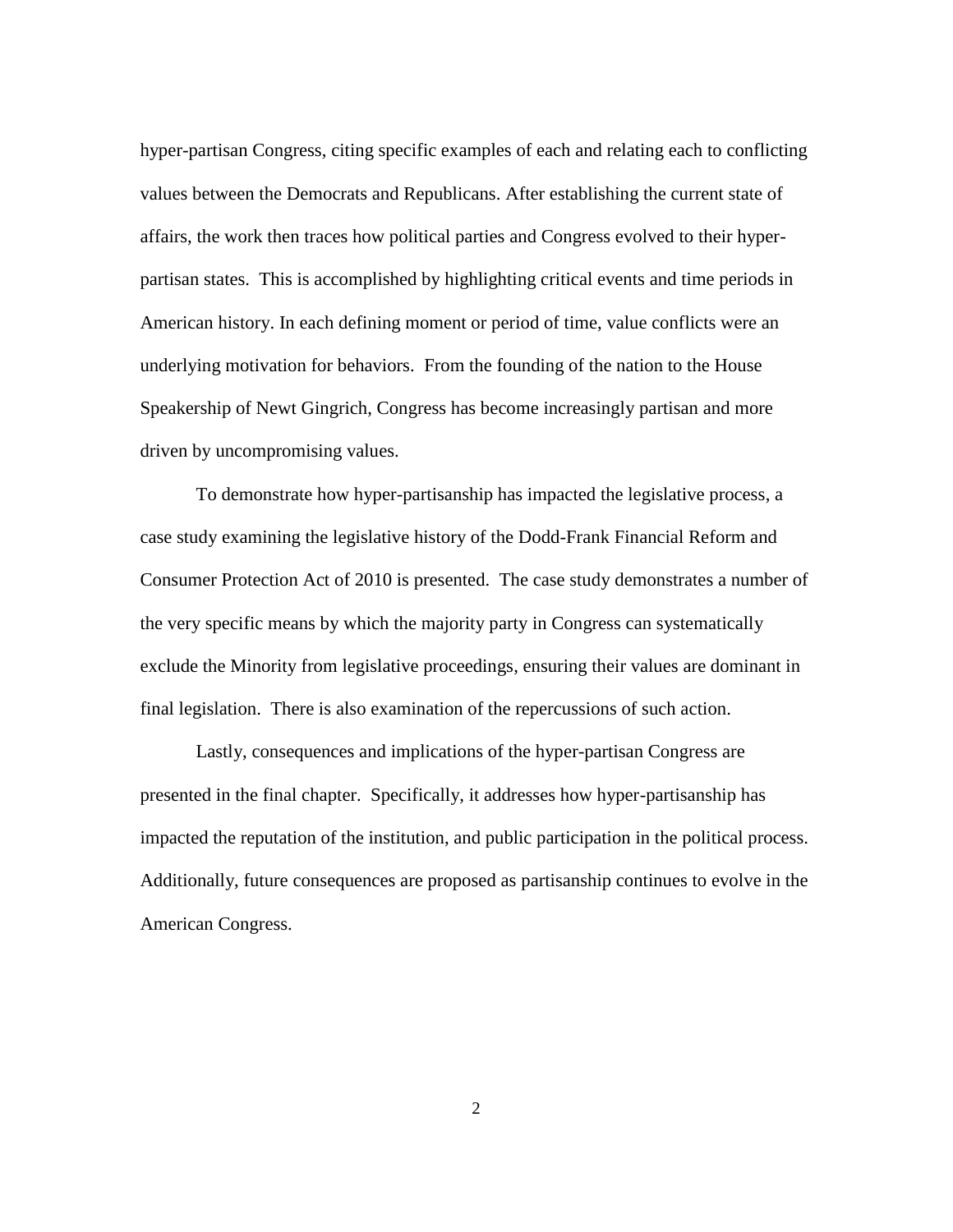hyper-partisan Congress, citing specific examples of each and relating each to conflicting values between the Democrats and Republicans. After establishing the current state of affairs, the work then traces how political parties and Congress evolved to their hyper-partisan states. This is accomplished by highlighting critical events and time periods in American history. In each defining moment or period of time, value conflicts were an underlying motivation for behaviors. From the founding of the nation to the House Speakership of Newt Gingrich, Congress has become increasingly partisan and more driven by uncompromising values.

To demonstrate how hyper-partisanship has impacted the legislative process, a case study examining the legislative history of the Dodd-Frank Financial Reform and Consumer Protection Act of 2010 is presented. The case study demonstrates a number of the very specific means by which the majority party in Congress can systematically exclude the Minority from legislative proceedings, ensuring their values are dominant in final legislation. There is also examination of the repercussions of such action.

Lastly, consequences and implications of the hyper-partisan Congress are presented in the final chapter. Specifically, it addresses how hyper-partisanship has impacted the reputation of the institution, and public participation in the political process. Additionally, future consequences are proposed as partisanship continues to evolve in the American Congress.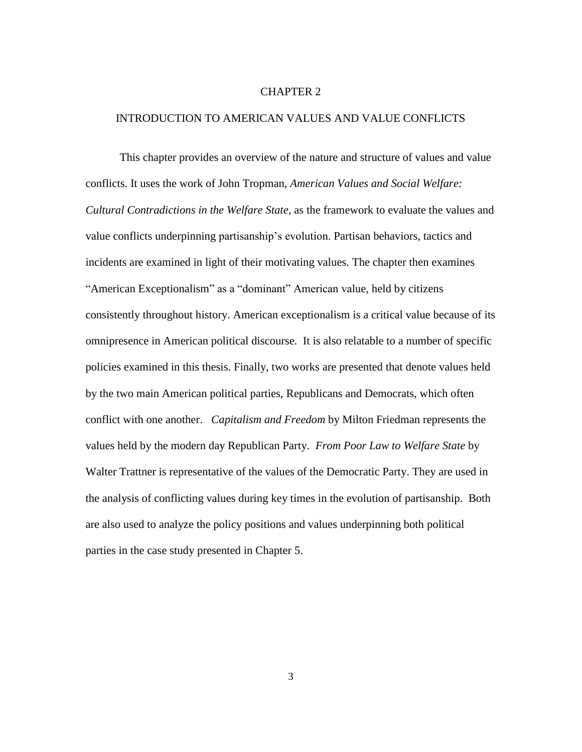# CHAPTER 2

## INTRODUCTION TO AMERICAN VALUES AND VALUE CONFLICTS

This chapter provides an overview of the nature and structure of values and value conflicts. It uses the work of John Tropman, *American Values and Social Welfare: Cultural Contradictions in the Welfare State*, as the framework to evaluate the values and value conflicts underpinning partisanship's evolution. Partisan behaviors, tactics and incidents are examined in light of their motivating values. The chapter then examines "American Exceptionalism" as a "dominant" American value, held by citizens consistently throughout history. American exceptionalism is a critical value because of its omnipresence in American political discourse. It is also relatable to a number of specific policies examined in this thesis. Finally, two works are presented that denote values held by the two main American political parties, Republicans and Democrats, which often conflict with one another. *Capitalism and Freedom* by Milton Friedman represents the values held by the modern day Republican Party. *From Poor Law to Welfare State* by Walter Trattner is representative of the values of the Democratic Party. They are used in the analysis of conflicting values during key times in the evolution of partisanship. Both are also used to analyze the policy positions and values underpinning both political parties in the case study presented in Chapter 5.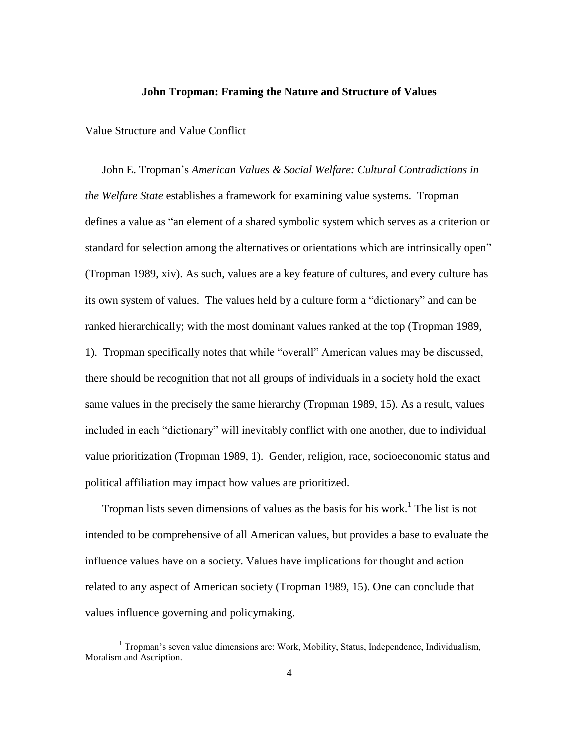## John Tropman: Framing the Nature and Structure of Values

### Value Structure and Value Conflict

John E. Tropman's *American Values & Social Welfare: Cultural Contradictions in the Welfare State* establishes a framework for examining value systems. Tropman defines a value as "an element of a shared symbolic system which serves as a criterion or standard for selection among the alternatives or orientations which are intrinsically open" (Tropman 1989, xiv). As such, values are a key feature of cultures, and every culture has its own system of values. The values held by a culture form a "dictionary" and can be ranked hierarchically; with the most dominant values ranked at the top (Tropman 1989, 1). Tropman specifically notes that while "overall" American values may be discussed, there should be recognition that not all groups of individuals in a society hold the exact same values in the precisely the same hierarchy (Tropman 1989, 15). As a result, values included in each "dictionary" will inevitably conflict with one another, due to individual value prioritization (Tropman 1989, 1). Gender, religion, race, socioeconomic status and political affiliation may impact how values are prioritized.

Tropman lists seven dimensions of values as the basis for his work.[1] The list is not intended to be comprehensive of all American values, but provides a base to evaluate the influence values have on a society. Values have implications for thought and action related to any aspect of American society (Tropman 1989, 15). One can conclude that values influence governing and policymaking.

[1] Tropman's seven value dimensions are: Work, Mobility, Status, Independence, Individualism, Moralism and Ascription.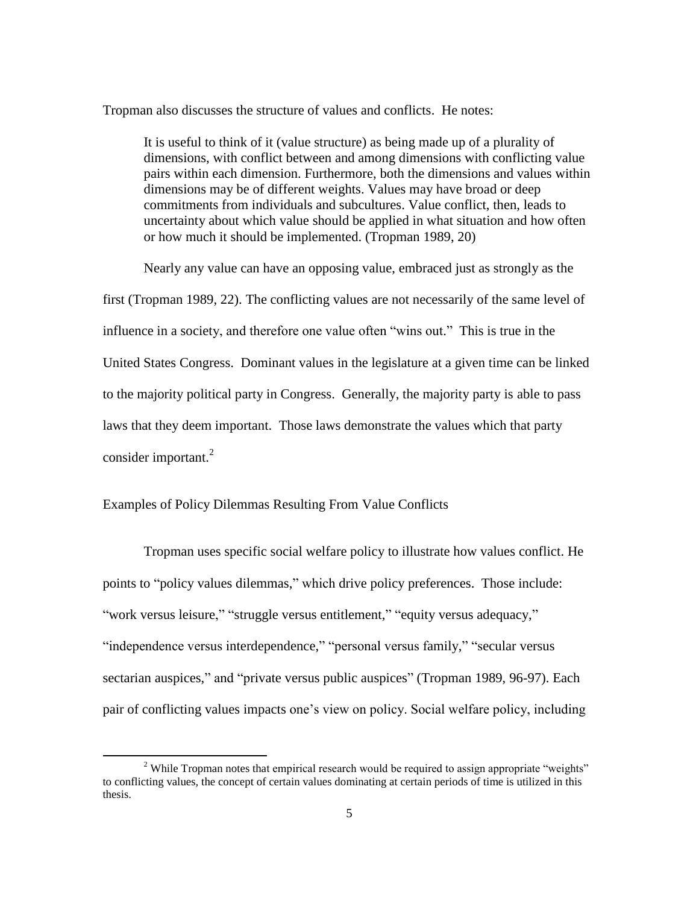Tropman also discusses the structure of values and conflicts. He notes:

> It is useful to think of it (value structure) as being made up of a plurality of dimensions, with conflict between and among dimensions with conflicting value pairs within each dimension. Furthermore, both the dimensions and values within dimensions may be of different weights. Values may have broad or deep commitments from individuals and subcultures. Value conflict, then, leads to uncertainty about which value should be applied in what situation and how often or how much it should be implemented. (Tropman 1989, 20)

Nearly any value can have an opposing value, embraced just as strongly as the first (Tropman 1989, 22). The conflicting values are not necessarily of the same level of influence in a society, and therefore one value often "wins out." This is true in the United States Congress. Dominant values in the legislature at a given time can be linked to the majority political party in Congress. Generally, the majority party is able to pass laws that they deem important. Those laws demonstrate the values which that party consider important.[2]

## Examples of Policy Dilemmas Resulting From Value Conflicts

Tropman uses specific social welfare policy to illustrate how values conflict. He points to "policy values dilemmas," which drive policy preferences. Those include: "work versus leisure," "struggle versus entitlement," "equity versus adequacy," "independence versus interdependence," "personal versus family," "secular versus sectarian auspices," and "private versus public auspices" (Tropman 1989, 96-97). Each pair of conflicting values impacts one's view on policy. Social welfare policy, including

[2] While Tropman notes that empirical research would be required to assign appropriate "weights" to conflicting values, the concept of certain values dominating at certain periods of time is utilized in this thesis.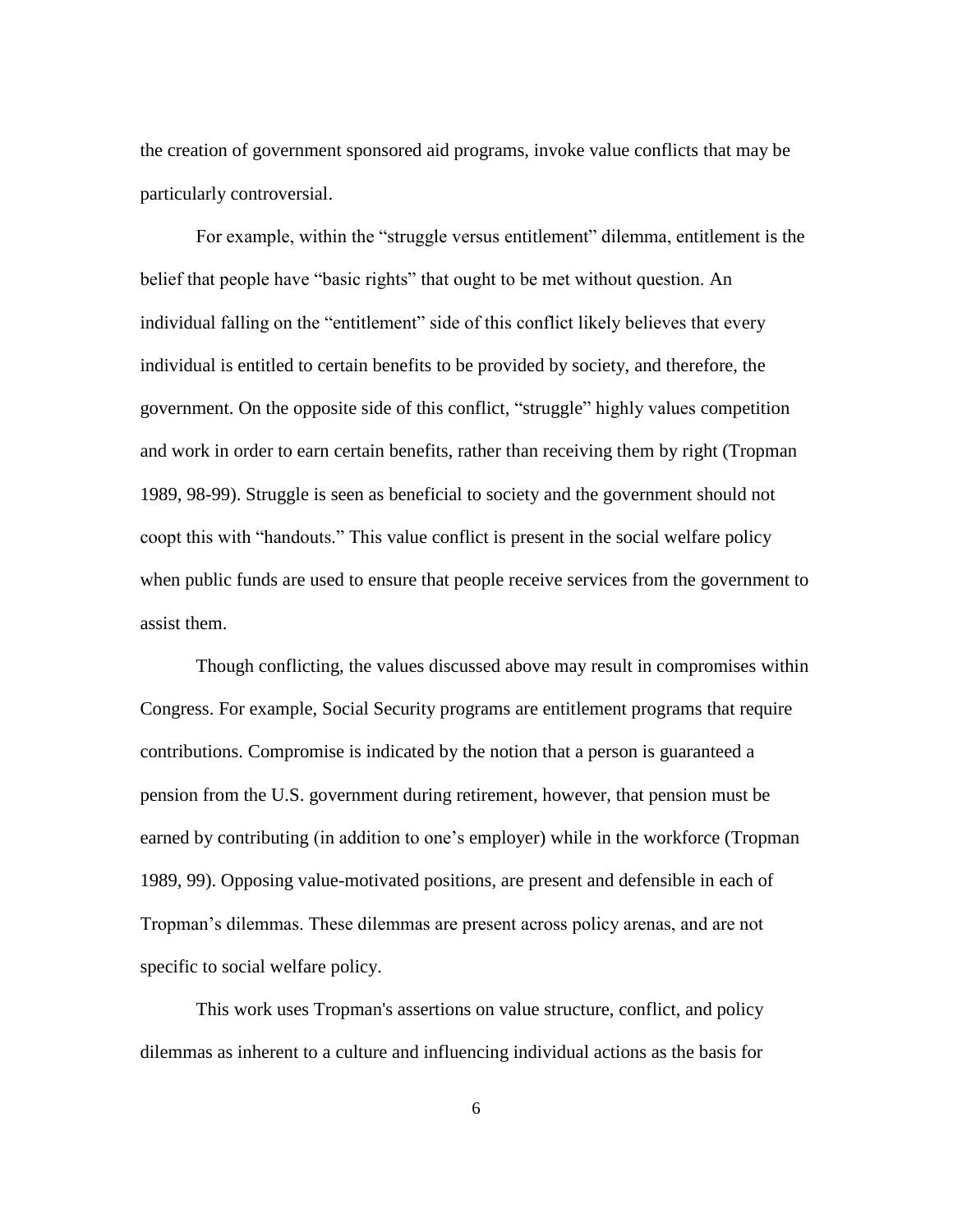the creation of government sponsored aid programs, invoke value conflicts that may be particularly controversial.

For example, within the "struggle versus entitlement" dilemma, entitlement is the belief that people have "basic rights" that ought to be met without question. An individual falling on the "entitlement" side of this conflict likely believes that every individual is entitled to certain benefits to be provided by society, and therefore, the government. On the opposite side of this conflict, "struggle" highly values competition and work in order to earn certain benefits, rather than receiving them by right (Tropman 1989, 98-99). Struggle is seen as beneficial to society and the government should not coopt this with "handouts." This value conflict is present in the social welfare policy when public funds are used to ensure that people receive services from the government to assist them.

Though conflicting, the values discussed above may result in compromises within Congress. For example, Social Security programs are entitlement programs that require contributions. Compromise is indicated by the notion that a person is guaranteed a pension from the U.S. government during retirement, however, that pension must be earned by contributing (in addition to one's employer) while in the workforce (Tropman 1989, 99). Opposing value-motivated positions, are present and defensible in each of Tropman's dilemmas. These dilemmas are present across policy arenas, and are not specific to social welfare policy.

This work uses Tropman's assertions on value structure, conflict, and policy dilemmas as inherent to a culture and influencing individual actions as the basis for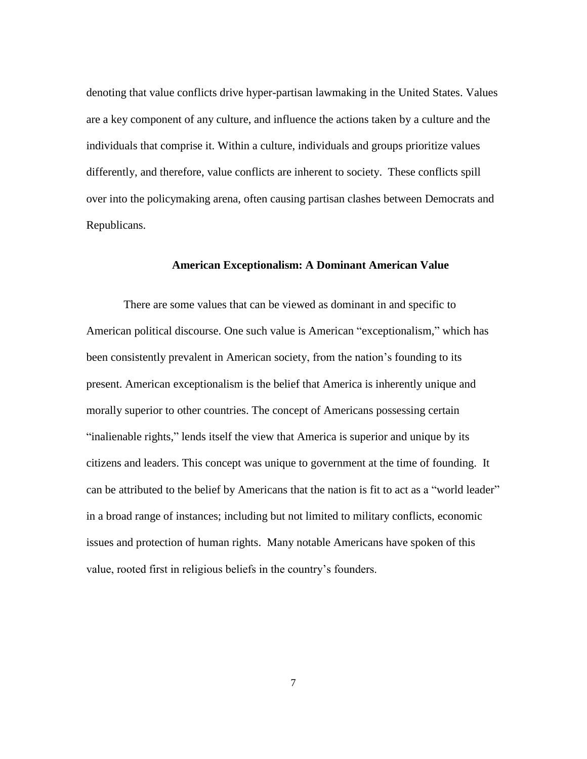denoting that value conflicts drive hyper-partisan lawmaking in the United States. Values are a key component of any culture, and influence the actions taken by a culture and the individuals that comprise it. Within a culture, individuals and groups prioritize values differently, and therefore, value conflicts are inherent to society. These conflicts spill over into the policymaking arena, often causing partisan clashes between Democrats and Republicans.

## American Exceptionalism: A Dominant American Value

There are some values that can be viewed as dominant in and specific to American political discourse. One such value is American "exceptionalism," which has been consistently prevalent in American society, from the nation's founding to its present. American exceptionalism is the belief that America is inherently unique and morally superior to other countries. The concept of Americans possessing certain "inalienable rights," lends itself the view that America is superior and unique by its citizens and leaders. This concept was unique to government at the time of founding. It can be attributed to the belief by Americans that the nation is fit to act as a "world leader" in a broad range of instances; including but not limited to military conflicts, economic issues and protection of human rights. Many notable Americans have spoken of this value, rooted first in religious beliefs in the country's founders.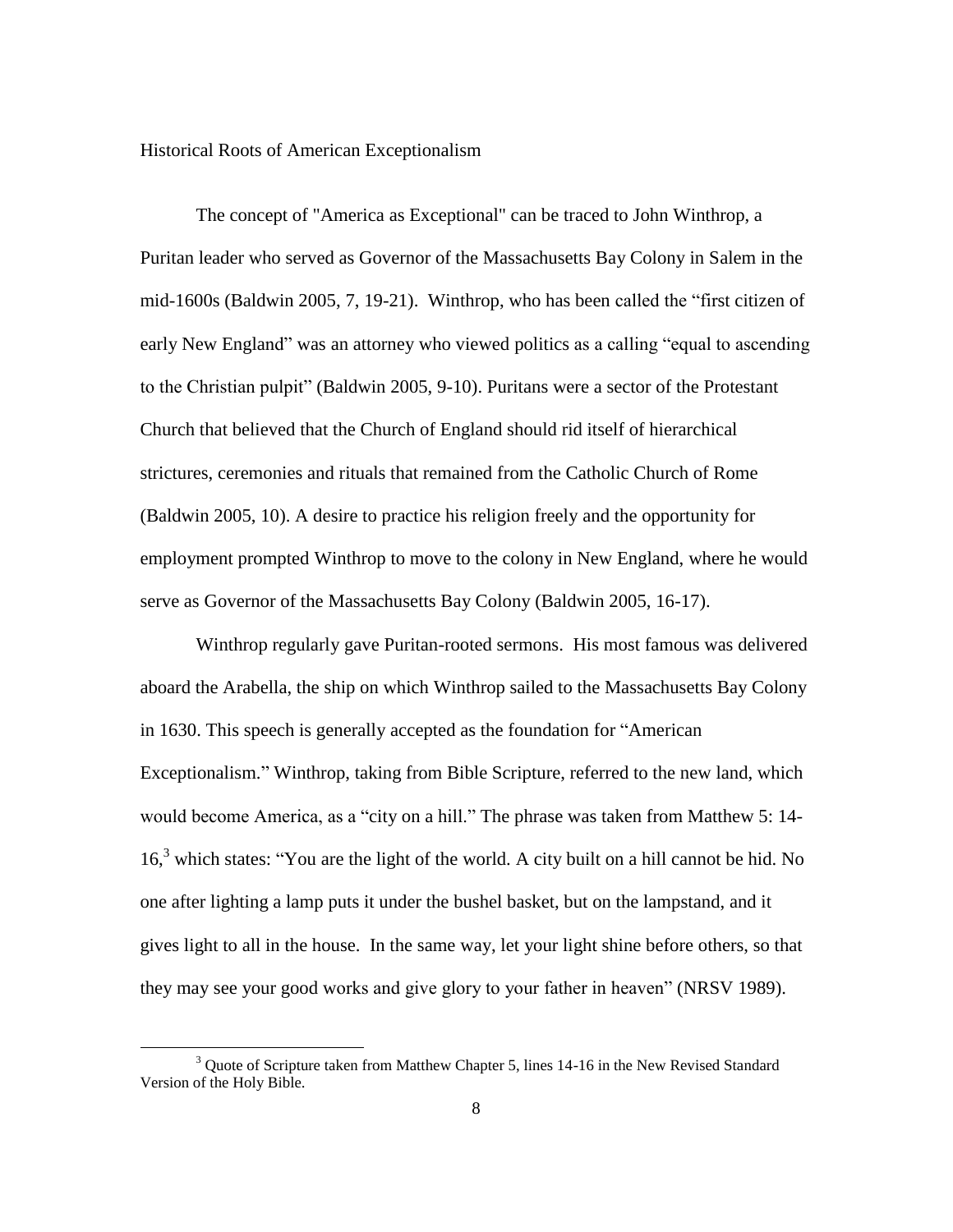## Historical Roots of American Exceptionalism

The concept of "America as Exceptional" can be traced to John Winthrop, a Puritan leader who served as Governor of the Massachusetts Bay Colony in Salem in the mid-1600s (Baldwin 2005, 7, 19-21). Winthrop, who has been called the "first citizen of early New England" was an attorney who viewed politics as a calling "equal to ascending to the Christian pulpit" (Baldwin 2005, 9-10). Puritans were a sector of the Protestant Church that believed that the Church of England should rid itself of hierarchical strictures, ceremonies and rituals that remained from the Catholic Church of Rome (Baldwin 2005, 10). A desire to practice his religion freely and the opportunity for employment prompted Winthrop to move to the colony in New England, where he would serve as Governor of the Massachusetts Bay Colony (Baldwin 2005, 16-17).

Winthrop regularly gave Puritan-rooted sermons. His most famous was delivered aboard the Arabella, the ship on which Winthrop sailed to the Massachusetts Bay Colony in 1630. This speech is generally accepted as the foundation for "American Exceptionalism." Winthrop, taking from Bible Scripture, referred to the new land, which would become America, as a "city on a hill." The phrase was taken from Matthew 5: 14-16,[3] which states: "You are the light of the world. A city built on a hill cannot be hid. No one after lighting a lamp puts it under the bushel basket, but on the lampstand, and it gives light to all in the house. In the same way, let your light shine before others, so that they may see your good works and give glory to your father in heaven" (NRSV 1989).

---

[3] Quote of Scripture taken from Matthew Chapter 5, lines 14-16 in the New Revised Standard Version of the Holy Bible.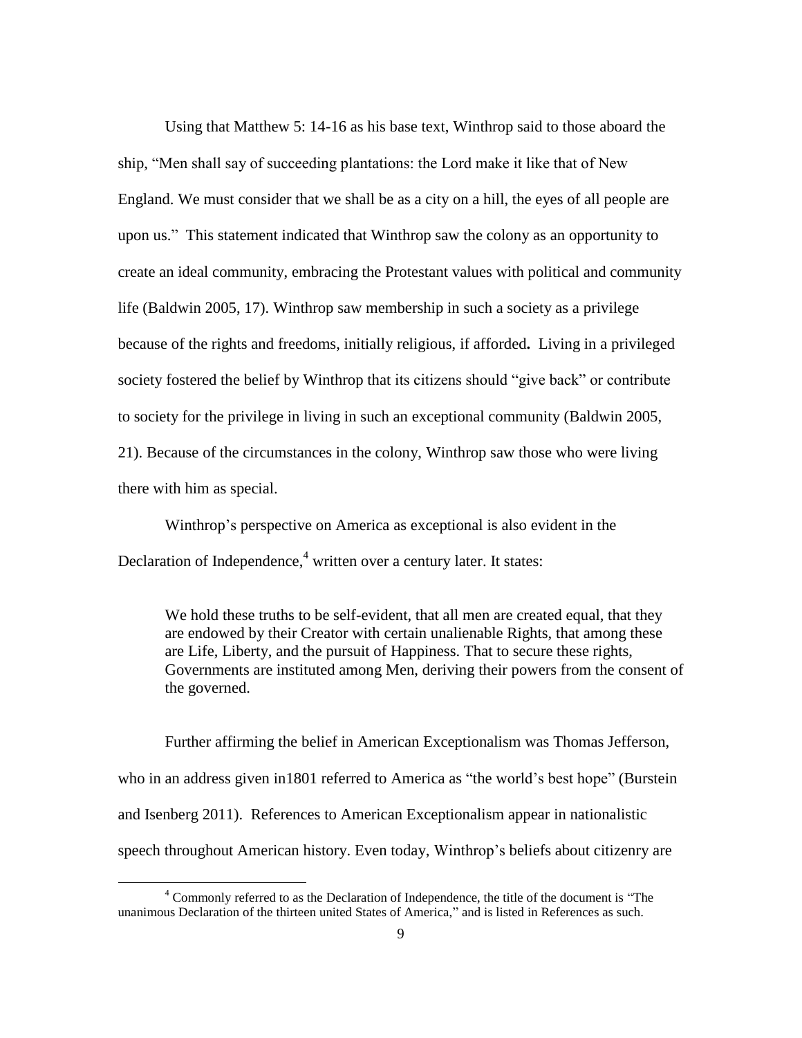Using that Matthew 5: 14-16 as his base text, Winthrop said to those aboard the ship, "Men shall say of succeeding plantations: the Lord make it like that of New England. We must consider that we shall be as a city on a hill, the eyes of all people are upon us." This statement indicated that Winthrop saw the colony as an opportunity to create an ideal community, embracing the Protestant values with political and community life (Baldwin 2005, 17). Winthrop saw membership in such a society as a privilege because of the rights and freedoms, initially religious, if afforded**.** Living in a privileged society fostered the belief by Winthrop that its citizens should "give back" or contribute to society for the privilege in living in such an exceptional community (Baldwin 2005, 21). Because of the circumstances in the colony, Winthrop saw those who were living there with him as special.

Winthrop's perspective on America as exceptional is also evident in the Declaration of Independence,[4] written over a century later. It states:

> We hold these truths to be self-evident, that all men are created equal, that they are endowed by their Creator with certain unalienable Rights, that among these are Life, Liberty, and the pursuit of Happiness. That to secure these rights, Governments are instituted among Men, deriving their powers from the consent of the governed.

Further affirming the belief in American Exceptionalism was Thomas Jefferson, who in an address given in1801 referred to America as "the world's best hope" (Burstein and Isenberg 2011). References to American Exceptionalism appear in nationalistic speech throughout American history. Even today, Winthrop's beliefs about citizenry are

[4] Commonly referred to as the Declaration of Independence, the title of the document is "The unanimous Declaration of the thirteen united States of America," and is listed in References as such.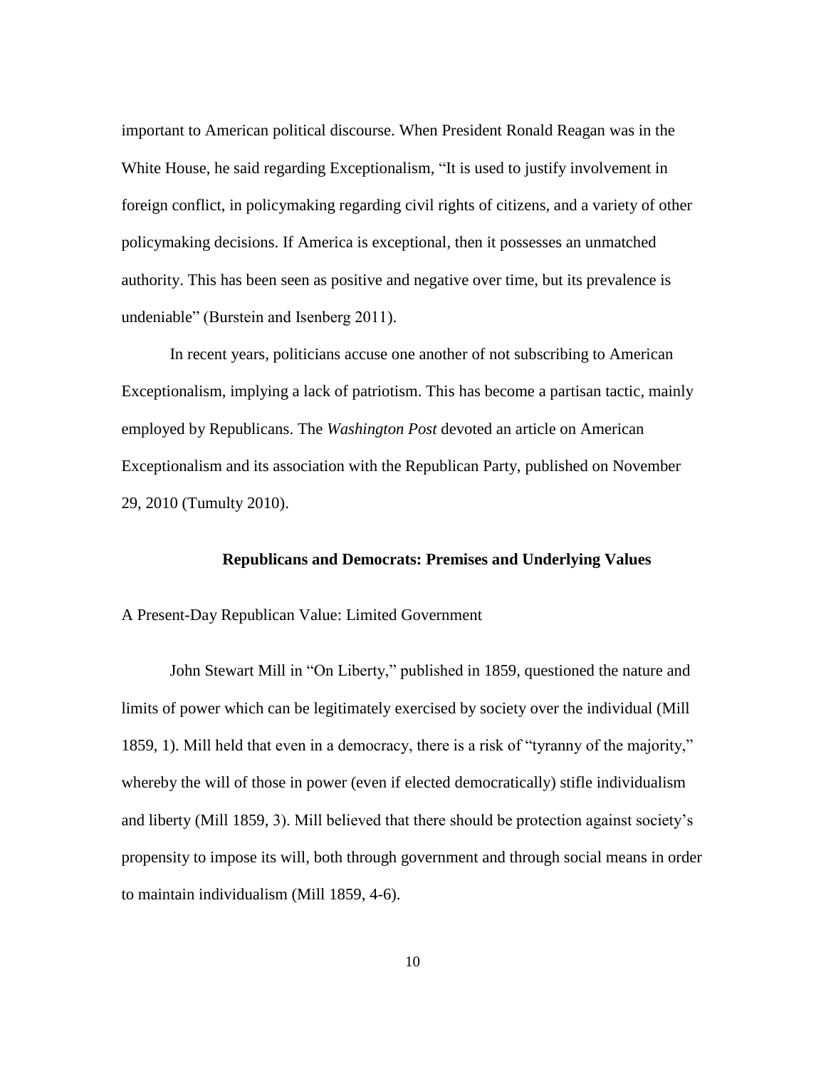important to American political discourse. When President Ronald Reagan was in the White House, he said regarding Exceptionalism, "It is used to justify involvement in foreign conflict, in policymaking regarding civil rights of citizens, and a variety of other policymaking decisions. If America is exceptional, then it possesses an unmatched authority. This has been seen as positive and negative over time, but its prevalence is undeniable" (Burstein and Isenberg 2011).

In recent years, politicians accuse one another of not subscribing to American Exceptionalism, implying a lack of patriotism. This has become a partisan tactic, mainly employed by Republicans. The *Washington Post* devoted an article on American Exceptionalism and its association with the Republican Party, published on November 29, 2010 (Tumulty 2010).

## Republicans and Democrats: Premises and Underlying Values

### A Present-Day Republican Value: Limited Government

John Stewart Mill in "On Liberty," published in 1859, questioned the nature and limits of power which can be legitimately exercised by society over the individual (Mill 1859, 1). Mill held that even in a democracy, there is a risk of "tyranny of the majority," whereby the will of those in power (even if elected democratically) stifle individualism and liberty (Mill 1859, 3). Mill believed that there should be protection against society's propensity to impose its will, both through government and through social means in order to maintain individualism (Mill 1859, 4-6).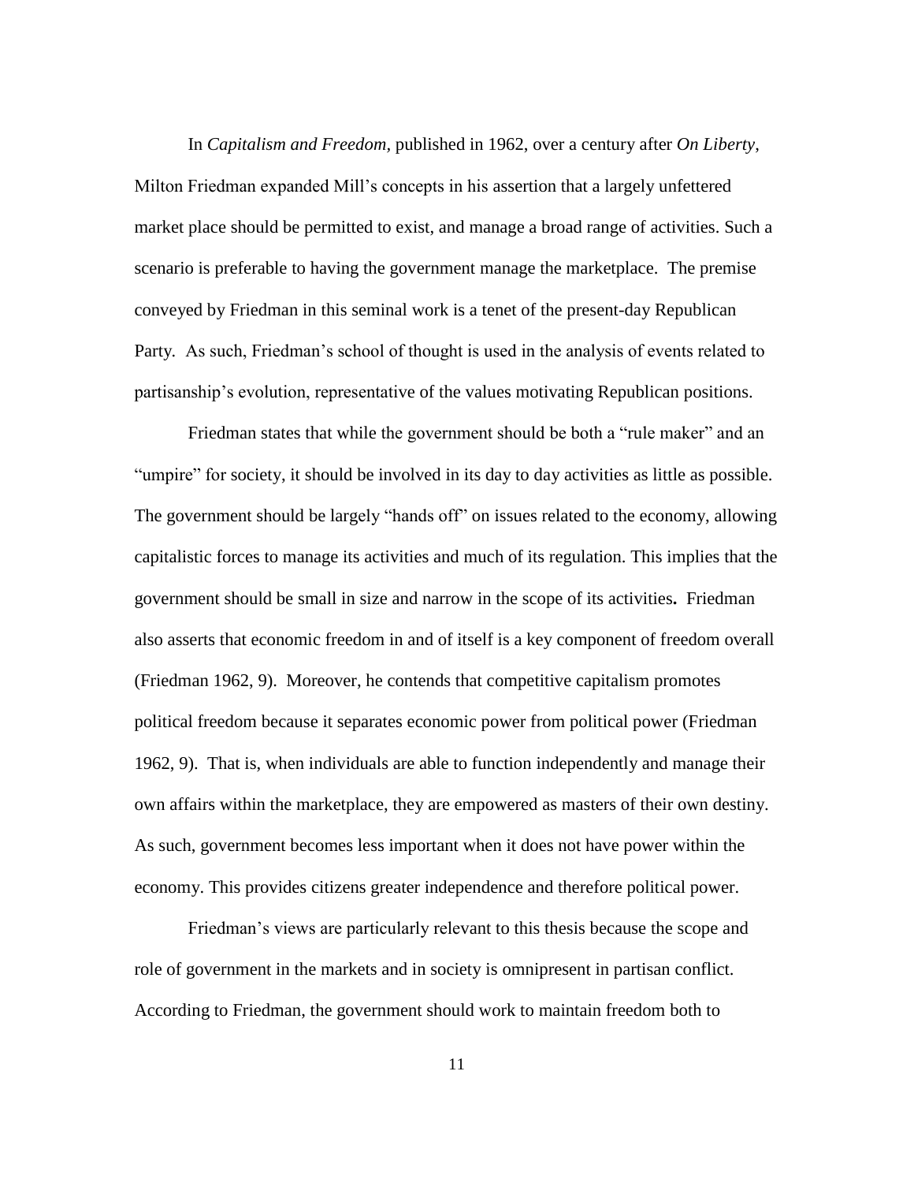In *Capitalism and Freedom*, published in 1962, over a century after *On Liberty*, Milton Friedman expanded Mill's concepts in his assertion that a largely unfettered market place should be permitted to exist, and manage a broad range of activities. Such a scenario is preferable to having the government manage the marketplace. The premise conveyed by Friedman in this seminal work is a tenet of the present-day Republican Party. As such, Friedman's school of thought is used in the analysis of events related to partisanship's evolution, representative of the values motivating Republican positions.

Friedman states that while the government should be both a "rule maker" and an "umpire" for society, it should be involved in its day to day activities as little as possible. The government should be largely "hands off" on issues related to the economy, allowing capitalistic forces to manage its activities and much of its regulation. This implies that the government should be small in size and narrow in the scope of its activities. Friedman also asserts that economic freedom in and of itself is a key component of freedom overall (Friedman 1962, 9). Moreover, he contends that competitive capitalism promotes political freedom because it separates economic power from political power (Friedman 1962, 9). That is, when individuals are able to function independently and manage their own affairs within the marketplace, they are empowered as masters of their own destiny. As such, government becomes less important when it does not have power within the economy. This provides citizens greater independence and therefore political power.

Friedman's views are particularly relevant to this thesis because the scope and role of government in the markets and in society is omnipresent in partisan conflict. According to Friedman, the government should work to maintain freedom both to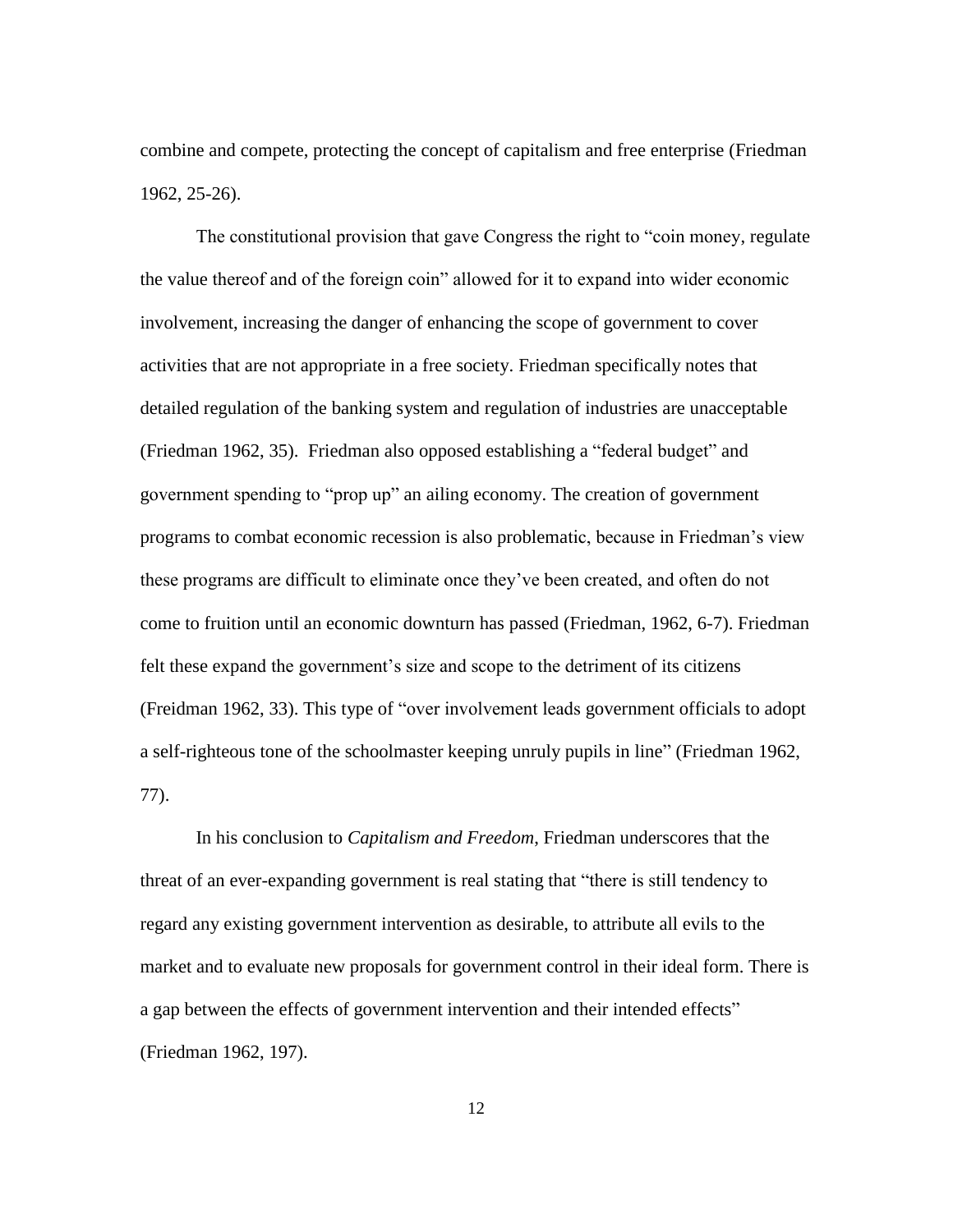combine and compete, protecting the concept of capitalism and free enterprise (Friedman 1962, 25-26).

The constitutional provision that gave Congress the right to "coin money, regulate the value thereof and of the foreign coin" allowed for it to expand into wider economic involvement, increasing the danger of enhancing the scope of government to cover activities that are not appropriate in a free society. Friedman specifically notes that detailed regulation of the banking system and regulation of industries are unacceptable (Friedman 1962, 35). Friedman also opposed establishing a "federal budget" and government spending to "prop up" an ailing economy. The creation of government programs to combat economic recession is also problematic, because in Friedman's view these programs are difficult to eliminate once they've been created, and often do not come to fruition until an economic downturn has passed (Friedman, 1962, 6-7). Friedman felt these expand the government's size and scope to the detriment of its citizens (Freidman 1962, 33). This type of "over involvement leads government officials to adopt a self-righteous tone of the schoolmaster keeping unruly pupils in line" (Friedman 1962, 77).

In his conclusion to *Capitalism and Freedom*, Friedman underscores that the threat of an ever-expanding government is real stating that "there is still tendency to regard any existing government intervention as desirable, to attribute all evils to the market and to evaluate new proposals for government control in their ideal form. There is a gap between the effects of government intervention and their intended effects" (Friedman 1962, 197).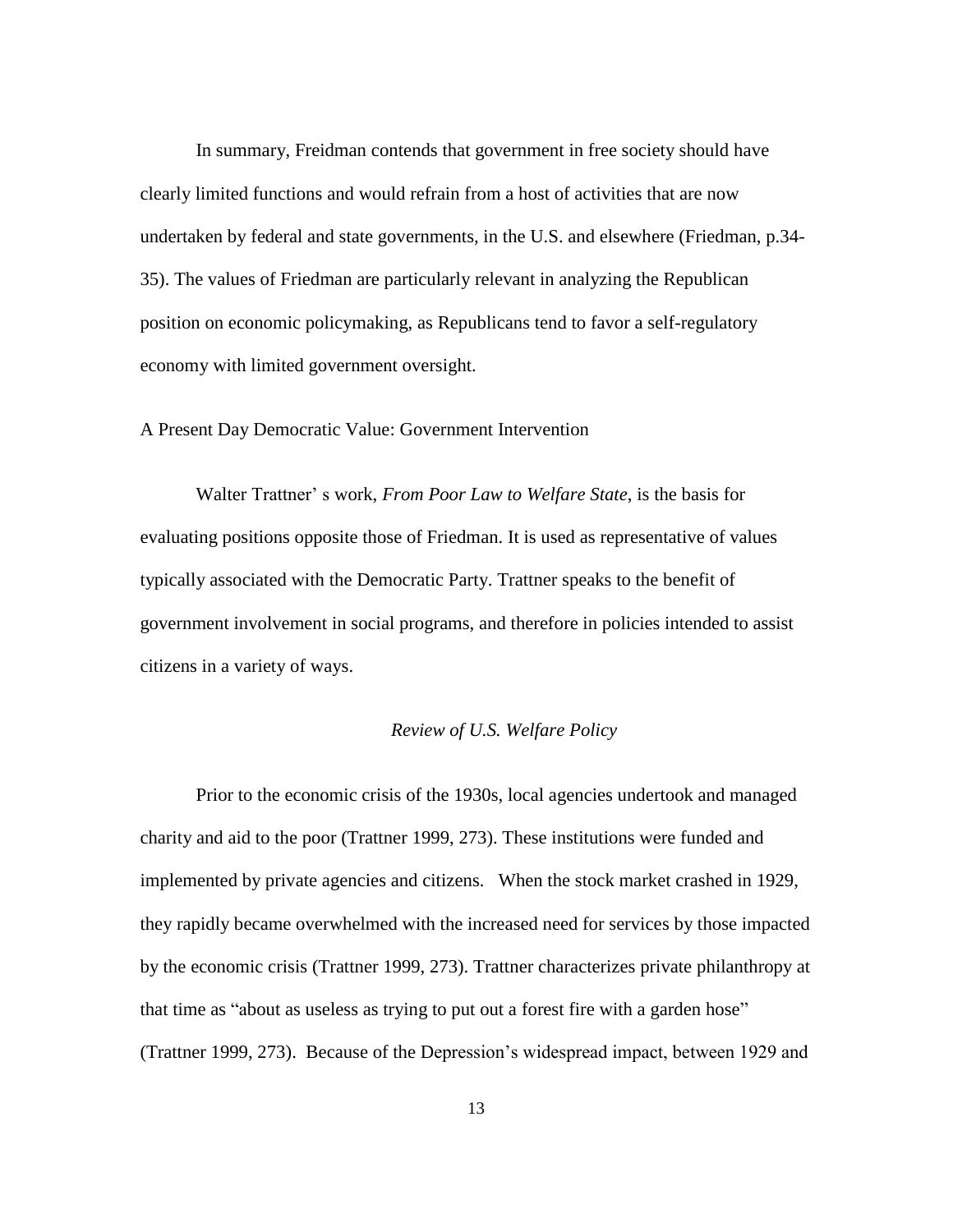In summary, Freidman contends that government in free society should have clearly limited functions and would refrain from a host of activities that are now undertaken by federal and state governments, in the U.S. and elsewhere (Friedman, p.34-35). The values of Friedman are particularly relevant in analyzing the Republican position on economic policymaking, as Republicans tend to favor a self-regulatory economy with limited government oversight.

## A Present Day Democratic Value: Government Intervention

Walter Trattner' s work, *From Poor Law to Welfare State*, is the basis for evaluating positions opposite those of Friedman. It is used as representative of values typically associated with the Democratic Party. Trattner speaks to the benefit of government involvement in social programs, and therefore in policies intended to assist citizens in a variety of ways.

### *Review of U.S. Welfare Policy*

Prior to the economic crisis of the 1930s, local agencies undertook and managed charity and aid to the poor (Trattner 1999, 273). These institutions were funded and implemented by private agencies and citizens. When the stock market crashed in 1929, they rapidly became overwhelmed with the increased need for services by those impacted by the economic crisis (Trattner 1999, 273). Trattner characterizes private philanthropy at that time as "about as useless as trying to put out a forest fire with a garden hose" (Trattner 1999, 273). Because of the Depression's widespread impact, between 1929 and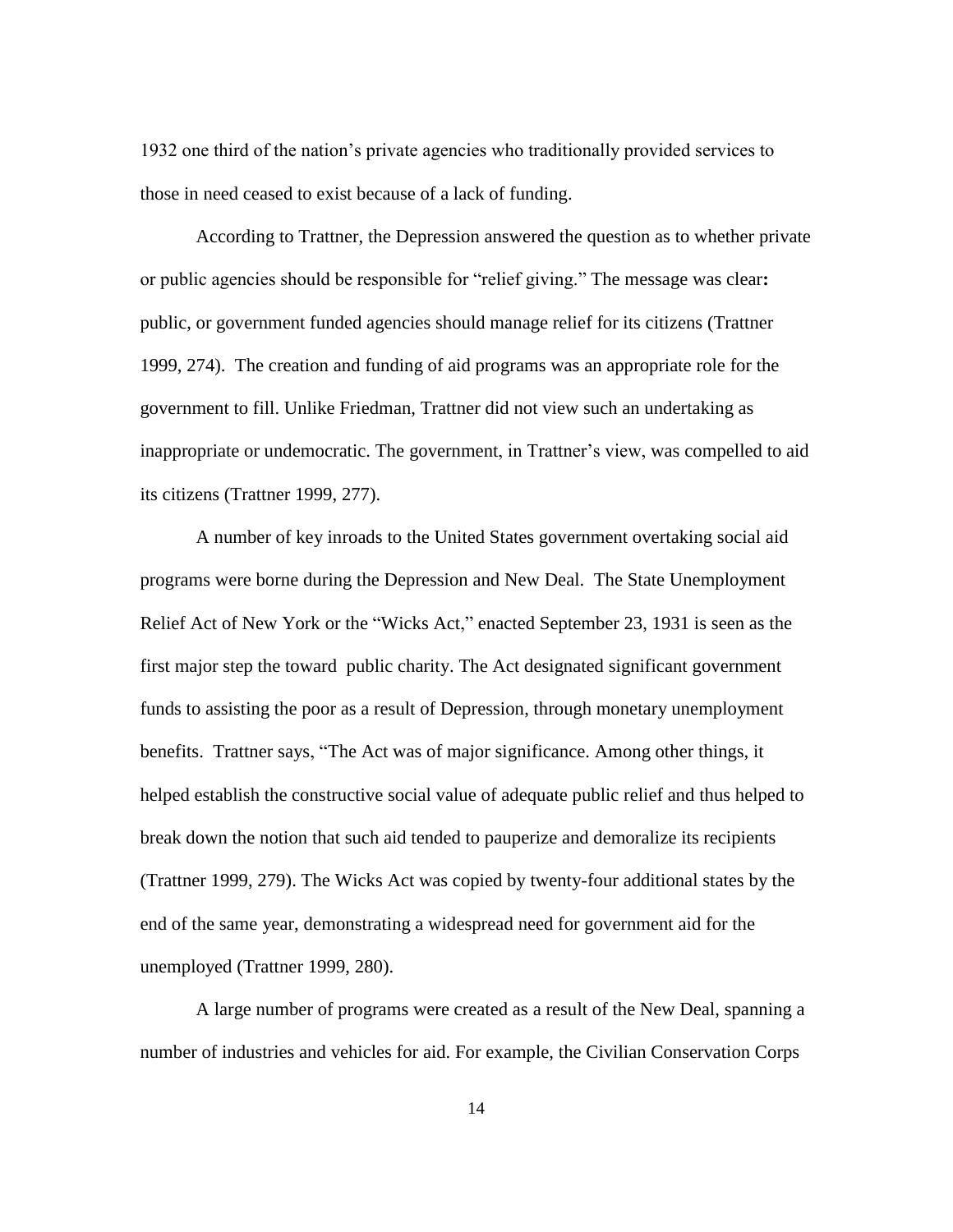1932 one third of the nation's private agencies who traditionally provided services to those in need ceased to exist because of a lack of funding.

According to Trattner, the Depression answered the question as to whether private or public agencies should be responsible for "relief giving." The message was clear**:** public, or government funded agencies should manage relief for its citizens (Trattner 1999, 274). The creation and funding of aid programs was an appropriate role for the government to fill. Unlike Friedman, Trattner did not view such an undertaking as inappropriate or undemocratic. The government, in Trattner's view, was compelled to aid its citizens (Trattner 1999, 277).

A number of key inroads to the United States government overtaking social aid programs were borne during the Depression and New Deal. The State Unemployment Relief Act of New York or the "Wicks Act," enacted September 23, 1931 is seen as the first major step the toward public charity. The Act designated significant government funds to assisting the poor as a result of Depression, through monetary unemployment benefits. Trattner says, "The Act was of major significance. Among other things, it helped establish the constructive social value of adequate public relief and thus helped to break down the notion that such aid tended to pauperize and demoralize its recipients (Trattner 1999, 279). The Wicks Act was copied by twenty-four additional states by the end of the same year, demonstrating a widespread need for government aid for the unemployed (Trattner 1999, 280).

A large number of programs were created as a result of the New Deal, spanning a number of industries and vehicles for aid. For example, the Civilian Conservation Corps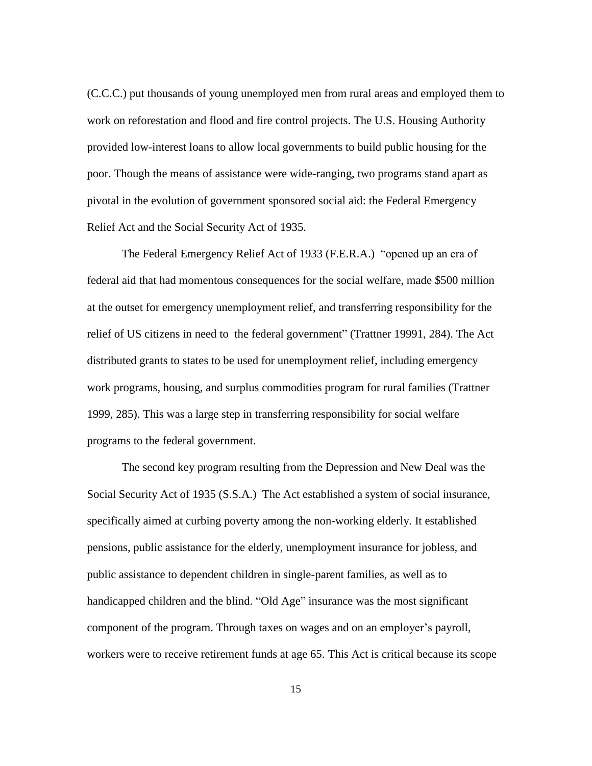(C.C.C.) put thousands of young unemployed men from rural areas and employed them to work on reforestation and flood and fire control projects. The U.S. Housing Authority provided low-interest loans to allow local governments to build public housing for the poor. Though the means of assistance were wide-ranging, two programs stand apart as pivotal in the evolution of government sponsored social aid: the Federal Emergency Relief Act and the Social Security Act of 1935.

The Federal Emergency Relief Act of 1933 (F.E.R.A.) "opened up an era of federal aid that had momentous consequences for the social welfare, made $500 million at the outset for emergency unemployment relief, and transferring responsibility for the relief of US citizens in need to the federal government" (Trattner 19991, 284). The Act distributed grants to states to be used for unemployment relief, including emergency work programs, housing, and surplus commodities program for rural families (Trattner 1999, 285). This was a large step in transferring responsibility for social welfare programs to the federal government.

The second key program resulting from the Depression and New Deal was the Social Security Act of 1935 (S.S.A.) The Act established a system of social insurance, specifically aimed at curbing poverty among the non-working elderly. It established pensions, public assistance for the elderly, unemployment insurance for jobless, and public assistance to dependent children in single-parent families, as well as to handicapped children and the blind. "Old Age" insurance was the most significant component of the program. Through taxes on wages and on an employer's payroll, workers were to receive retirement funds at age 65. This Act is critical because its scope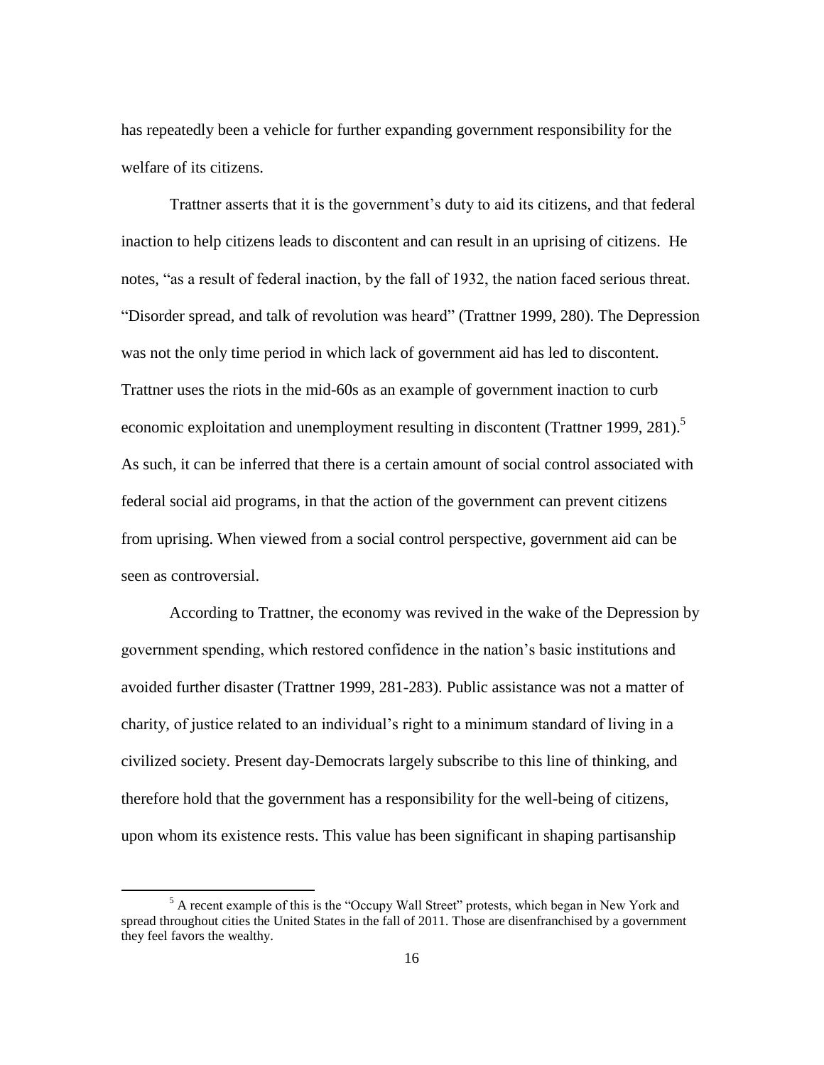has repeatedly been a vehicle for further expanding government responsibility for the welfare of its citizens.

Trattner asserts that it is the government's duty to aid its citizens, and that federal inaction to help citizens leads to discontent and can result in an uprising of citizens. He notes, "as a result of federal inaction, by the fall of 1932, the nation faced serious threat. "Disorder spread, and talk of revolution was heard" (Trattner 1999, 280). The Depression was not the only time period in which lack of government aid has led to discontent. Trattner uses the riots in the mid-60s as an example of government inaction to curb economic exploitation and unemployment resulting in discontent (Trattner 1999, 281).[5] As such, it can be inferred that there is a certain amount of social control associated with federal social aid programs, in that the action of the government can prevent citizens from uprising. When viewed from a social control perspective, government aid can be seen as controversial.

According to Trattner, the economy was revived in the wake of the Depression by government spending, which restored confidence in the nation's basic institutions and avoided further disaster (Trattner 1999, 281-283). Public assistance was not a matter of charity, of justice related to an individual's right to a minimum standard of living in a civilized society. Present day-Democrats largely subscribe to this line of thinking, and therefore hold that the government has a responsibility for the well-being of citizens, upon whom its existence rests. This value has been significant in shaping partisanship

[5] A recent example of this is the "Occupy Wall Street" protests, which began in New York and spread throughout cities the United States in the fall of 2011. Those are disenfranchised by a government they feel favors the wealthy.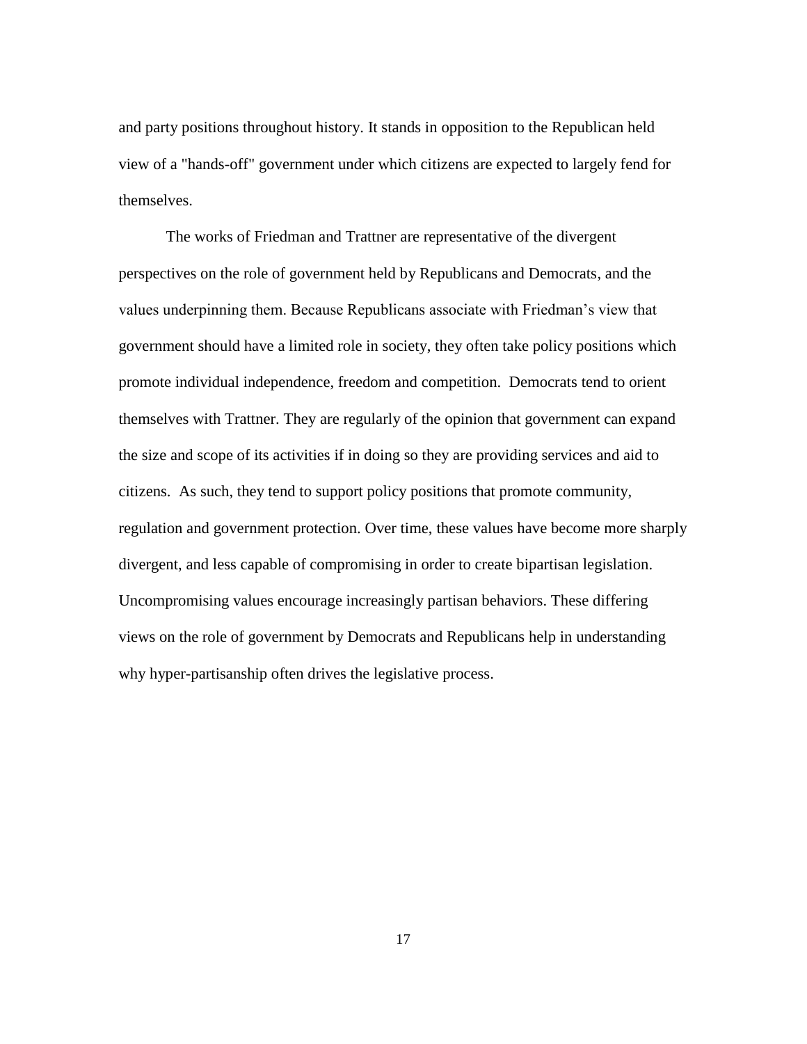and party positions throughout history. It stands in opposition to the Republican held view of a "hands-off" government under which citizens are expected to largely fend for themselves.

The works of Friedman and Trattner are representative of the divergent perspectives on the role of government held by Republicans and Democrats, and the values underpinning them. Because Republicans associate with Friedman's view that government should have a limited role in society, they often take policy positions which promote individual independence, freedom and competition. Democrats tend to orient themselves with Trattner. They are regularly of the opinion that government can expand the size and scope of its activities if in doing so they are providing services and aid to citizens. As such, they tend to support policy positions that promote community, regulation and government protection. Over time, these values have become more sharply divergent, and less capable of compromising in order to create bipartisan legislation. Uncompromising values encourage increasingly partisan behaviors. These differing views on the role of government by Democrats and Republicans help in understanding why hyper-partisanship often drives the legislative process.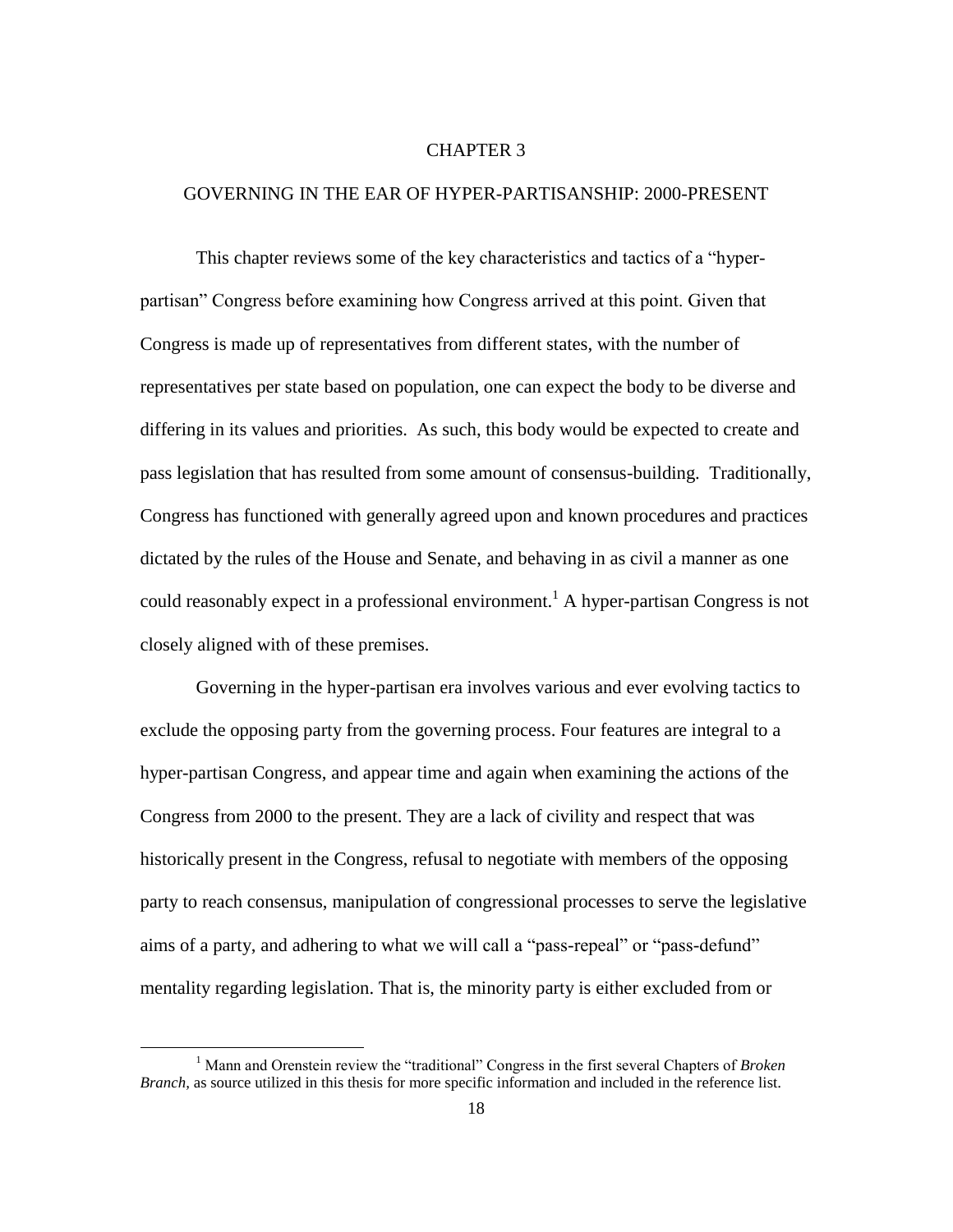# CHAPTER 3

## GOVERNING IN THE EAR OF HYPER-PARTISANSHIP: 2000-PRESENT

This chapter reviews some of the key characteristics and tactics of a "hyper-partisan" Congress before examining how Congress arrived at this point. Given that Congress is made up of representatives from different states, with the number of representatives per state based on population, one can expect the body to be diverse and differing in its values and priorities. As such, this body would be expected to create and pass legislation that has resulted from some amount of consensus-building. Traditionally, Congress has functioned with generally agreed upon and known procedures and practices dictated by the rules of the House and Senate, and behaving in as civil a manner as one could reasonably expect in a professional environment.[1] A hyper-partisan Congress is not closely aligned with of these premises.

Governing in the hyper-partisan era involves various and ever evolving tactics to exclude the opposing party from the governing process. Four features are integral to a hyper-partisan Congress, and appear time and again when examining the actions of the Congress from 2000 to the present. They are a lack of civility and respect that was historically present in the Congress, refusal to negotiate with members of the opposing party to reach consensus, manipulation of congressional processes to serve the legislative aims of a party, and adhering to what we will call a "pass-repeal" or "pass-defund" mentality regarding legislation. That is, the minority party is either excluded from or

[1] Mann and Orenstein review the "traditional" Congress in the first several Chapters of *Broken Branch*, as source utilized in this thesis for more specific information and included in the reference list.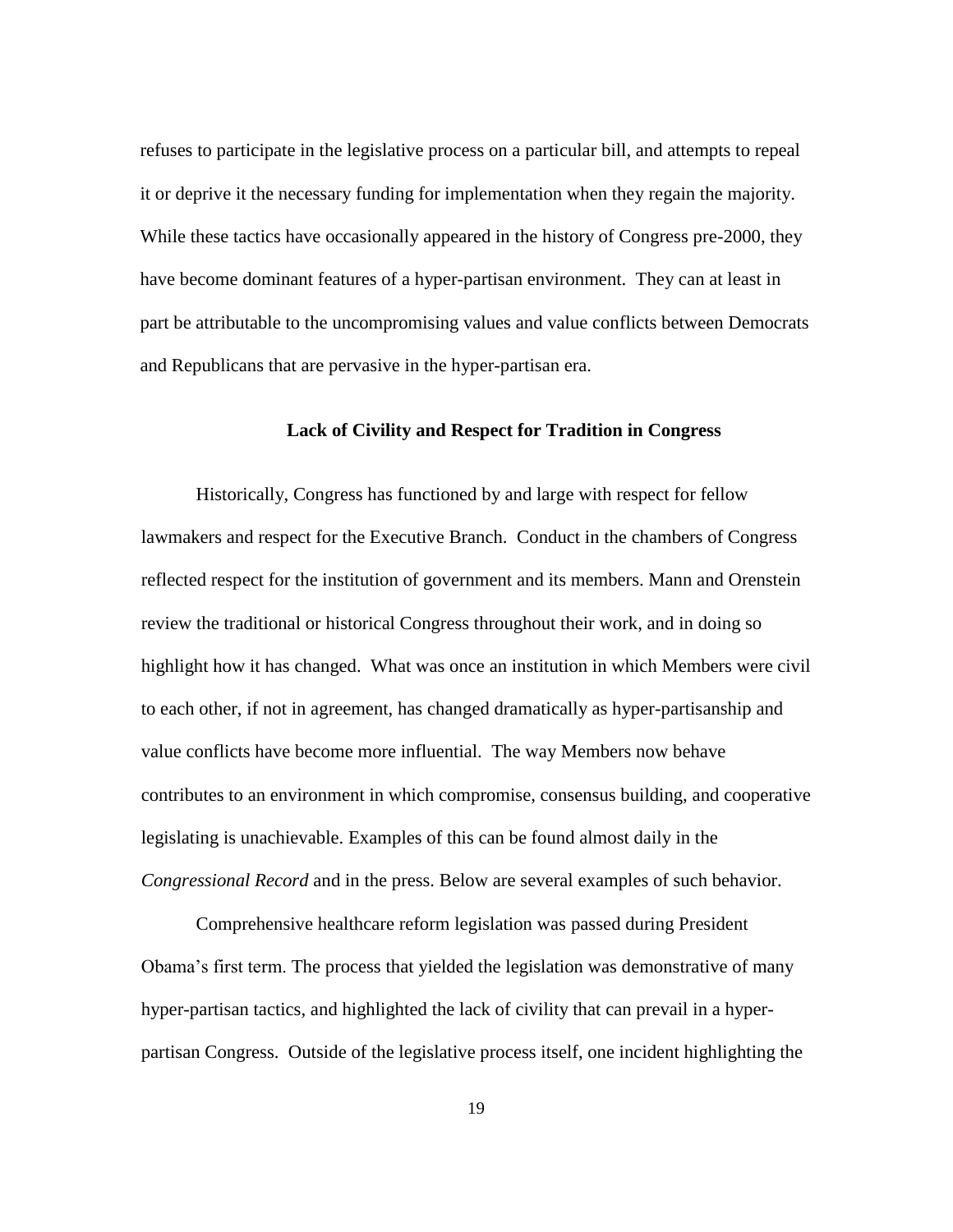refuses to participate in the legislative process on a particular bill, and attempts to repeal it or deprive it the necessary funding for implementation when they regain the majority. While these tactics have occasionally appeared in the history of Congress pre-2000, they have become dominant features of a hyper-partisan environment. They can at least in part be attributable to the uncompromising values and value conflicts between Democrats and Republicans that are pervasive in the hyper-partisan era.

## Lack of Civility and Respect for Tradition in Congress

Historically, Congress has functioned by and large with respect for fellow lawmakers and respect for the Executive Branch. Conduct in the chambers of Congress reflected respect for the institution of government and its members. Mann and Orenstein review the traditional or historical Congress throughout their work, and in doing so highlight how it has changed. What was once an institution in which Members were civil to each other, if not in agreement, has changed dramatically as hyper-partisanship and value conflicts have become more influential. The way Members now behave contributes to an environment in which compromise, consensus building, and cooperative legislating is unachievable. Examples of this can be found almost daily in the *Congressional Record* and in the press. Below are several examples of such behavior.

Comprehensive healthcare reform legislation was passed during President Obama's first term. The process that yielded the legislation was demonstrative of many hyper-partisan tactics, and highlighted the lack of civility that can prevail in a hyper-partisan Congress. Outside of the legislative process itself, one incident highlighting the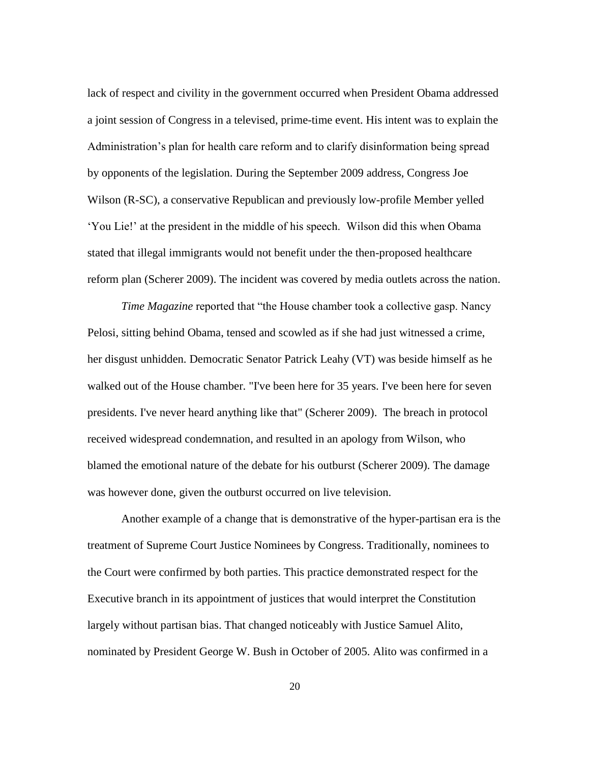lack of respect and civility in the government occurred when President Obama addressed a joint session of Congress in a televised, prime-time event. His intent was to explain the Administration's plan for health care reform and to clarify disinformation being spread by opponents of the legislation. During the September 2009 address, Congress Joe Wilson (R-SC), a conservative Republican and previously low-profile Member yelled 'You Lie!' at the president in the middle of his speech. Wilson did this when Obama stated that illegal immigrants would not benefit under the then-proposed healthcare reform plan (Scherer 2009). The incident was covered by media outlets across the nation.

*Time Magazine* reported that "the House chamber took a collective gasp. Nancy Pelosi, sitting behind Obama, tensed and scowled as if she had just witnessed a crime, her disgust unhidden. Democratic Senator Patrick Leahy (VT) was beside himself as he walked out of the House chamber. "I've been here for 35 years. I've been here for seven presidents. I've never heard anything like that" (Scherer 2009). The breach in protocol received widespread condemnation, and resulted in an apology from Wilson, who blamed the emotional nature of the debate for his outburst (Scherer 2009). The damage was however done, given the outburst occurred on live television.

Another example of a change that is demonstrative of the hyper-partisan era is the treatment of Supreme Court Justice Nominees by Congress. Traditionally, nominees to the Court were confirmed by both parties. This practice demonstrated respect for the Executive branch in its appointment of justices that would interpret the Constitution largely without partisan bias. That changed noticeably with Justice Samuel Alito, nominated by President George W. Bush in October of 2005. Alito was confirmed in a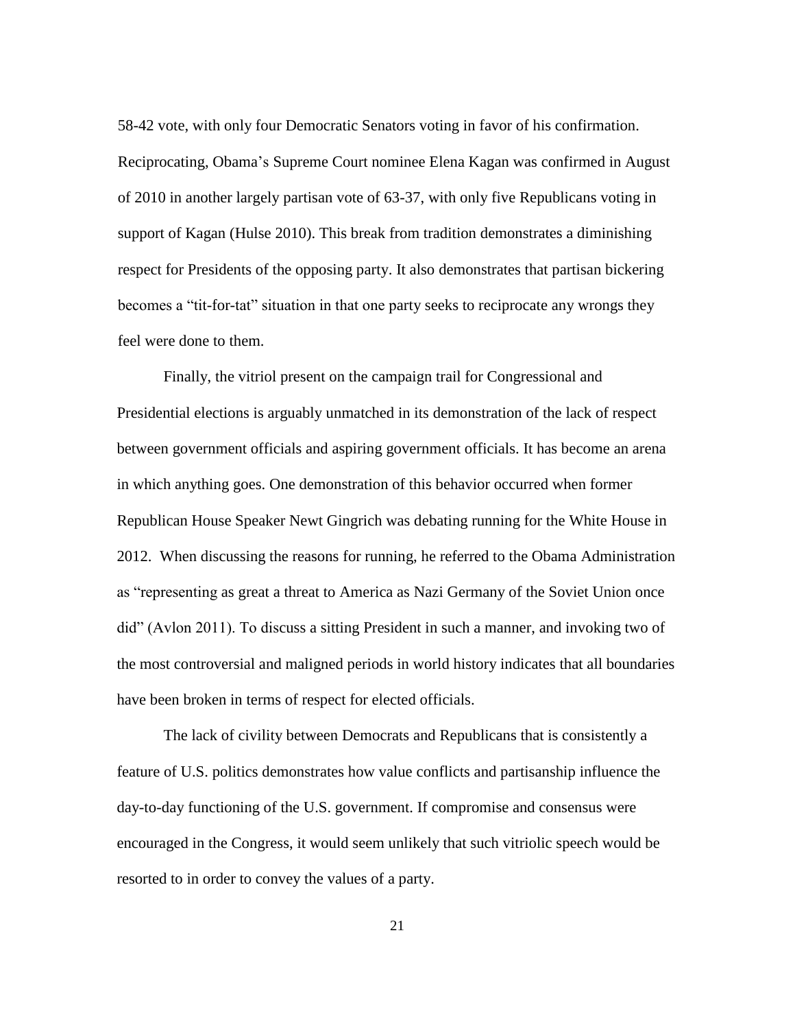58-42 vote, with only four Democratic Senators voting in favor of his confirmation. Reciprocating, Obama's Supreme Court nominee Elena Kagan was confirmed in August of 2010 in another largely partisan vote of 63-37, with only five Republicans voting in support of Kagan (Hulse 2010). This break from tradition demonstrates a diminishing respect for Presidents of the opposing party. It also demonstrates that partisan bickering becomes a "tit-for-tat" situation in that one party seeks to reciprocate any wrongs they feel were done to them.

Finally, the vitriol present on the campaign trail for Congressional and Presidential elections is arguably unmatched in its demonstration of the lack of respect between government officials and aspiring government officials. It has become an arena in which anything goes. One demonstration of this behavior occurred when former Republican House Speaker Newt Gingrich was debating running for the White House in 2012. When discussing the reasons for running, he referred to the Obama Administration as "representing as great a threat to America as Nazi Germany of the Soviet Union once did" (Avlon 2011). To discuss a sitting President in such a manner, and invoking two of the most controversial and maligned periods in world history indicates that all boundaries have been broken in terms of respect for elected officials.

The lack of civility between Democrats and Republicans that is consistently a feature of U.S. politics demonstrates how value conflicts and partisanship influence the day-to-day functioning of the U.S. government. If compromise and consensus were encouraged in the Congress, it would seem unlikely that such vitriolic speech would be resorted to in order to convey the values of a party.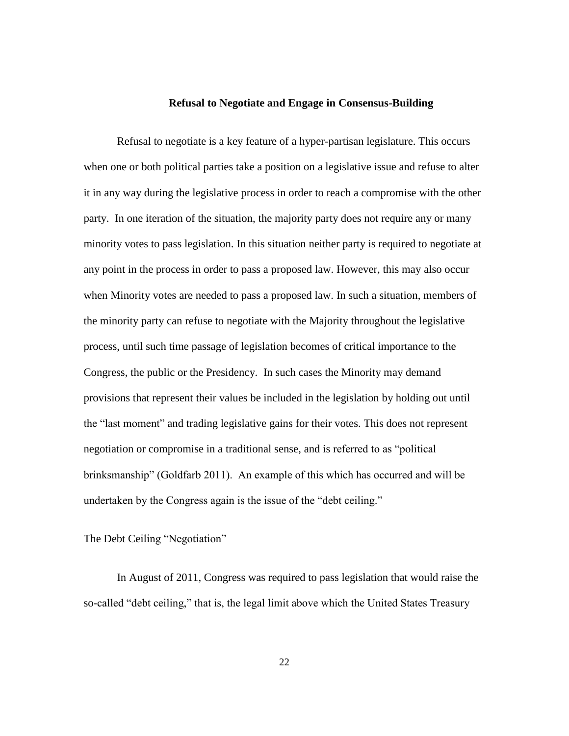## Refusal to Negotiate and Engage in Consensus-Building

Refusal to negotiate is a key feature of a hyper-partisan legislature. This occurs when one or both political parties take a position on a legislative issue and refuse to alter it in any way during the legislative process in order to reach a compromise with the other party. In one iteration of the situation, the majority party does not require any or many minority votes to pass legislation. In this situation neither party is required to negotiate at any point in the process in order to pass a proposed law. However, this may also occur when Minority votes are needed to pass a proposed law. In such a situation, members of the minority party can refuse to negotiate with the Majority throughout the legislative process, until such time passage of legislation becomes of critical importance to the Congress, the public or the Presidency. In such cases the Minority may demand provisions that represent their values be included in the legislation by holding out until the "last moment" and trading legislative gains for their votes. This does not represent negotiation or compromise in a traditional sense, and is referred to as "political brinksmanship" (Goldfarb 2011). An example of this which has occurred and will be undertaken by the Congress again is the issue of the "debt ceiling."

### The Debt Ceiling "Negotiation"

In August of 2011, Congress was required to pass legislation that would raise the so-called "debt ceiling," that is, the legal limit above which the United States Treasury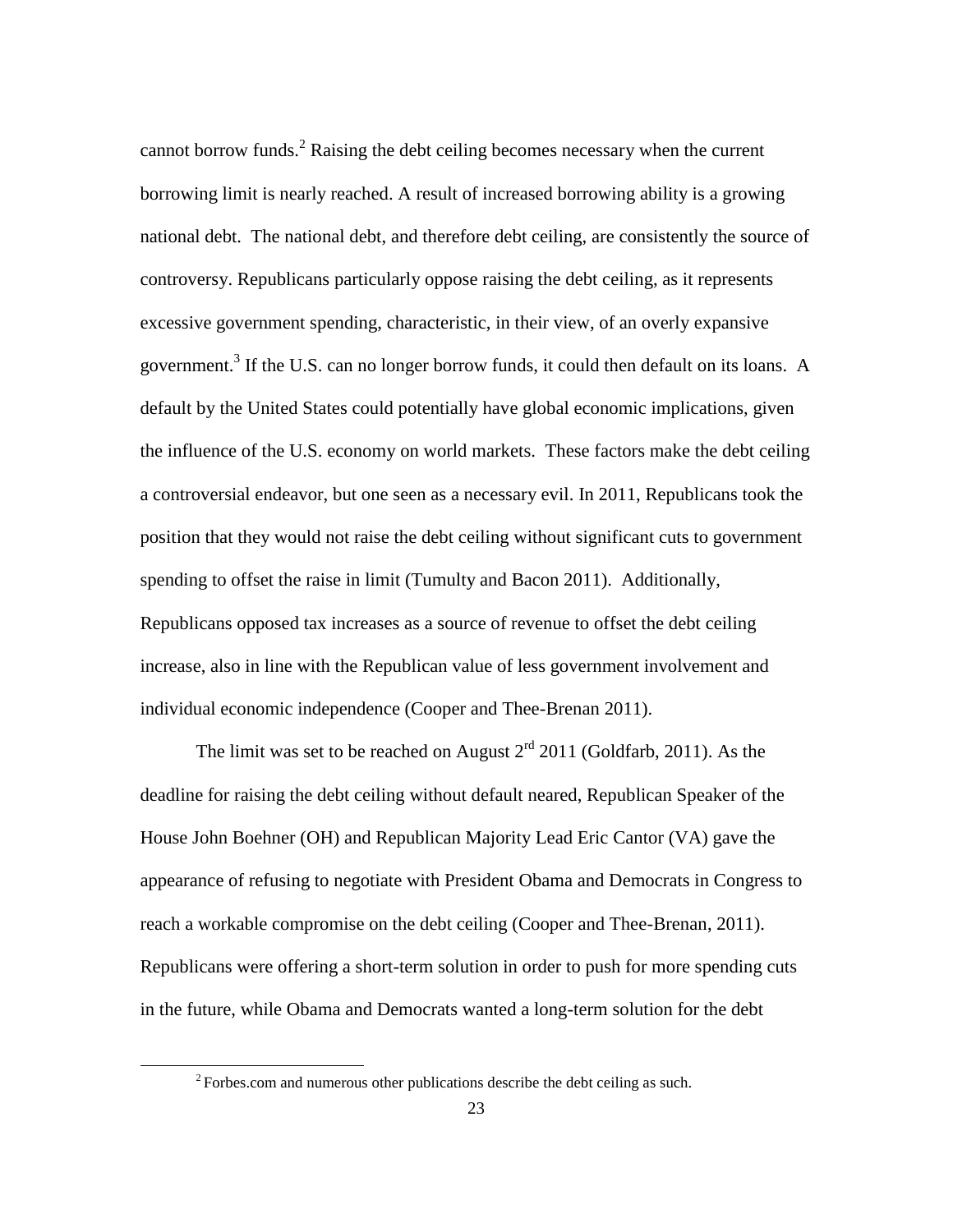cannot borrow funds.[2] Raising the debt ceiling becomes necessary when the current borrowing limit is nearly reached. A result of increased borrowing ability is a growing national debt. The national debt, and therefore debt ceiling, are consistently the source of controversy. Republicans particularly oppose raising the debt ceiling, as it represents excessive government spending, characteristic, in their view, of an overly expansive government.[3] If the U.S. can no longer borrow funds, it could then default on its loans. A default by the United States could potentially have global economic implications, given the influence of the U.S. economy on world markets. These factors make the debt ceiling a controversial endeavor, but one seen as a necessary evil. In 2011, Republicans took the position that they would not raise the debt ceiling without significant cuts to government spending to offset the raise in limit (Tumulty and Bacon 2011). Additionally, Republicans opposed tax increases as a source of revenue to offset the debt ceiling increase, also in line with the Republican value of less government involvement and individual economic independence (Cooper and Thee-Brenan 2011).

The limit was set to be reached on August 2rd 2011 (Goldfarb, 2011). As the deadline for raising the debt ceiling without default neared, Republican Speaker of the House John Boehner (OH) and Republican Majority Lead Eric Cantor (VA) gave the appearance of refusing to negotiate with President Obama and Democrats in Congress to reach a workable compromise on the debt ceiling (Cooper and Thee-Brenan, 2011). Republicans were offering a short-term solution in order to push for more spending cuts in the future, while Obama and Democrats wanted a long-term solution for the debt

[2] Forbes.com and numerous other publications describe the debt ceiling as such.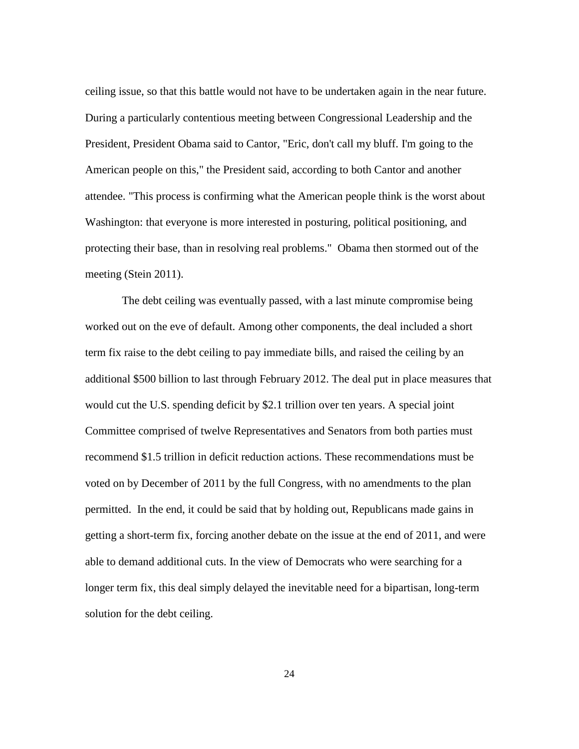ceiling issue, so that this battle would not have to be undertaken again in the near future. During a particularly contentious meeting between Congressional Leadership and the President, President Obama said to Cantor, "Eric, don't call my bluff. I'm going to the American people on this," the President said, according to both Cantor and another attendee. "This process is confirming what the American people think is the worst about Washington: that everyone is more interested in posturing, political positioning, and protecting their base, than in resolving real problems." Obama then stormed out of the meeting (Stein 2011).

The debt ceiling was eventually passed, with a last minute compromise being worked out on the eve of default. Among other components, the deal included a short term fix raise to the debt ceiling to pay immediate bills, and raised the ceiling by an additional $500 billion to last through February 2012. The deal put in place measures that would cut the U.S. spending deficit by $2.1 trillion over ten years. A special joint Committee comprised of twelve Representatives and Senators from both parties must recommend $1.5 trillion in deficit reduction actions. These recommendations must be voted on by December of 2011 by the full Congress, with no amendments to the plan permitted. In the end, it could be said that by holding out, Republicans made gains in getting a short-term fix, forcing another debate on the issue at the end of 2011, and were able to demand additional cuts. In the view of Democrats who were searching for a longer term fix, this deal simply delayed the inevitable need for a bipartisan, long-term solution for the debt ceiling.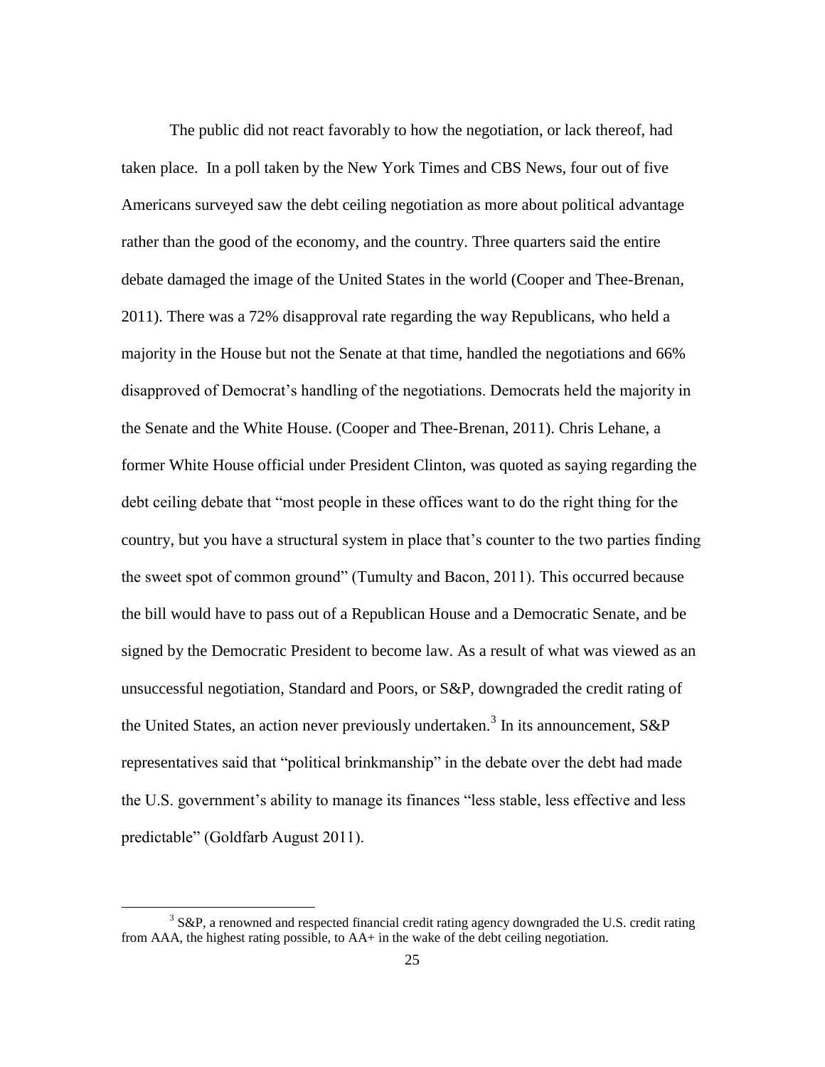The public did not react favorably to how the negotiation, or lack thereof, had taken place. In a poll taken by the New York Times and CBS News, four out of five Americans surveyed saw the debt ceiling negotiation as more about political advantage rather than the good of the economy, and the country. Three quarters said the entire debate damaged the image of the United States in the world (Cooper and Thee-Brenan, 2011). There was a 72% disapproval rate regarding the way Republicans, who held a majority in the House but not the Senate at that time, handled the negotiations and 66% disapproved of Democrat's handling of the negotiations. Democrats held the majority in the Senate and the White House. (Cooper and Thee-Brenan, 2011). Chris Lehane, a former White House official under President Clinton, was quoted as saying regarding the debt ceiling debate that "most people in these offices want to do the right thing for the country, but you have a structural system in place that's counter to the two parties finding the sweet spot of common ground" (Tumulty and Bacon, 2011). This occurred because the bill would have to pass out of a Republican House and a Democratic Senate, and be signed by the Democratic President to become law. As a result of what was viewed as an unsuccessful negotiation, Standard and Poors, or S&P, downgraded the credit rating of the United States, an action never previously undertaken.[3] In its announcement, S&P representatives said that "political brinkmanship" in the debate over the debt had made the U.S. government's ability to manage its finances "less stable, less effective and less predictable" (Goldfarb August 2011).

---

[3] S&P, a renowned and respected financial credit rating agency downgraded the U.S. credit rating from AAA, the highest rating possible, to AA+ in the wake of the debt ceiling negotiation.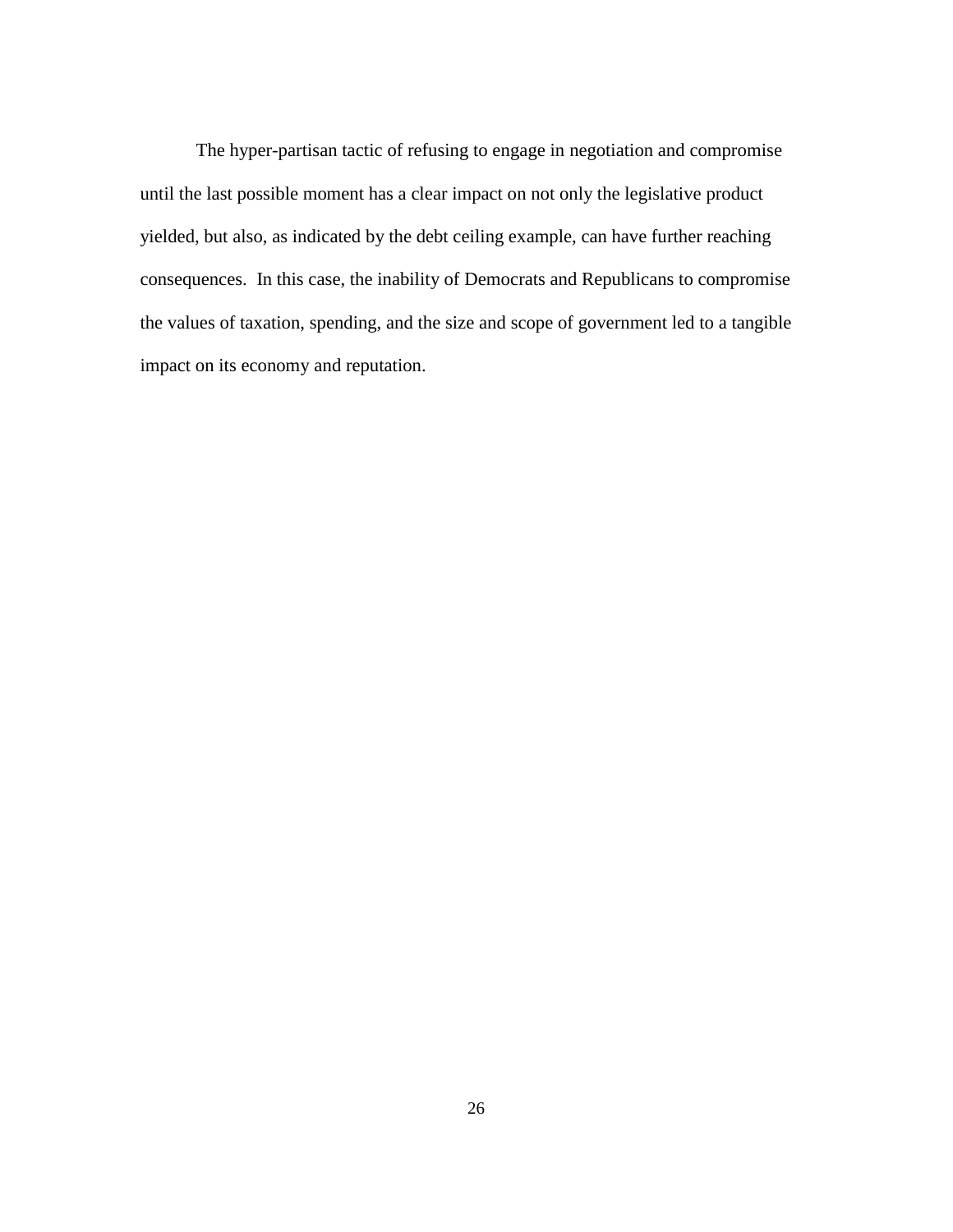The hyper-partisan tactic of refusing to engage in negotiation and compromise until the last possible moment has a clear impact on not only the legislative product yielded, but also, as indicated by the debt ceiling example, can have further reaching consequences.  In this case, the inability of Democrats and Republicans to compromise the values of taxation, spending, and the size and scope of government led to a tangible impact on its economy and reputation.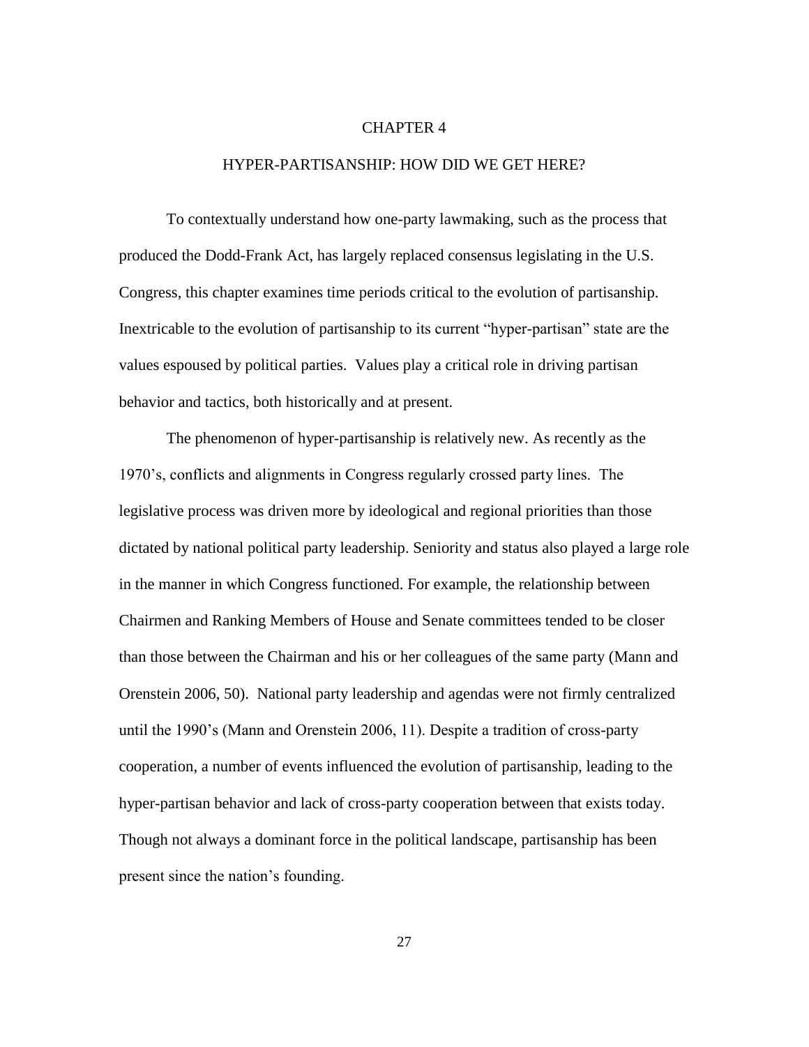# CHAPTER 4

## HYPER-PARTISANSHIP: HOW DID WE GET HERE?

To contextually understand how one-party lawmaking, such as the process that produced the Dodd-Frank Act, has largely replaced consensus legislating in the U.S. Congress, this chapter examines time periods critical to the evolution of partisanship. Inextricable to the evolution of partisanship to its current "hyper-partisan" state are the values espoused by political parties. Values play a critical role in driving partisan behavior and tactics, both historically and at present.

The phenomenon of hyper-partisanship is relatively new. As recently as the 1970's, conflicts and alignments in Congress regularly crossed party lines. The legislative process was driven more by ideological and regional priorities than those dictated by national political party leadership. Seniority and status also played a large role in the manner in which Congress functioned. For example, the relationship between Chairmen and Ranking Members of House and Senate committees tended to be closer than those between the Chairman and his or her colleagues of the same party (Mann and Orenstein 2006, 50). National party leadership and agendas were not firmly centralized until the 1990's (Mann and Orenstein 2006, 11). Despite a tradition of cross-party cooperation, a number of events influenced the evolution of partisanship, leading to the hyper-partisan behavior and lack of cross-party cooperation between that exists today. Though not always a dominant force in the political landscape, partisanship has been present since the nation's founding.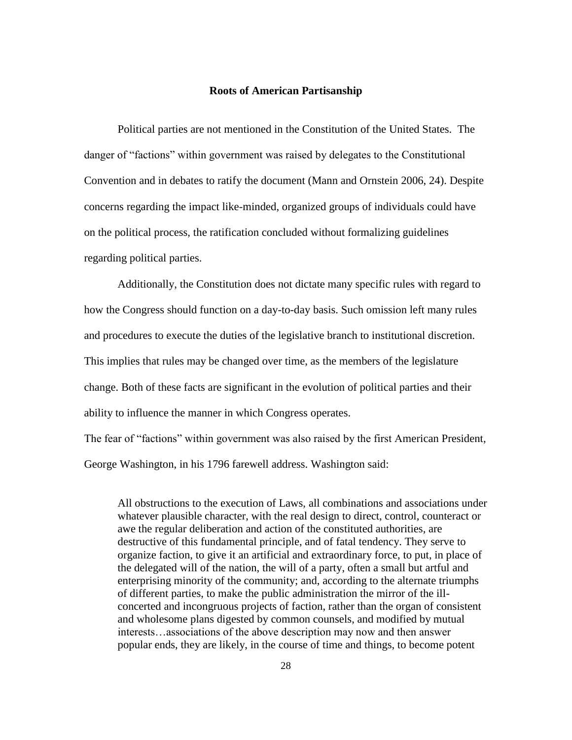## Roots of American Partisanship

Political parties are not mentioned in the Constitution of the United States. The danger of "factions" within government was raised by delegates to the Constitutional Convention and in debates to ratify the document (Mann and Ornstein 2006, 24). Despite concerns regarding the impact like-minded, organized groups of individuals could have on the political process, the ratification concluded without formalizing guidelines regarding political parties.

Additionally, the Constitution does not dictate many specific rules with regard to how the Congress should function on a day-to-day basis. Such omission left many rules and procedures to execute the duties of the legislative branch to institutional discretion. This implies that rules may be changed over time, as the members of the legislature change. Both of these facts are significant in the evolution of political parties and their ability to influence the manner in which Congress operates.

The fear of "factions" within government was also raised by the first American President, George Washington, in his 1796 farewell address. Washington said:

> All obstructions to the execution of Laws, all combinations and associations under whatever plausible character, with the real design to direct, control, counteract or awe the regular deliberation and action of the constituted authorities, are destructive of this fundamental principle, and of fatal tendency. They serve to organize faction, to give it an artificial and extraordinary force, to put, in place of the delegated will of the nation, the will of a party, often a small but artful and enterprising minority of the community; and, according to the alternate triumphs of different parties, to make the public administration the mirror of the ill-concerted and incongruous projects of faction, rather than the organ of consistent and wholesome plans digested by common counsels, and modified by mutual interests…associations of the above description may now and then answer popular ends, they are likely, in the course of time and things, to become potent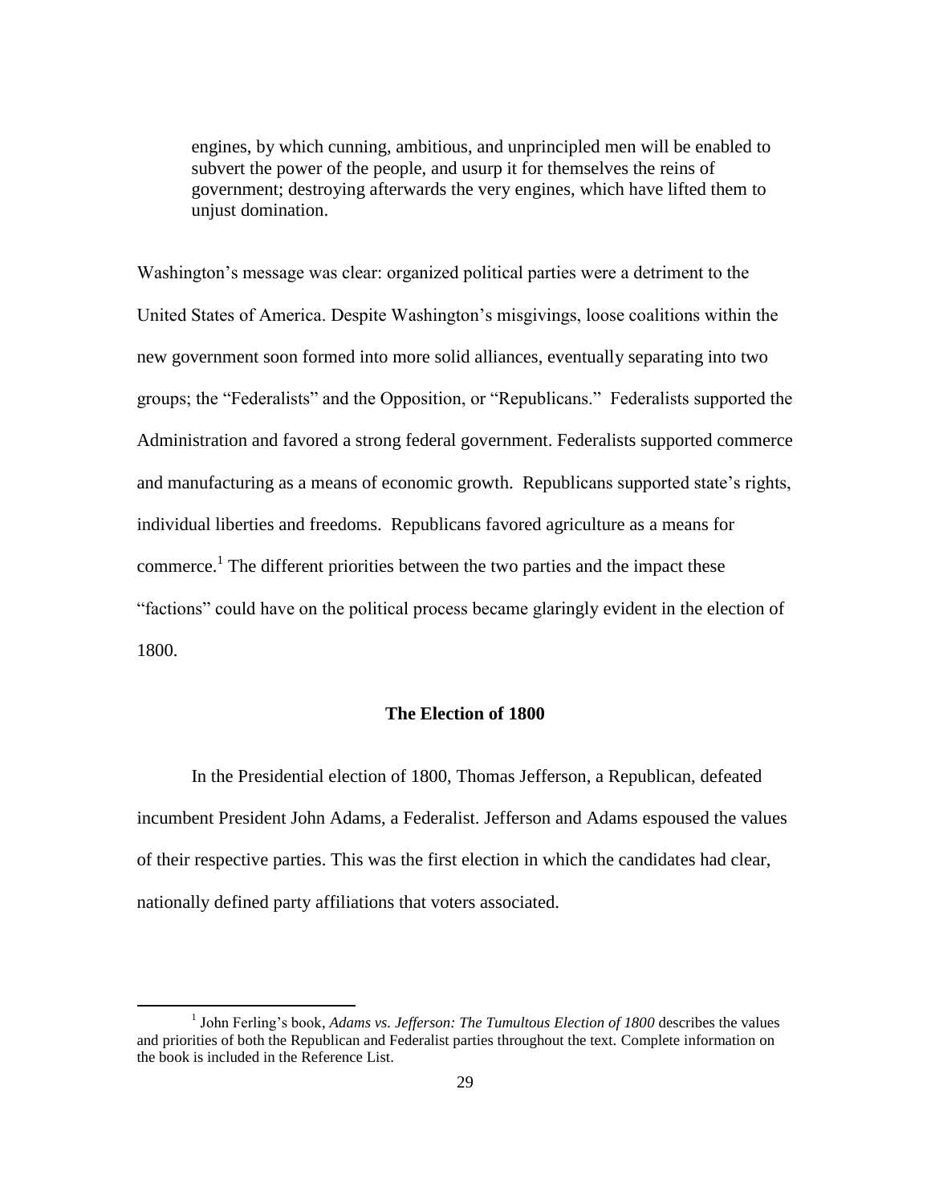> engines, by which cunning, ambitious, and unprincipled men will be enabled to subvert the power of the people, and usurp it for themselves the reins of government; destroying afterwards the very engines, which have lifted them to unjust domination.

Washington's message was clear: organized political parties were a detriment to the United States of America. Despite Washington's misgivings, loose coalitions within the new government soon formed into more solid alliances, eventually separating into two groups; the "Federalists" and the Opposition, or "Republicans." Federalists supported the Administration and favored a strong federal government. Federalists supported commerce and manufacturing as a means of economic growth. Republicans supported state's rights, individual liberties and freedoms. Republicans favored agriculture as a means for commerce.[1] The different priorities between the two parties and the impact these "factions" could have on the political process became glaringly evident in the election of 1800.

**The Election of 1800**

In the Presidential election of 1800, Thomas Jefferson, a Republican, defeated incumbent President John Adams, a Federalist. Jefferson and Adams espoused the values of their respective parties. This was the first election in which the candidates had clear, nationally defined party affiliations that voters associated.

---

[1] John Ferling's book, *Adams vs. Jefferson: The Tumultous Election of 1800* describes the values and priorities of both the Republican and Federalist parties throughout the text. Complete information on the book is included in the Reference List.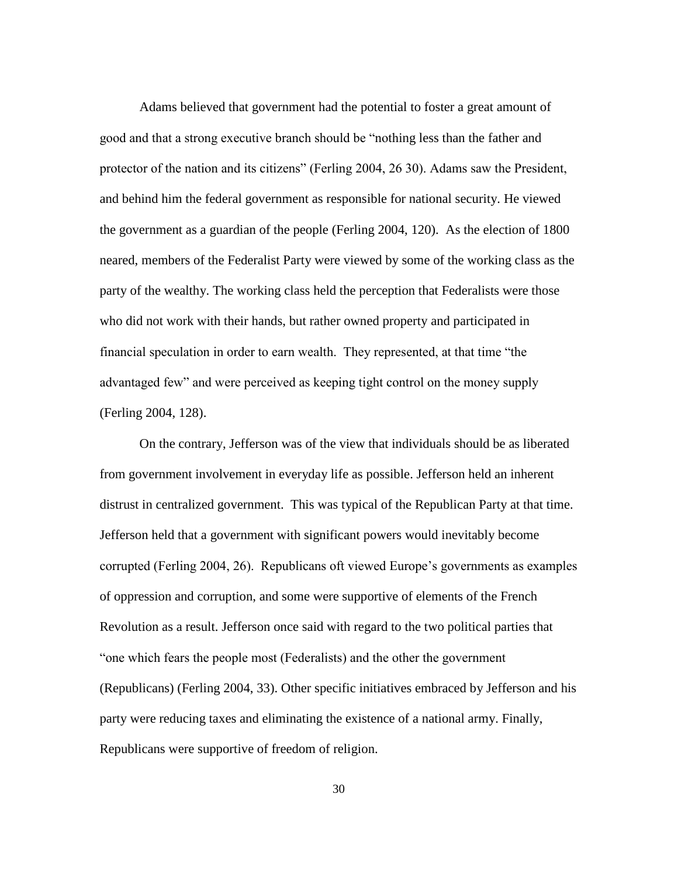Adams believed that government had the potential to foster a great amount of good and that a strong executive branch should be "nothing less than the father and protector of the nation and its citizens" (Ferling 2004, 26 30). Adams saw the President, and behind him the federal government as responsible for national security. He viewed the government as a guardian of the people (Ferling 2004, 120). As the election of 1800 neared, members of the Federalist Party were viewed by some of the working class as the party of the wealthy. The working class held the perception that Federalists were those who did not work with their hands, but rather owned property and participated in financial speculation in order to earn wealth. They represented, at that time "the advantaged few" and were perceived as keeping tight control on the money supply (Ferling 2004, 128).

On the contrary, Jefferson was of the view that individuals should be as liberated from government involvement in everyday life as possible. Jefferson held an inherent distrust in centralized government. This was typical of the Republican Party at that time. Jefferson held that a government with significant powers would inevitably become corrupted (Ferling 2004, 26). Republicans oft viewed Europe's governments as examples of oppression and corruption, and some were supportive of elements of the French Revolution as a result. Jefferson once said with regard to the two political parties that "one which fears the people most (Federalists) and the other the government (Republicans) (Ferling 2004, 33). Other specific initiatives embraced by Jefferson and his party were reducing taxes and eliminating the existence of a national army. Finally, Republicans were supportive of freedom of religion.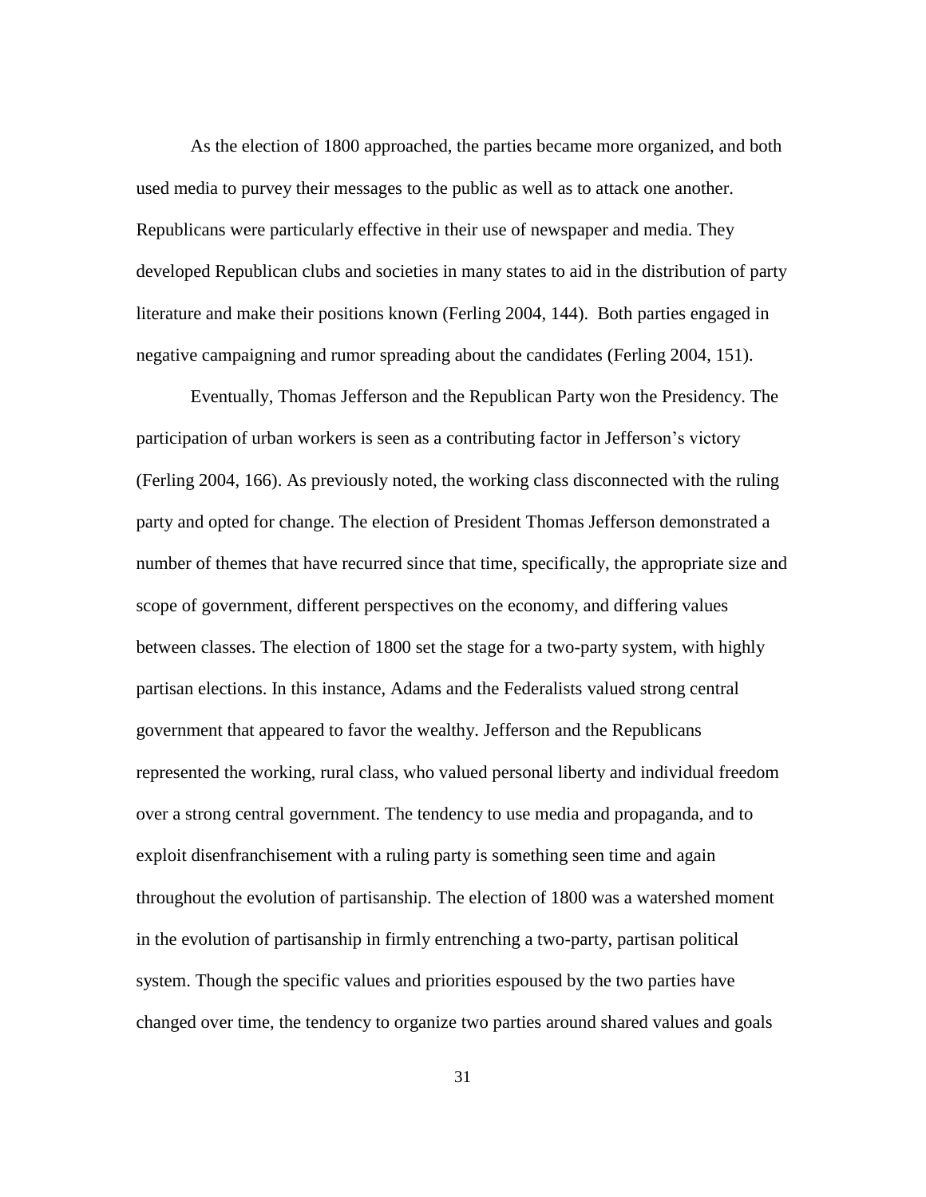As the election of 1800 approached, the parties became more organized, and both used media to purvey their messages to the public as well as to attack one another. Republicans were particularly effective in their use of newspaper and media. They developed Republican clubs and societies in many states to aid in the distribution of party literature and make their positions known (Ferling 2004, 144). Both parties engaged in negative campaigning and rumor spreading about the candidates (Ferling 2004, 151).

Eventually, Thomas Jefferson and the Republican Party won the Presidency. The participation of urban workers is seen as a contributing factor in Jefferson's victory (Ferling 2004, 166). As previously noted, the working class disconnected with the ruling party and opted for change. The election of President Thomas Jefferson demonstrated a number of themes that have recurred since that time, specifically, the appropriate size and scope of government, different perspectives on the economy, and differing values between classes. The election of 1800 set the stage for a two-party system, with highly partisan elections. In this instance, Adams and the Federalists valued strong central government that appeared to favor the wealthy. Jefferson and the Republicans represented the working, rural class, who valued personal liberty and individual freedom over a strong central government. The tendency to use media and propaganda, and to exploit disenfranchisement with a ruling party is something seen time and again throughout the evolution of partisanship. The election of 1800 was a watershed moment in the evolution of partisanship in firmly entrenching a two-party, partisan political system. Though the specific values and priorities espoused by the two parties have changed over time, the tendency to organize two parties around shared values and goals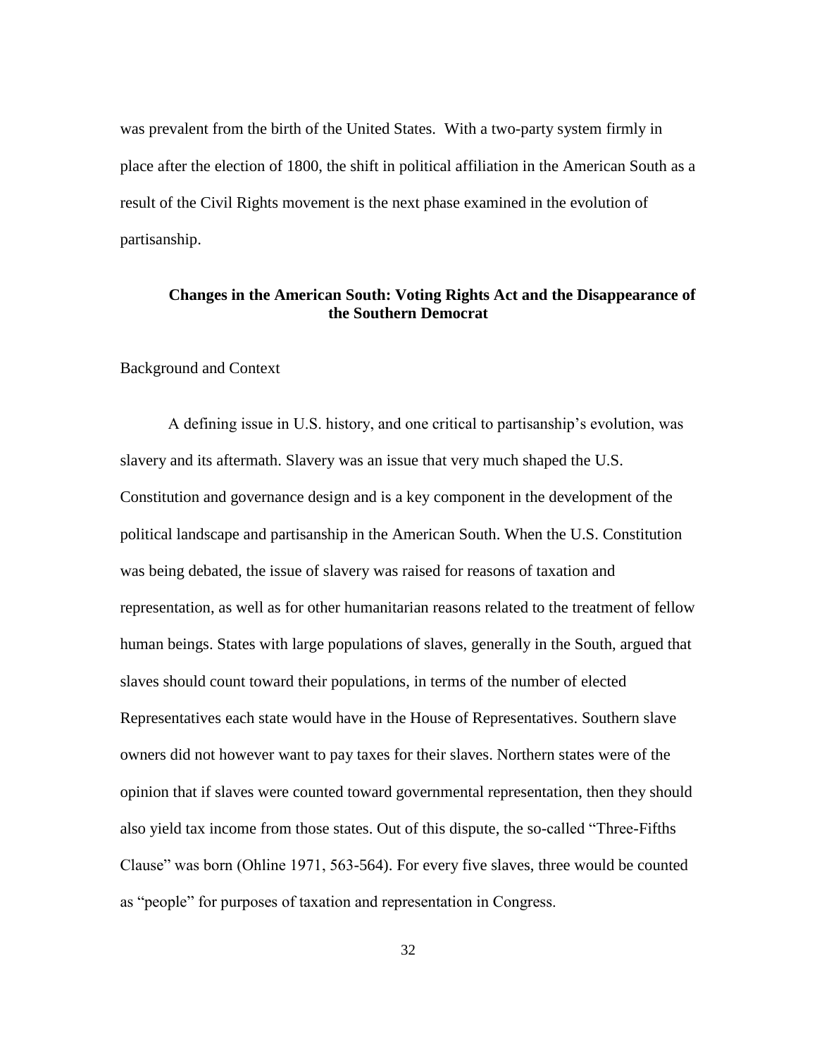was prevalent from the birth of the United States. With a two-party system firmly in place after the election of 1800, the shift in political affiliation in the American South as a result of the Civil Rights movement is the next phase examined in the evolution of partisanship.

## Changes in the American South: Voting Rights Act and the Disappearance of the Southern Democrat

### Background and Context

A defining issue in U.S. history, and one critical to partisanship's evolution, was slavery and its aftermath. Slavery was an issue that very much shaped the U.S. Constitution and governance design and is a key component in the development of the political landscape and partisanship in the American South. When the U.S. Constitution was being debated, the issue of slavery was raised for reasons of taxation and representation, as well as for other humanitarian reasons related to the treatment of fellow human beings. States with large populations of slaves, generally in the South, argued that slaves should count toward their populations, in terms of the number of elected Representatives each state would have in the House of Representatives. Southern slave owners did not however want to pay taxes for their slaves. Northern states were of the opinion that if slaves were counted toward governmental representation, then they should also yield tax income from those states. Out of this dispute, the so-called "Three-Fifths Clause" was born (Ohline 1971, 563-564). For every five slaves, three would be counted as "people" for purposes of taxation and representation in Congress.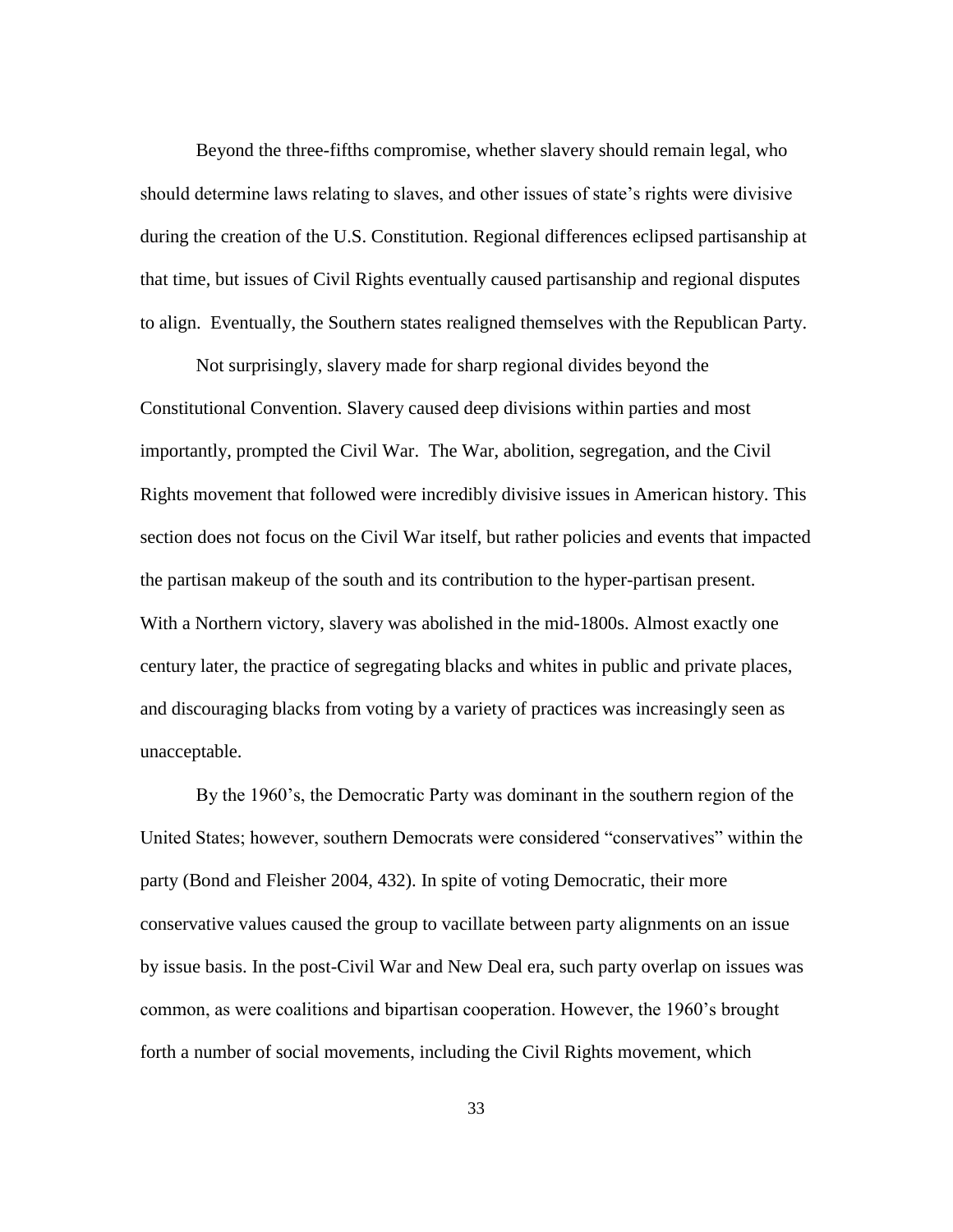Beyond the three-fifths compromise, whether slavery should remain legal, who should determine laws relating to slaves, and other issues of state's rights were divisive during the creation of the U.S. Constitution. Regional differences eclipsed partisanship at that time, but issues of Civil Rights eventually caused partisanship and regional disputes to align. Eventually, the Southern states realigned themselves with the Republican Party.

Not surprisingly, slavery made for sharp regional divides beyond the Constitutional Convention. Slavery caused deep divisions within parties and most importantly, prompted the Civil War. The War, abolition, segregation, and the Civil Rights movement that followed were incredibly divisive issues in American history. This section does not focus on the Civil War itself, but rather policies and events that impacted the partisan makeup of the south and its contribution to the hyper-partisan present. With a Northern victory, slavery was abolished in the mid-1800s. Almost exactly one century later, the practice of segregating blacks and whites in public and private places, and discouraging blacks from voting by a variety of practices was increasingly seen as unacceptable.

By the 1960's, the Democratic Party was dominant in the southern region of the United States; however, southern Democrats were considered "conservatives" within the party (Bond and Fleisher 2004, 432). In spite of voting Democratic, their more conservative values caused the group to vacillate between party alignments on an issue by issue basis. In the post-Civil War and New Deal era, such party overlap on issues was common, as were coalitions and bipartisan cooperation. However, the 1960's brought forth a number of social movements, including the Civil Rights movement, which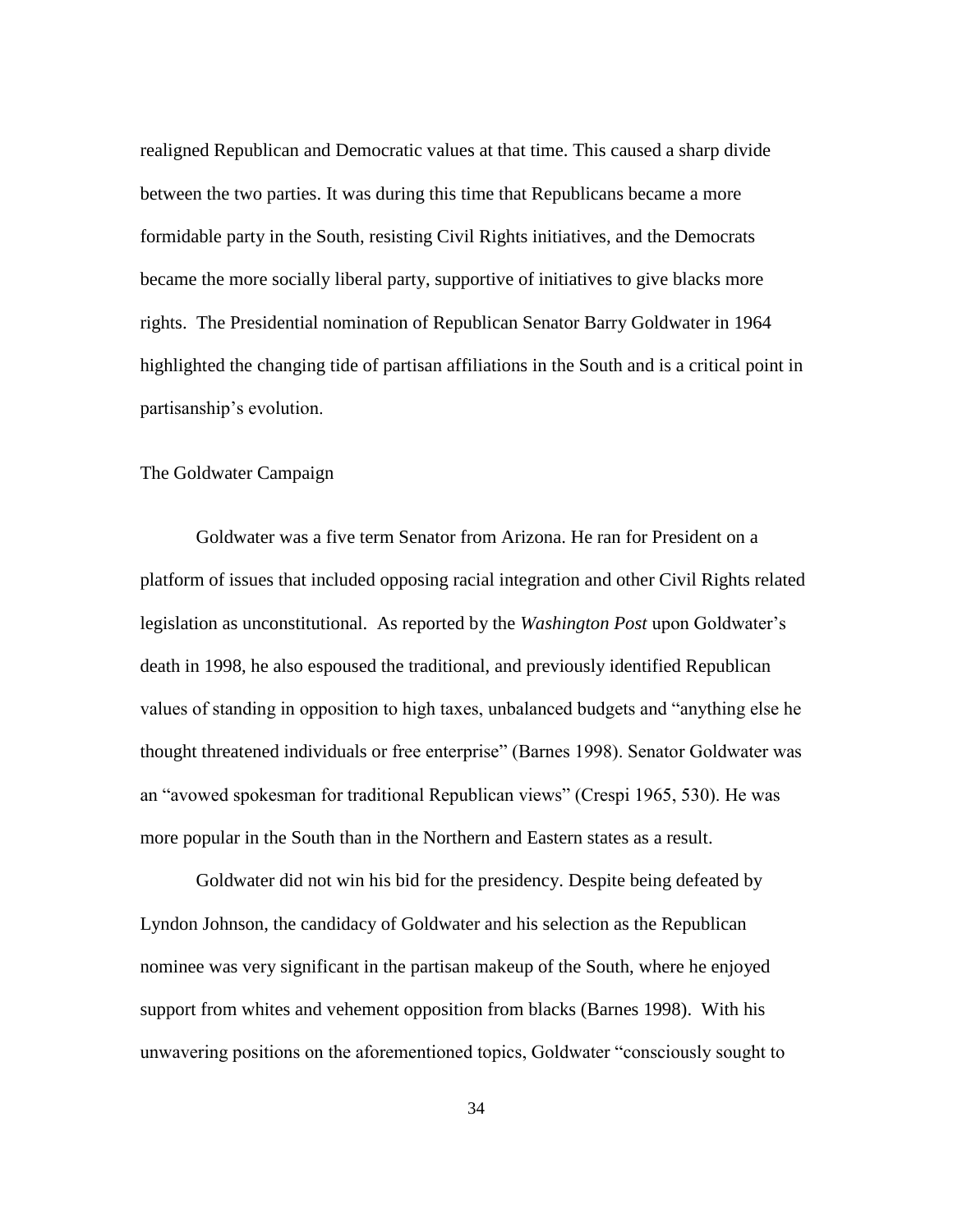realigned Republican and Democratic values at that time. This caused a sharp divide between the two parties. It was during this time that Republicans became a more formidable party in the South, resisting Civil Rights initiatives, and the Democrats became the more socially liberal party, supportive of initiatives to give blacks more rights. The Presidential nomination of Republican Senator Barry Goldwater in 1964 highlighted the changing tide of partisan affiliations in the South and is a critical point in partisanship's evolution.

## The Goldwater Campaign

Goldwater was a five term Senator from Arizona. He ran for President on a platform of issues that included opposing racial integration and other Civil Rights related legislation as unconstitutional. As reported by the *Washington Post* upon Goldwater's death in 1998, he also espoused the traditional, and previously identified Republican values of standing in opposition to high taxes, unbalanced budgets and "anything else he thought threatened individuals or free enterprise" (Barnes 1998). Senator Goldwater was an "avowed spokesman for traditional Republican views" (Crespi 1965, 530). He was more popular in the South than in the Northern and Eastern states as a result.

Goldwater did not win his bid for the presidency. Despite being defeated by Lyndon Johnson, the candidacy of Goldwater and his selection as the Republican nominee was very significant in the partisan makeup of the South, where he enjoyed support from whites and vehement opposition from blacks (Barnes 1998). With his unwavering positions on the aforementioned topics, Goldwater "consciously sought to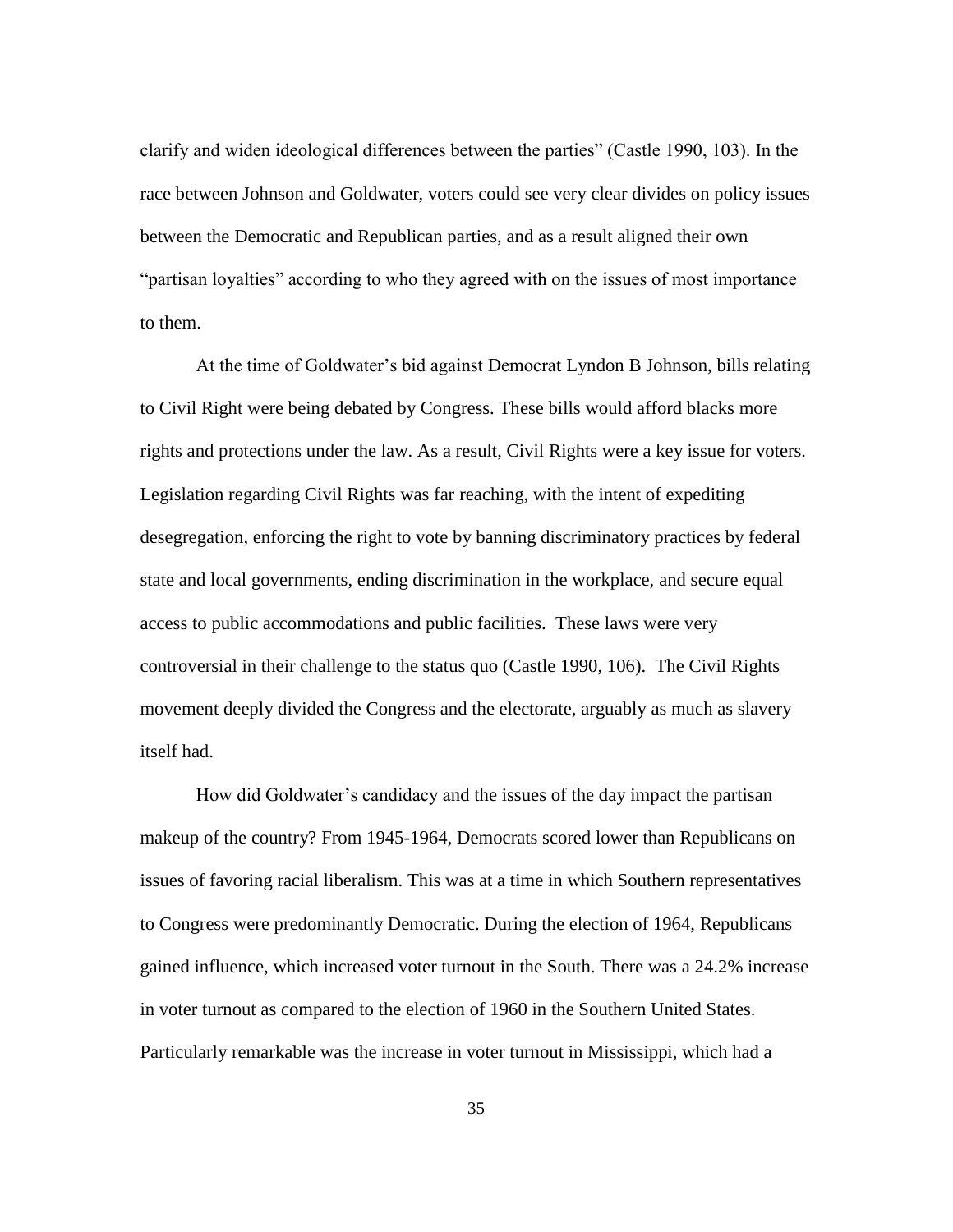clarify and widen ideological differences between the parties" (Castle 1990, 103). In the race between Johnson and Goldwater, voters could see very clear divides on policy issues between the Democratic and Republican parties, and as a result aligned their own "partisan loyalties" according to who they agreed with on the issues of most importance to them.

At the time of Goldwater's bid against Democrat Lyndon B Johnson, bills relating to Civil Right were being debated by Congress. These bills would afford blacks more rights and protections under the law. As a result, Civil Rights were a key issue for voters. Legislation regarding Civil Rights was far reaching, with the intent of expediting desegregation, enforcing the right to vote by banning discriminatory practices by federal state and local governments, ending discrimination in the workplace, and secure equal access to public accommodations and public facilities. These laws were very controversial in their challenge to the status quo (Castle 1990, 106). The Civil Rights movement deeply divided the Congress and the electorate, arguably as much as slavery itself had.

How did Goldwater's candidacy and the issues of the day impact the partisan makeup of the country? From 1945-1964, Democrats scored lower than Republicans on issues of favoring racial liberalism. This was at a time in which Southern representatives to Congress were predominantly Democratic. During the election of 1964, Republicans gained influence, which increased voter turnout in the South. There was a 24.2% increase in voter turnout as compared to the election of 1960 in the Southern United States. Particularly remarkable was the increase in voter turnout in Mississippi, which had a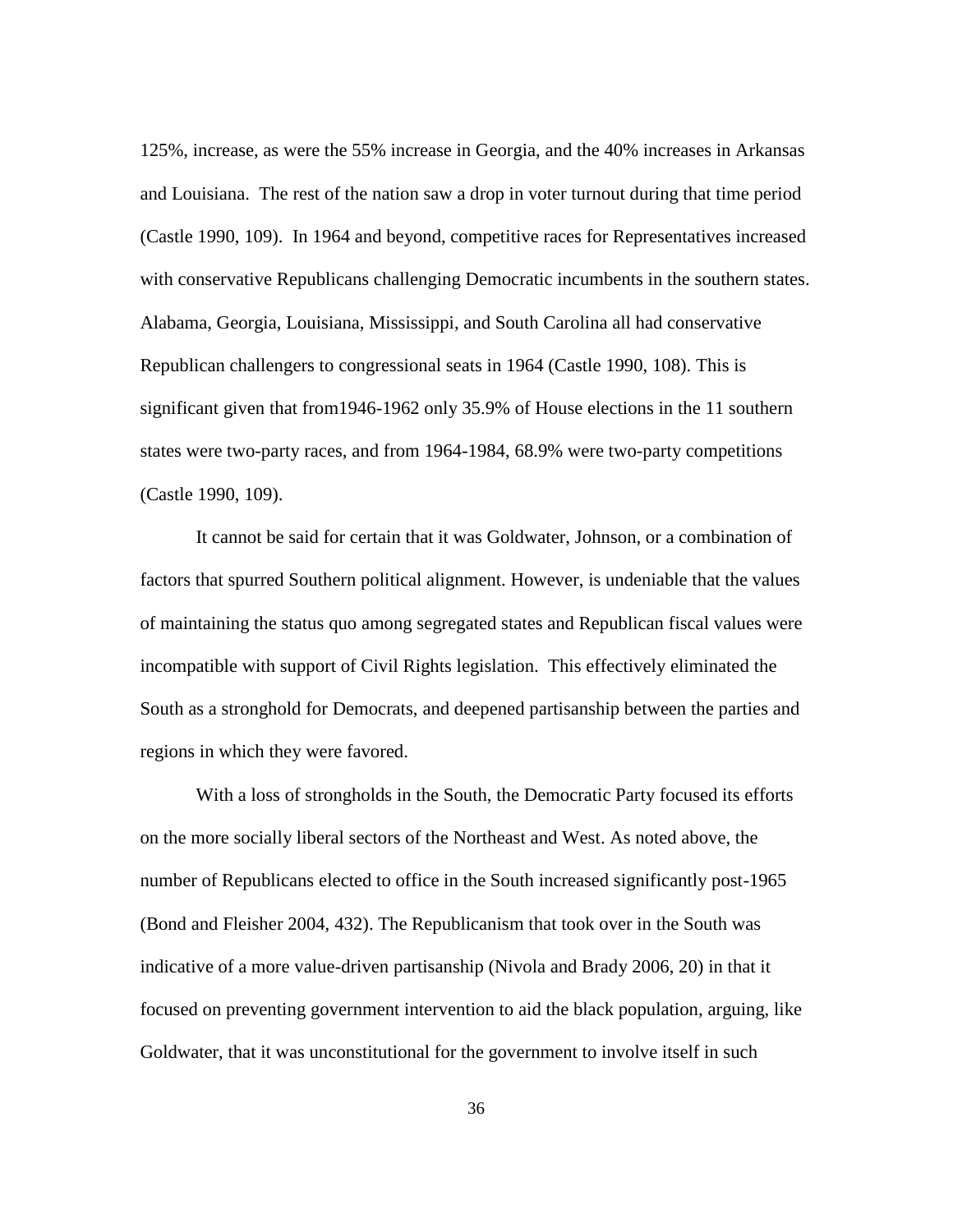125%, increase, as were the 55% increase in Georgia, and the 40% increases in Arkansas and Louisiana. The rest of the nation saw a drop in voter turnout during that time period (Castle 1990, 109). In 1964 and beyond, competitive races for Representatives increased with conservative Republicans challenging Democratic incumbents in the southern states. Alabama, Georgia, Louisiana, Mississippi, and South Carolina all had conservative Republican challengers to congressional seats in 1964 (Castle 1990, 108). This is significant given that from1946-1962 only 35.9% of House elections in the 11 southern states were two-party races, and from 1964-1984, 68.9% were two-party competitions (Castle 1990, 109).

It cannot be said for certain that it was Goldwater, Johnson, or a combination of factors that spurred Southern political alignment. However, is undeniable that the values of maintaining the status quo among segregated states and Republican fiscal values were incompatible with support of Civil Rights legislation. This effectively eliminated the South as a stronghold for Democrats, and deepened partisanship between the parties and regions in which they were favored.

With a loss of strongholds in the South, the Democratic Party focused its efforts on the more socially liberal sectors of the Northeast and West. As noted above, the number of Republicans elected to office in the South increased significantly post-1965 (Bond and Fleisher 2004, 432). The Republicanism that took over in the South was indicative of a more value-driven partisanship (Nivola and Brady 2006, 20) in that it focused on preventing government intervention to aid the black population, arguing, like Goldwater, that it was unconstitutional for the government to involve itself in such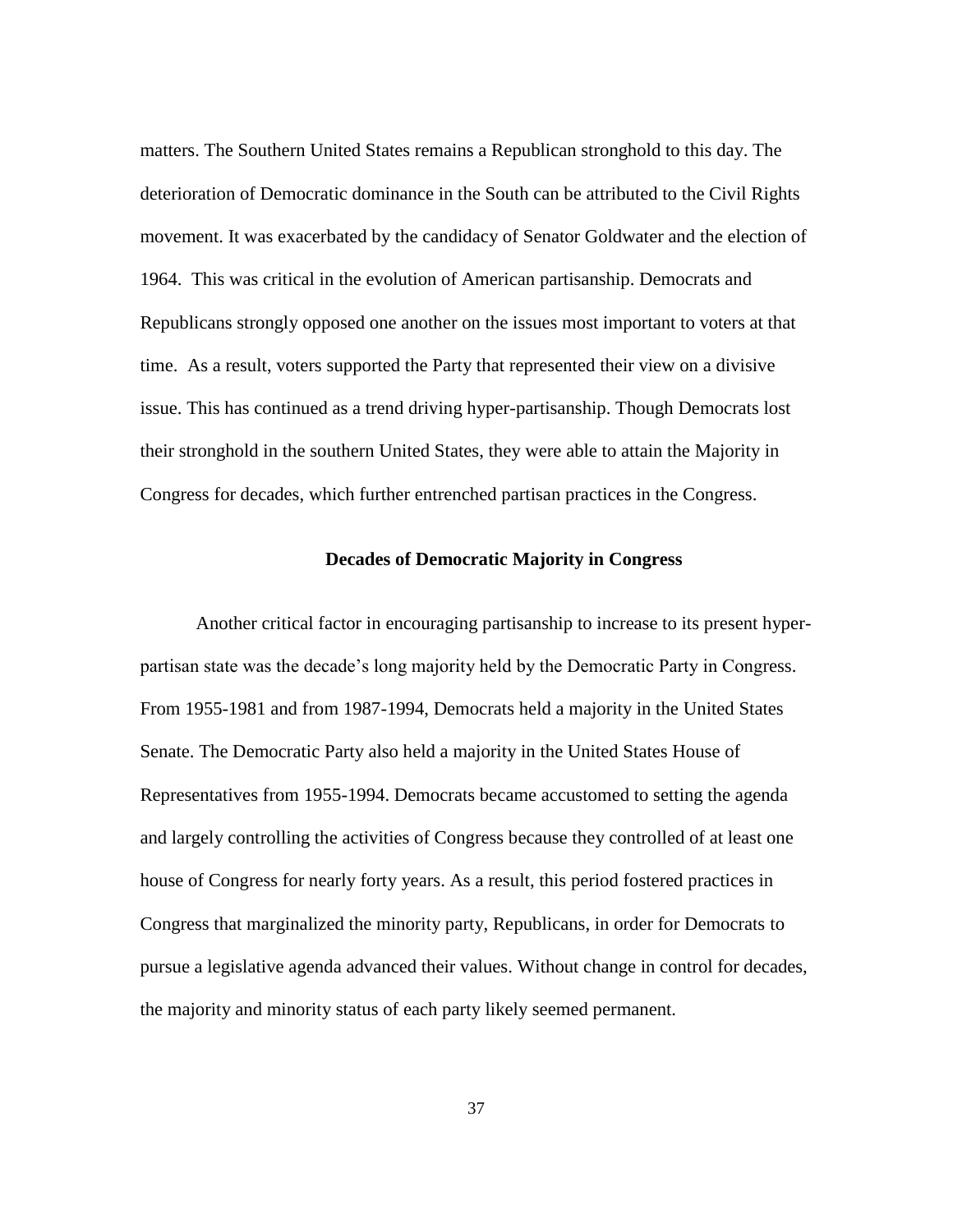matters. The Southern United States remains a Republican stronghold to this day. The deterioration of Democratic dominance in the South can be attributed to the Civil Rights movement. It was exacerbated by the candidacy of Senator Goldwater and the election of 1964. This was critical in the evolution of American partisanship. Democrats and Republicans strongly opposed one another on the issues most important to voters at that time. As a result, voters supported the Party that represented their view on a divisive issue. This has continued as a trend driving hyper-partisanship. Though Democrats lost their stronghold in the southern United States, they were able to attain the Majority in Congress for decades, which further entrenched partisan practices in the Congress.

## Decades of Democratic Majority in Congress

Another critical factor in encouraging partisanship to increase to its present hyper-partisan state was the decade's long majority held by the Democratic Party in Congress. From 1955-1981 and from 1987-1994, Democrats held a majority in the United States Senate. The Democratic Party also held a majority in the United States House of Representatives from 1955-1994. Democrats became accustomed to setting the agenda and largely controlling the activities of Congress because they controlled of at least one house of Congress for nearly forty years. As a result, this period fostered practices in Congress that marginalized the minority party, Republicans, in order for Democrats to pursue a legislative agenda advanced their values. Without change in control for decades, the majority and minority status of each party likely seemed permanent.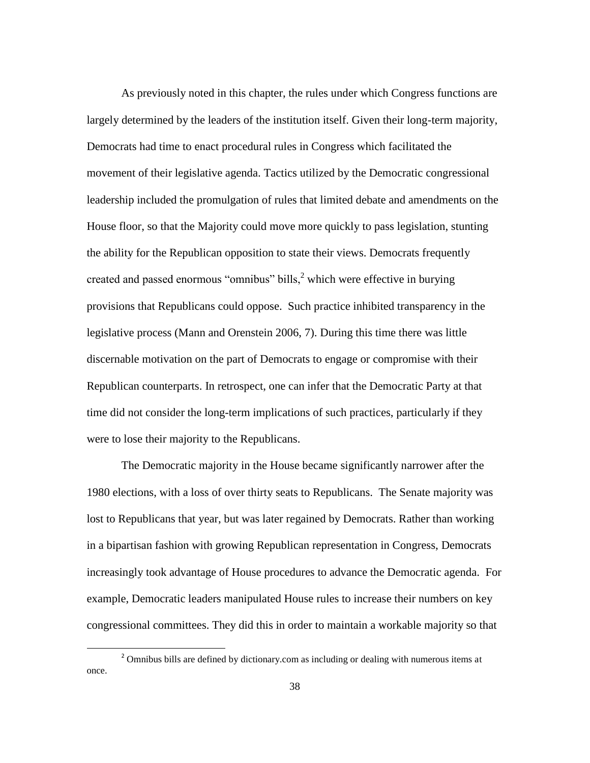As previously noted in this chapter, the rules under which Congress functions are largely determined by the leaders of the institution itself. Given their long-term majority, Democrats had time to enact procedural rules in Congress which facilitated the movement of their legislative agenda. Tactics utilized by the Democratic congressional leadership included the promulgation of rules that limited debate and amendments on the House floor, so that the Majority could move more quickly to pass legislation, stunting the ability for the Republican opposition to state their views. Democrats frequently created and passed enormous "omnibus" bills,[2] which were effective in burying provisions that Republicans could oppose. Such practice inhibited transparency in the legislative process (Mann and Orenstein 2006, 7). During this time there was little discernable motivation on the part of Democrats to engage or compromise with their Republican counterparts. In retrospect, one can infer that the Democratic Party at that time did not consider the long-term implications of such practices, particularly if they were to lose their majority to the Republicans.

The Democratic majority in the House became significantly narrower after the 1980 elections, with a loss of over thirty seats to Republicans. The Senate majority was lost to Republicans that year, but was later regained by Democrats. Rather than working in a bipartisan fashion with growing Republican representation in Congress, Democrats increasingly took advantage of House procedures to advance the Democratic agenda. For example, Democratic leaders manipulated House rules to increase their numbers on key congressional committees. They did this in order to maintain a workable majority so that

---

[2] Omnibus bills are defined by dictionary.com as including or dealing with numerous items at once.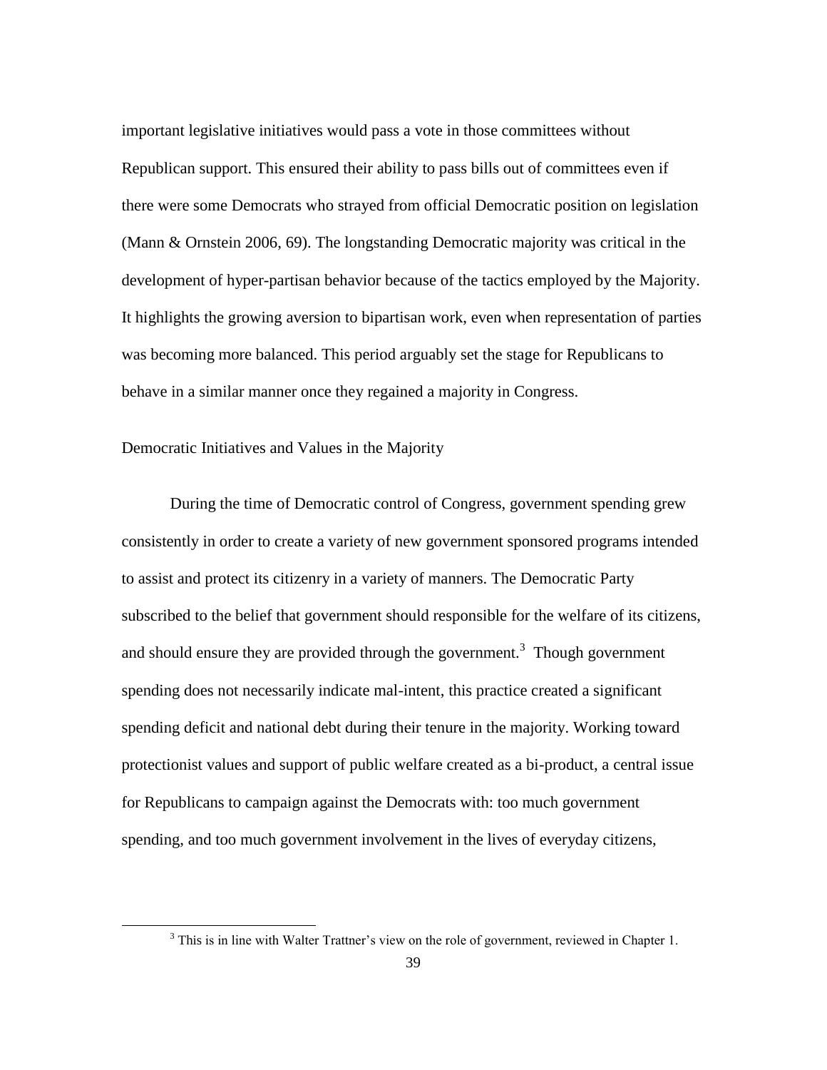important legislative initiatives would pass a vote in those committees without Republican support. This ensured their ability to pass bills out of committees even if there were some Democrats who strayed from official Democratic position on legislation (Mann & Ornstein 2006, 69). The longstanding Democratic majority was critical in the development of hyper-partisan behavior because of the tactics employed by the Majority. It highlights the growing aversion to bipartisan work, even when representation of parties was becoming more balanced. This period arguably set the stage for Republicans to behave in a similar manner once they regained a majority in Congress.

## Democratic Initiatives and Values in the Majority

During the time of Democratic control of Congress, government spending grew consistently in order to create a variety of new government sponsored programs intended to assist and protect its citizenry in a variety of manners. The Democratic Party subscribed to the belief that government should responsible for the welfare of its citizens, and should ensure they are provided through the government.[3] Though government spending does not necessarily indicate mal-intent, this practice created a significant spending deficit and national debt during their tenure in the majority. Working toward protectionist values and support of public welfare created as a bi-product, a central issue for Republicans to campaign against the Democrats with: too much government spending, and too much government involvement in the lives of everyday citizens,

[3] This is in line with Walter Trattner's view on the role of government, reviewed in Chapter 1.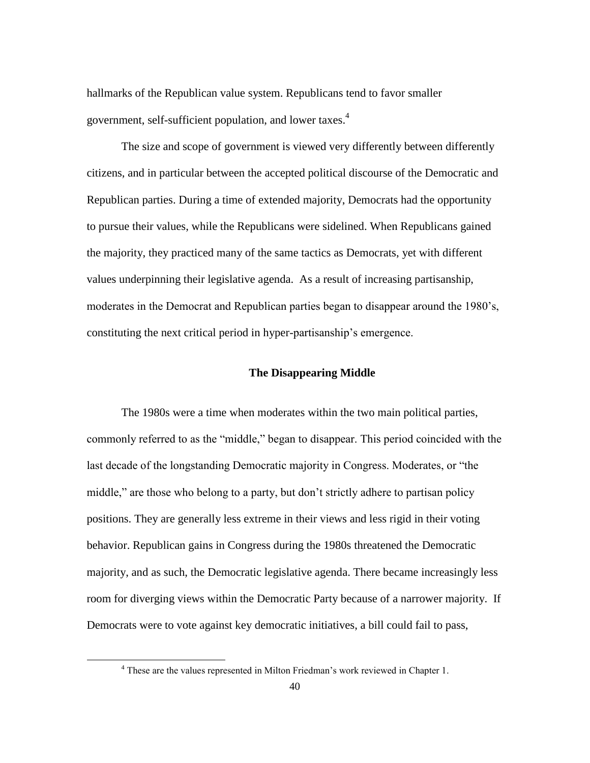hallmarks of the Republican value system. Republicans tend to favor smaller government, self-sufficient population, and lower taxes.[4]

The size and scope of government is viewed very differently between differently citizens, and in particular between the accepted political discourse of the Democratic and Republican parties. During a time of extended majority, Democrats had the opportunity to pursue their values, while the Republicans were sidelined. When Republicans gained the majority, they practiced many of the same tactics as Democrats, yet with different values underpinning their legislative agenda. As a result of increasing partisanship, moderates in the Democrat and Republican parties began to disappear around the 1980's, constituting the next critical period in hyper-partisanship's emergence.

## The Disappearing Middle

The 1980s were a time when moderates within the two main political parties, commonly referred to as the "middle," began to disappear. This period coincided with the last decade of the longstanding Democratic majority in Congress. Moderates, or "the middle," are those who belong to a party, but don't strictly adhere to partisan policy positions. They are generally less extreme in their views and less rigid in their voting behavior. Republican gains in Congress during the 1980s threatened the Democratic majority, and as such, the Democratic legislative agenda. There became increasingly less room for diverging views within the Democratic Party because of a narrower majority. If Democrats were to vote against key democratic initiatives, a bill could fail to pass,

[4] These are the values represented in Milton Friedman's work reviewed in Chapter 1.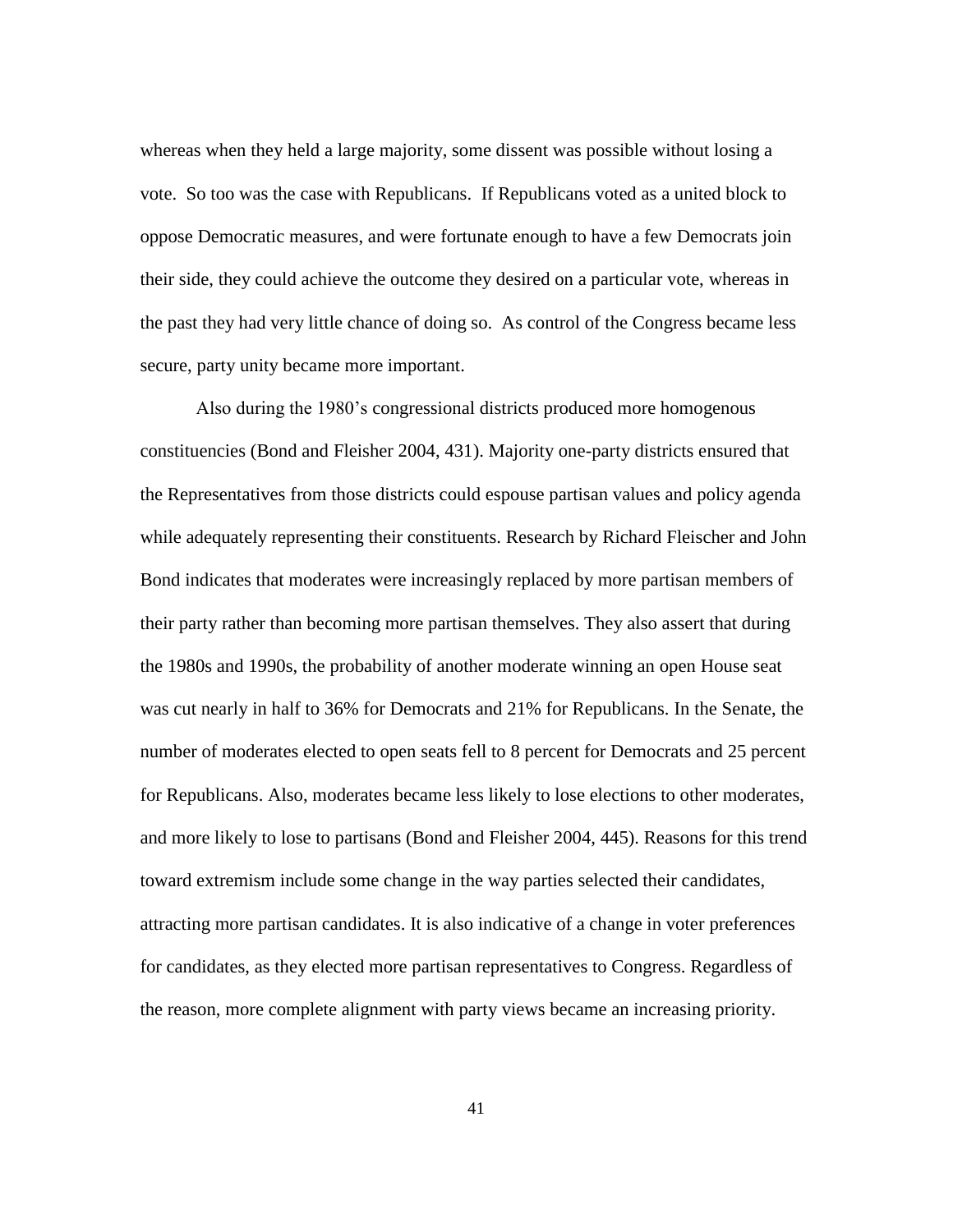whereas when they held a large majority, some dissent was possible without losing a vote. So too was the case with Republicans. If Republicans voted as a united block to oppose Democratic measures, and were fortunate enough to have a few Democrats join their side, they could achieve the outcome they desired on a particular vote, whereas in the past they had very little chance of doing so. As control of the Congress became less secure, party unity became more important.

Also during the 1980's congressional districts produced more homogenous constituencies (Bond and Fleisher 2004, 431). Majority one-party districts ensured that the Representatives from those districts could espouse partisan values and policy agenda while adequately representing their constituents. Research by Richard Fleischer and John Bond indicates that moderates were increasingly replaced by more partisan members of their party rather than becoming more partisan themselves. They also assert that during the 1980s and 1990s, the probability of another moderate winning an open House seat was cut nearly in half to 36% for Democrats and 21% for Republicans. In the Senate, the number of moderates elected to open seats fell to 8 percent for Democrats and 25 percent for Republicans. Also, moderates became less likely to lose elections to other moderates, and more likely to lose to partisans (Bond and Fleisher 2004, 445). Reasons for this trend toward extremism include some change in the way parties selected their candidates, attracting more partisan candidates. It is also indicative of a change in voter preferences for candidates, as they elected more partisan representatives to Congress. Regardless of the reason, more complete alignment with party views became an increasing priority.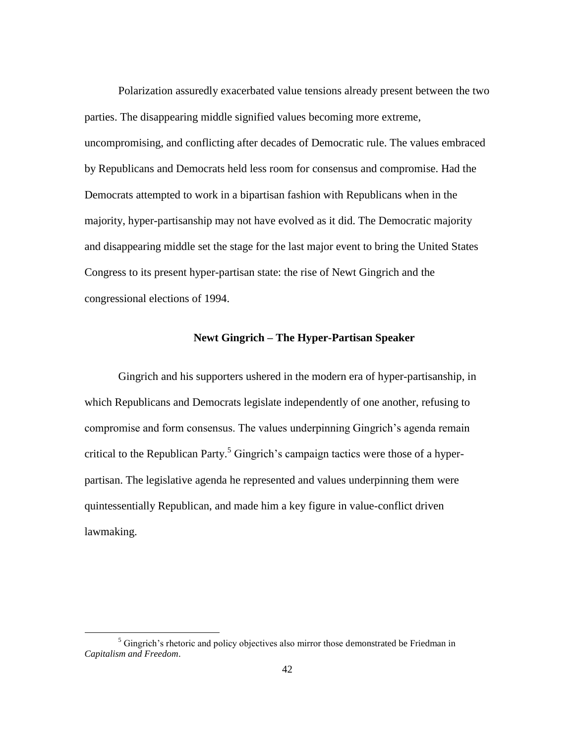Polarization assuredly exacerbated value tensions already present between the two parties. The disappearing middle signified values becoming more extreme, uncompromising, and conflicting after decades of Democratic rule. The values embraced by Republicans and Democrats held less room for consensus and compromise. Had the Democrats attempted to work in a bipartisan fashion with Republicans when in the majority, hyper-partisanship may not have evolved as it did. The Democratic majority and disappearing middle set the stage for the last major event to bring the United States Congress to its present hyper-partisan state: the rise of Newt Gingrich and the congressional elections of 1994.

## Newt Gingrich – The Hyper-Partisan Speaker

Gingrich and his supporters ushered in the modern era of hyper-partisanship, in which Republicans and Democrats legislate independently of one another, refusing to compromise and form consensus. The values underpinning Gingrich's agenda remain critical to the Republican Party.[5] Gingrich's campaign tactics were those of a hyper-partisan. The legislative agenda he represented and values underpinning them were quintessentially Republican, and made him a key figure in value-conflict driven lawmaking.

---

[5] Gingrich's rhetoric and policy objectives also mirror those demonstrated be Friedman in *Capitalism and Freedom*.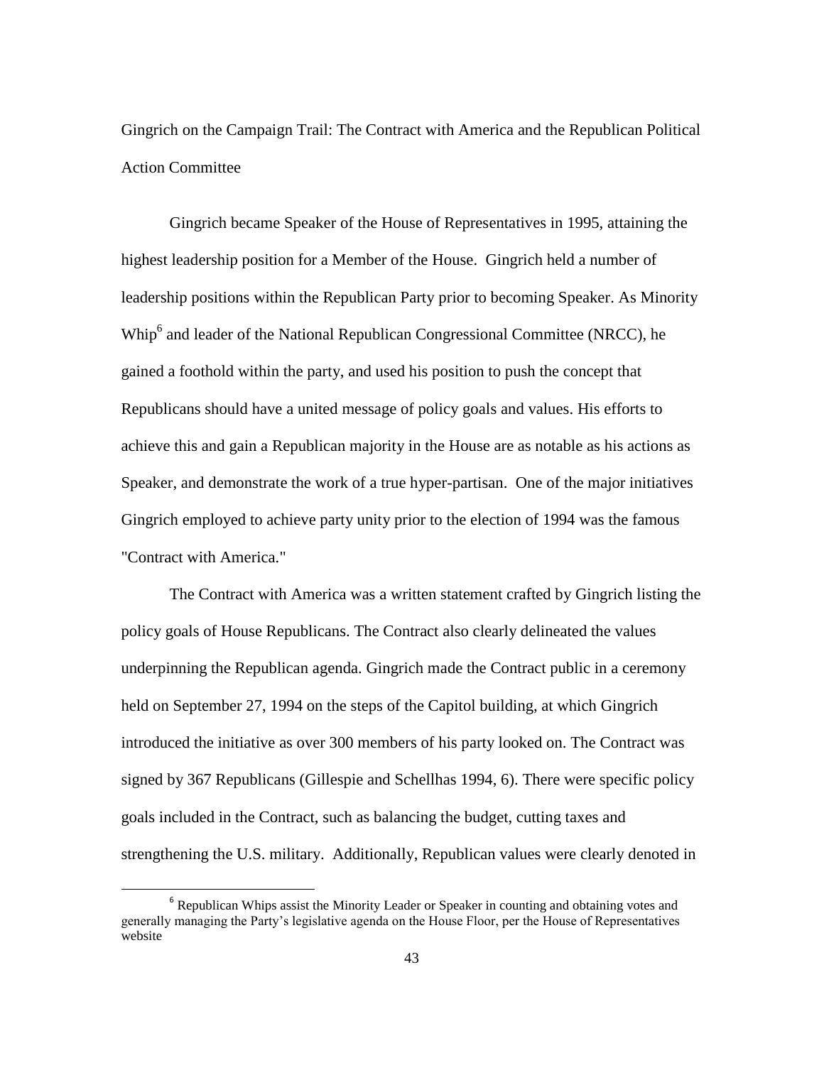## Gingrich on the Campaign Trail: The Contract with America and the Republican Political Action Committee

Gingrich became Speaker of the House of Representatives in 1995, attaining the highest leadership position for a Member of the House. Gingrich held a number of leadership positions within the Republican Party prior to becoming Speaker. As Minority Whip[6] and leader of the National Republican Congressional Committee (NRCC), he gained a foothold within the party, and used his position to push the concept that Republicans should have a united message of policy goals and values. His efforts to achieve this and gain a Republican majority in the House are as notable as his actions as Speaker, and demonstrate the work of a true hyper-partisan. One of the major initiatives Gingrich employed to achieve party unity prior to the election of 1994 was the famous "Contract with America."

The Contract with America was a written statement crafted by Gingrich listing the policy goals of House Republicans. The Contract also clearly delineated the values underpinning the Republican agenda. Gingrich made the Contract public in a ceremony held on September 27, 1994 on the steps of the Capitol building, at which Gingrich introduced the initiative as over 300 members of his party looked on. The Contract was signed by 367 Republicans (Gillespie and Schellhas 1994, 6). There were specific policy goals included in the Contract, such as balancing the budget, cutting taxes and strengthening the U.S. military. Additionally, Republican values were clearly denoted in

[6] Republican Whips assist the Minority Leader or Speaker in counting and obtaining votes and generally managing the Party's legislative agenda on the House Floor, per the House of Representatives website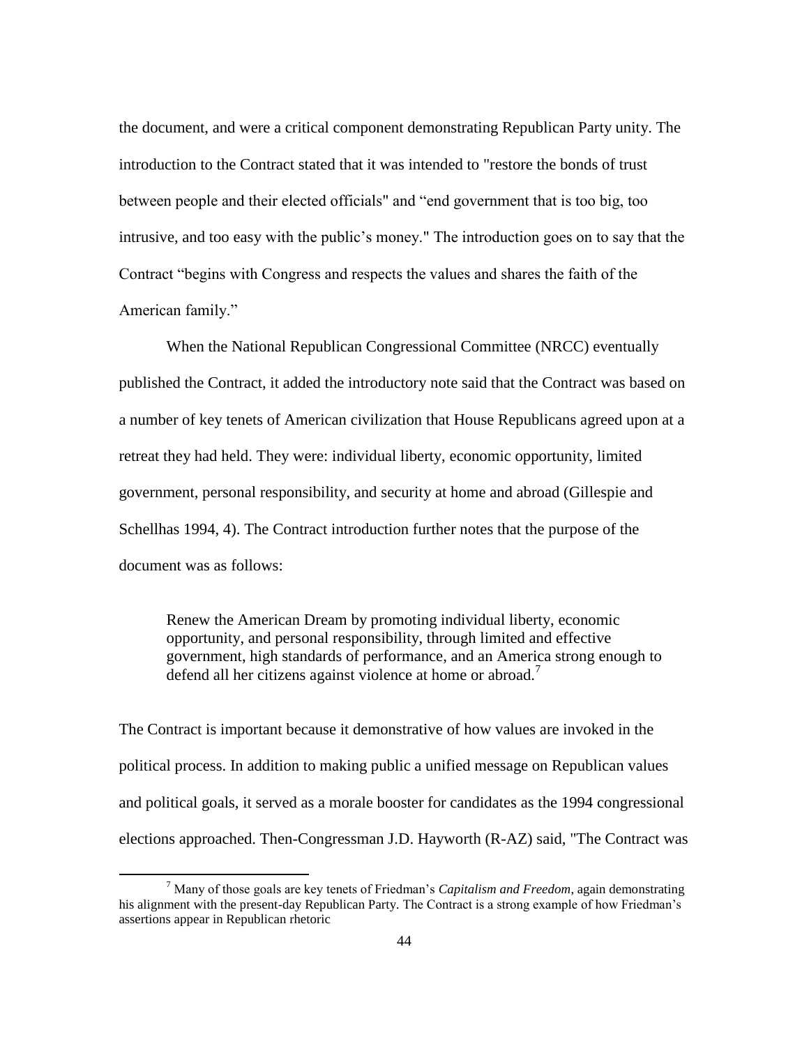the document, and were a critical component demonstrating Republican Party unity. The introduction to the Contract stated that it was intended to "restore the bonds of trust between people and their elected officials" and “end government that is too big, too intrusive, and too easy with the public’s money." The introduction goes on to say that the Contract “begins with Congress and respects the values and shares the faith of the American family.”

When the National Republican Congressional Committee (NRCC) eventually published the Contract, it added the introductory note said that the Contract was based on a number of key tenets of American civilization that House Republicans agreed upon at a retreat they had held. They were: individual liberty, economic opportunity, limited government, personal responsibility, and security at home and abroad (Gillespie and Schellhas 1994, 4). The Contract introduction further notes that the purpose of the document was as follows:

> Renew the American Dream by promoting individual liberty, economic opportunity, and personal responsibility, through limited and effective government, high standards of performance, and an America strong enough to defend all her citizens against violence at home or abroad.[7]

The Contract is important because it demonstrative of how values are invoked in the political process. In addition to making public a unified message on Republican values and political goals, it served as a morale booster for candidates as the 1994 congressional elections approached. Then-Congressman J.D. Hayworth (R-AZ) said, "The Contract was

---

[7] Many of those goals are key tenets of Friedman’s *Capitalism and Freedom*, again demonstrating his alignment with the present-day Republican Party. The Contract is a strong example of how Friedman’s assertions appear in Republican rhetoric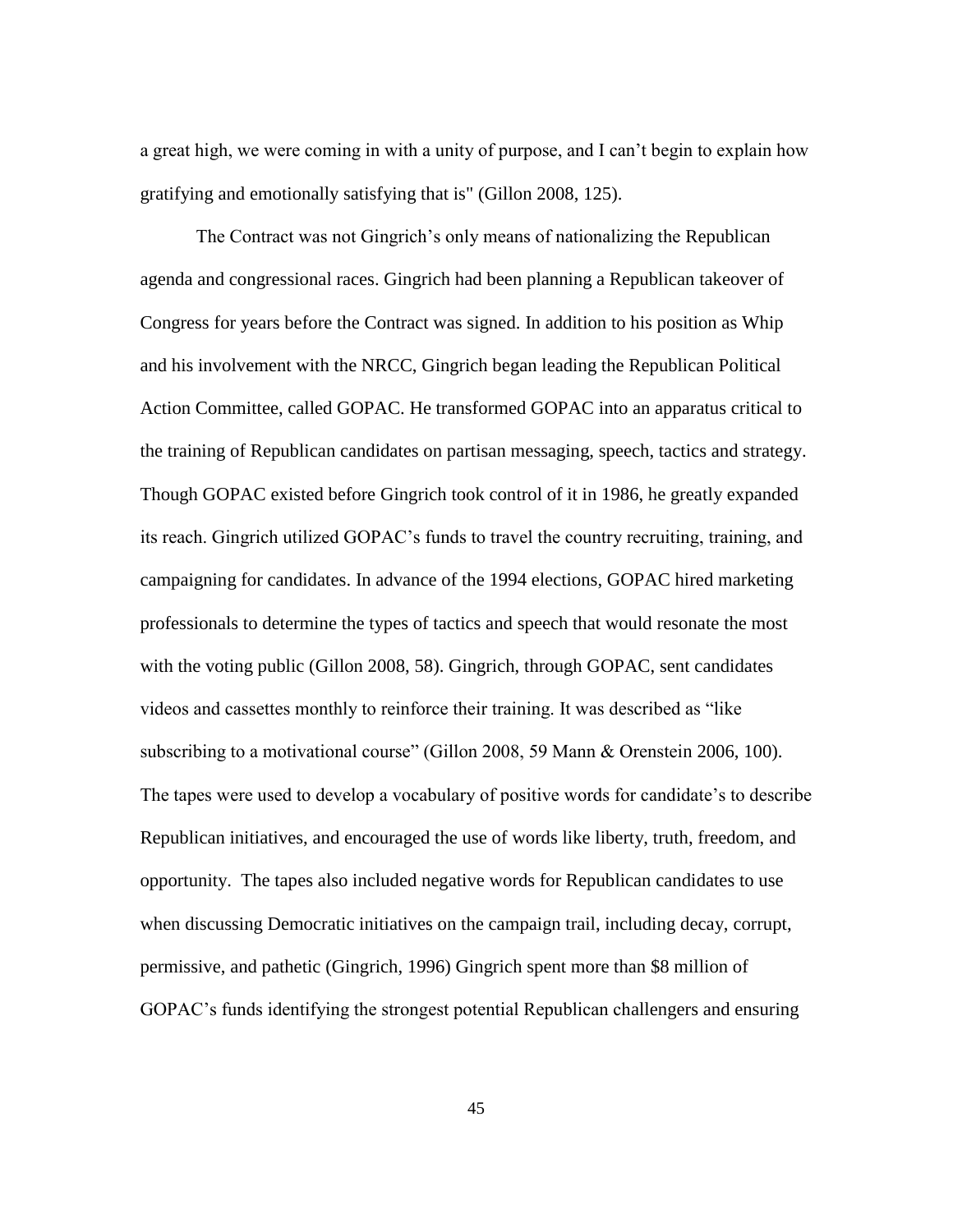a great high, we were coming in with a unity of purpose, and I can't begin to explain how gratifying and emotionally satisfying that is" (Gillon 2008, 125).

The Contract was not Gingrich's only means of nationalizing the Republican agenda and congressional races. Gingrich had been planning a Republican takeover of Congress for years before the Contract was signed. In addition to his position as Whip and his involvement with the NRCC, Gingrich began leading the Republican Political Action Committee, called GOPAC. He transformed GOPAC into an apparatus critical to the training of Republican candidates on partisan messaging, speech, tactics and strategy. Though GOPAC existed before Gingrich took control of it in 1986, he greatly expanded its reach. Gingrich utilized GOPAC's funds to travel the country recruiting, training, and campaigning for candidates. In advance of the 1994 elections, GOPAC hired marketing professionals to determine the types of tactics and speech that would resonate the most with the voting public (Gillon 2008, 58). Gingrich, through GOPAC, sent candidates videos and cassettes monthly to reinforce their training. It was described as "like subscribing to a motivational course" (Gillon 2008, 59 Mann & Orenstein 2006, 100). The tapes were used to develop a vocabulary of positive words for candidate's to describe Republican initiatives, and encouraged the use of words like liberty, truth, freedom, and opportunity. The tapes also included negative words for Republican candidates to use when discussing Democratic initiatives on the campaign trail, including decay, corrupt, permissive, and pathetic (Gingrich, 1996) Gingrich spent more than $8 million of GOPAC's funds identifying the strongest potential Republican challengers and ensuring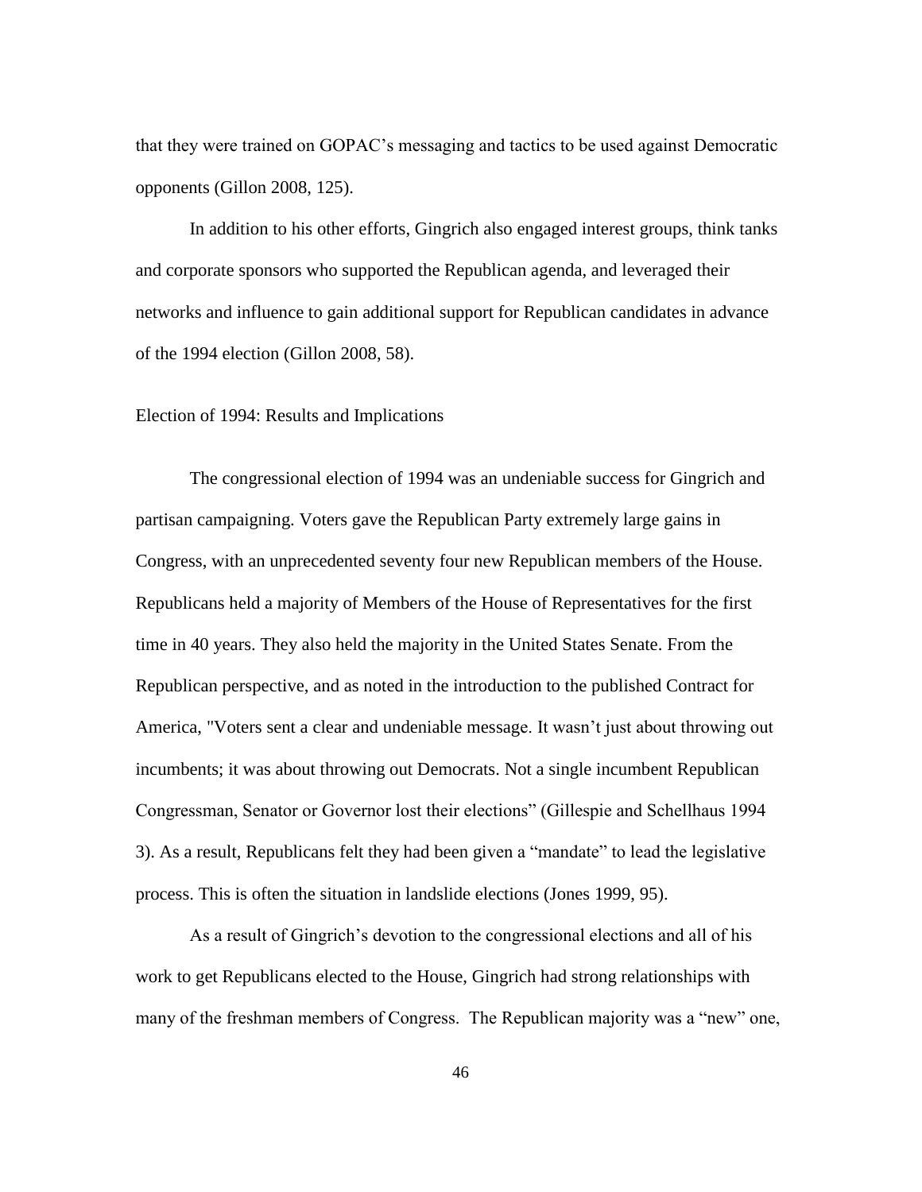that they were trained on GOPAC's messaging and tactics to be used against Democratic opponents (Gillon 2008, 125).

In addition to his other efforts, Gingrich also engaged interest groups, think tanks and corporate sponsors who supported the Republican agenda, and leveraged their networks and influence to gain additional support for Republican candidates in advance of the 1994 election (Gillon 2008, 58).

## Election of 1994: Results and Implications

The congressional election of 1994 was an undeniable success for Gingrich and partisan campaigning. Voters gave the Republican Party extremely large gains in Congress, with an unprecedented seventy four new Republican members of the House. Republicans held a majority of Members of the House of Representatives for the first time in 40 years. They also held the majority in the United States Senate. From the Republican perspective, and as noted in the introduction to the published Contract for America, "Voters sent a clear and undeniable message. It wasn't just about throwing out incumbents; it was about throwing out Democrats. Not a single incumbent Republican Congressman, Senator or Governor lost their elections" (Gillespie and Schellhaus 1994 3). As a result, Republicans felt they had been given a "mandate" to lead the legislative process. This is often the situation in landslide elections (Jones 1999, 95).

As a result of Gingrich's devotion to the congressional elections and all of his work to get Republicans elected to the House, Gingrich had strong relationships with many of the freshman members of Congress. The Republican majority was a "new" one,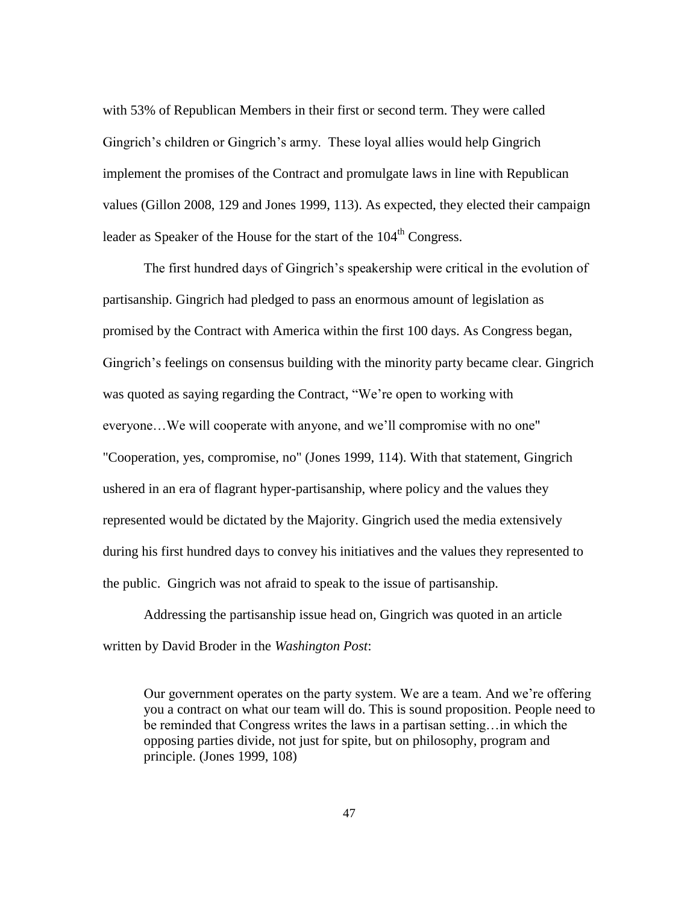with 53% of Republican Members in their first or second term. They were called Gingrich's children or Gingrich's army. These loyal allies would help Gingrich implement the promises of the Contract and promulgate laws in line with Republican values (Gillon 2008, 129 and Jones 1999, 113). As expected, they elected their campaign leader as Speaker of the House for the start of the 104th Congress.

The first hundred days of Gingrich's speakership were critical in the evolution of partisanship. Gingrich had pledged to pass an enormous amount of legislation as promised by the Contract with America within the first 100 days. As Congress began, Gingrich's feelings on consensus building with the minority party became clear. Gingrich was quoted as saying regarding the Contract, "We're open to working with everyone…We will cooperate with anyone, and we'll compromise with no one" "Cooperation, yes, compromise, no" (Jones 1999, 114). With that statement, Gingrich ushered in an era of flagrant hyper-partisanship, where policy and the values they represented would be dictated by the Majority. Gingrich used the media extensively during his first hundred days to convey his initiatives and the values they represented to the public. Gingrich was not afraid to speak to the issue of partisanship.

Addressing the partisanship issue head on, Gingrich was quoted in an article written by David Broder in the *Washington Post*:

> Our government operates on the party system. We are a team. And we're offering you a contract on what our team will do. This is sound proposition. People need to be reminded that Congress writes the laws in a partisan setting…in which the opposing parties divide, not just for spite, but on philosophy, program and principle. (Jones 1999, 108)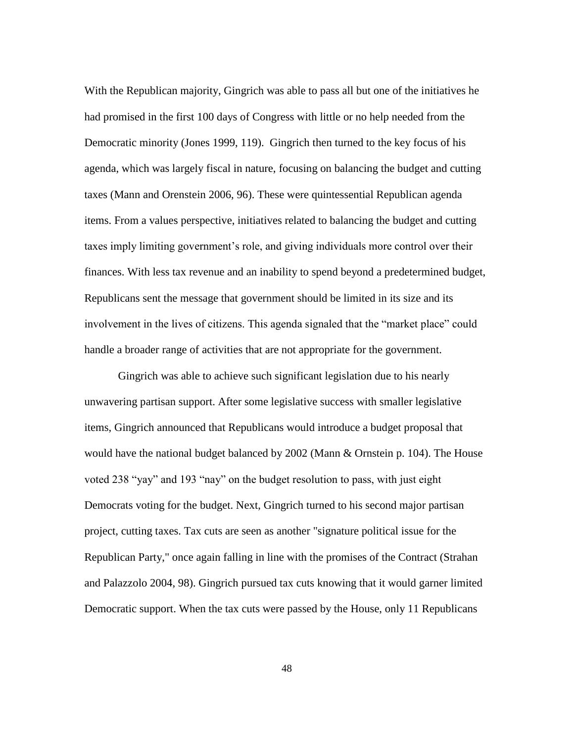With the Republican majority, Gingrich was able to pass all but one of the initiatives he had promised in the first 100 days of Congress with little or no help needed from the Democratic minority (Jones 1999, 119). Gingrich then turned to the key focus of his agenda, which was largely fiscal in nature, focusing on balancing the budget and cutting taxes (Mann and Orenstein 2006, 96). These were quintessential Republican agenda items. From a values perspective, initiatives related to balancing the budget and cutting taxes imply limiting government's role, and giving individuals more control over their finances. With less tax revenue and an inability to spend beyond a predetermined budget, Republicans sent the message that government should be limited in its size and its involvement in the lives of citizens. This agenda signaled that the "market place" could handle a broader range of activities that are not appropriate for the government.

Gingrich was able to achieve such significant legislation due to his nearly unwavering partisan support. After some legislative success with smaller legislative items, Gingrich announced that Republicans would introduce a budget proposal that would have the national budget balanced by 2002 (Mann & Ornstein p. 104). The House voted 238 "yay" and 193 "nay" on the budget resolution to pass, with just eight Democrats voting for the budget. Next, Gingrich turned to his second major partisan project, cutting taxes. Tax cuts are seen as another "signature political issue for the Republican Party," once again falling in line with the promises of the Contract (Strahan and Palazzolo 2004, 98). Gingrich pursued tax cuts knowing that it would garner limited Democratic support. When the tax cuts were passed by the House, only 11 Republicans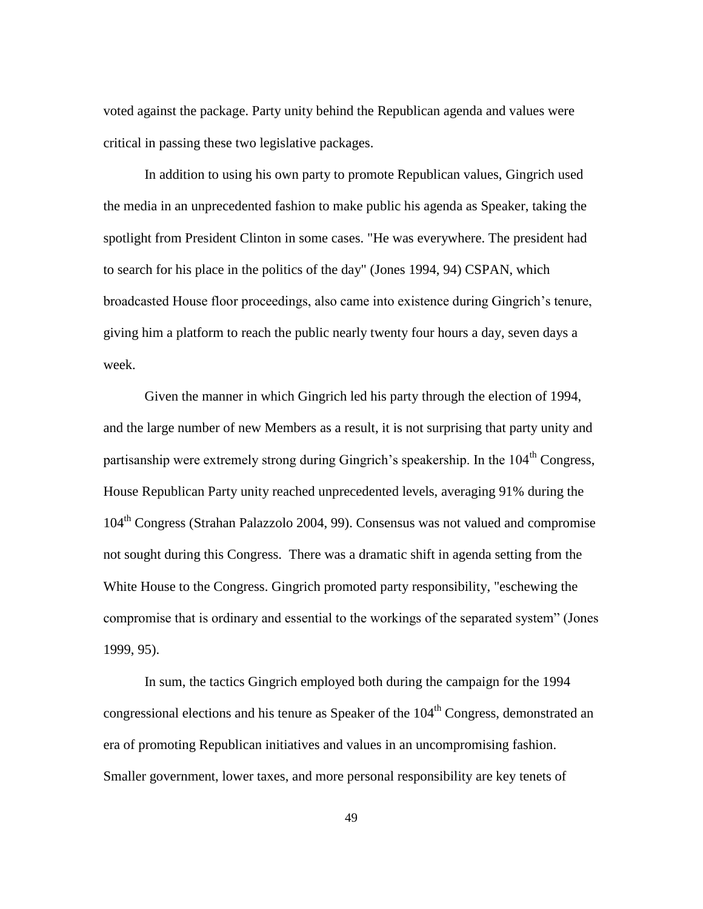voted against the package. Party unity behind the Republican agenda and values were critical in passing these two legislative packages.

In addition to using his own party to promote Republican values, Gingrich used the media in an unprecedented fashion to make public his agenda as Speaker, taking the spotlight from President Clinton in some cases. "He was everywhere. The president had to search for his place in the politics of the day" (Jones 1994, 94) CSPAN, which broadcasted House floor proceedings, also came into existence during Gingrich's tenure, giving him a platform to reach the public nearly twenty four hours a day, seven days a week.

Given the manner in which Gingrich led his party through the election of 1994, and the large number of new Members as a result, it is not surprising that party unity and partisanship were extremely strong during Gingrich's speakership. In the 104th Congress, House Republican Party unity reached unprecedented levels, averaging 91% during the 104th Congress (Strahan Palazzolo 2004, 99). Consensus was not valued and compromise not sought during this Congress. There was a dramatic shift in agenda setting from the White House to the Congress. Gingrich promoted party responsibility, "eschewing the compromise that is ordinary and essential to the workings of the separated system" (Jones 1999, 95).

In sum, the tactics Gingrich employed both during the campaign for the 1994 congressional elections and his tenure as Speaker of the 104th Congress, demonstrated an era of promoting Republican initiatives and values in an uncompromising fashion. Smaller government, lower taxes, and more personal responsibility are key tenets of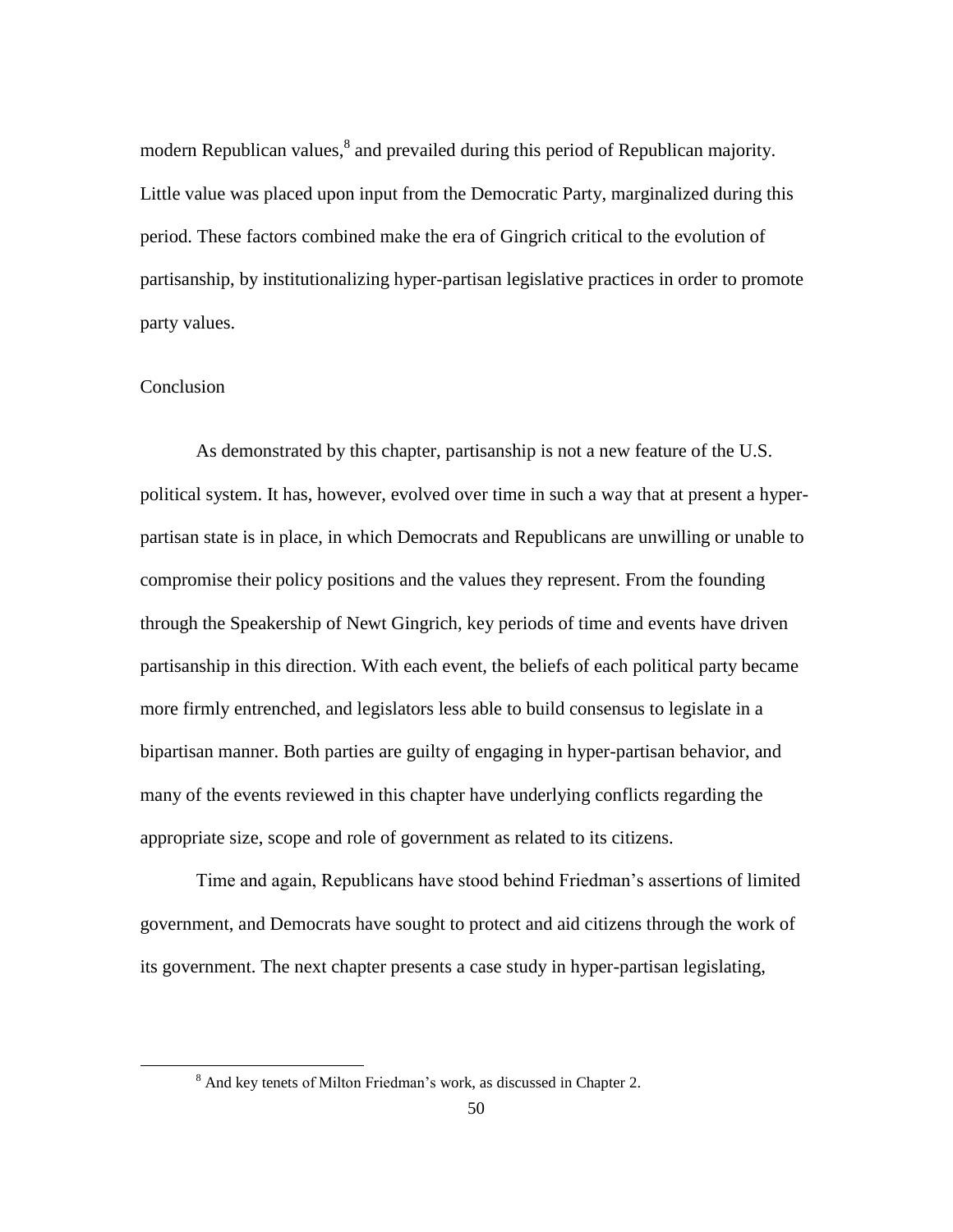modern Republican values,[8] and prevailed during this period of Republican majority. Little value was placed upon input from the Democratic Party, marginalized during this period. These factors combined make the era of Gingrich critical to the evolution of partisanship, by institutionalizing hyper-partisan legislative practices in order to promote party values.

## Conclusion

As demonstrated by this chapter, partisanship is not a new feature of the U.S. political system. It has, however, evolved over time in such a way that at present a hyper-partisan state is in place, in which Democrats and Republicans are unwilling or unable to compromise their policy positions and the values they represent. From the founding through the Speakership of Newt Gingrich, key periods of time and events have driven partisanship in this direction. With each event, the beliefs of each political party became more firmly entrenched, and legislators less able to build consensus to legislate in a bipartisan manner. Both parties are guilty of engaging in hyper-partisan behavior, and many of the events reviewed in this chapter have underlying conflicts regarding the appropriate size, scope and role of government as related to its citizens.

Time and again, Republicans have stood behind Friedman's assertions of limited government, and Democrats have sought to protect and aid citizens through the work of its government. The next chapter presents a case study in hyper-partisan legislating,

---

[8] And key tenets of Milton Friedman's work, as discussed in Chapter 2.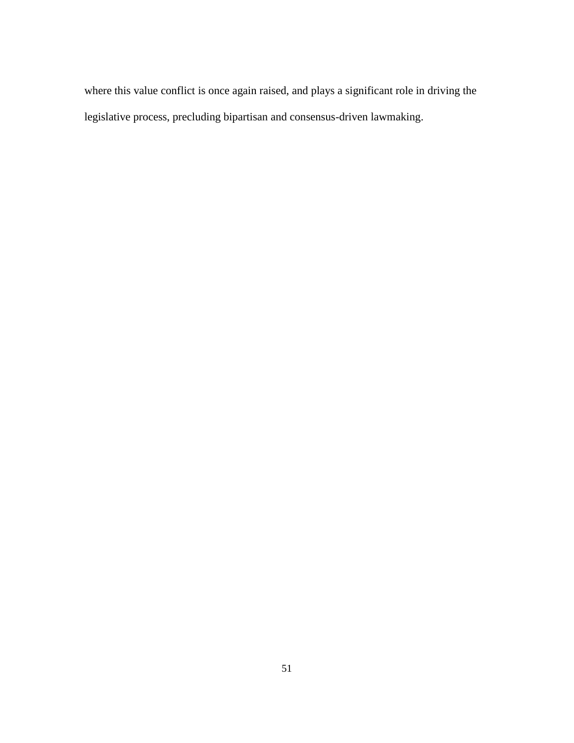where this value conflict is once again raised, and plays a significant role in driving the legislative process, precluding bipartisan and consensus-driven lawmaking.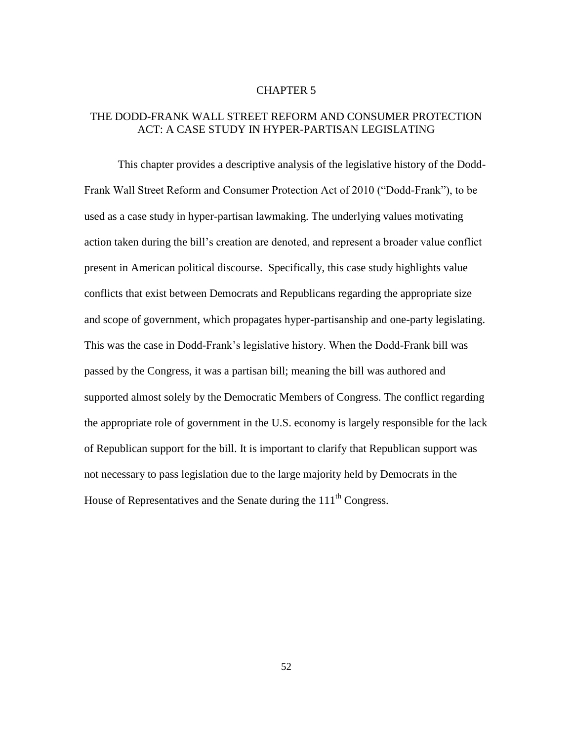# CHAPTER 5

## THE DODD-FRANK WALL STREET REFORM AND CONSUMER PROTECTION ACT: A CASE STUDY IN HYPER-PARTISAN LEGISLATING

This chapter provides a descriptive analysis of the legislative history of the Dodd-Frank Wall Street Reform and Consumer Protection Act of 2010 ("Dodd-Frank"), to be used as a case study in hyper-partisan lawmaking. The underlying values motivating action taken during the bill's creation are denoted, and represent a broader value conflict present in American political discourse. Specifically, this case study highlights value conflicts that exist between Democrats and Republicans regarding the appropriate size and scope of government, which propagates hyper-partisanship and one-party legislating. This was the case in Dodd-Frank's legislative history. When the Dodd-Frank bill was passed by the Congress, it was a partisan bill; meaning the bill was authored and supported almost solely by the Democratic Members of Congress. The conflict regarding the appropriate role of government in the U.S. economy is largely responsible for the lack of Republican support for the bill. It is important to clarify that Republican support was not necessary to pass legislation due to the large majority held by Democrats in the House of Representatives and the Senate during the 111th Congress.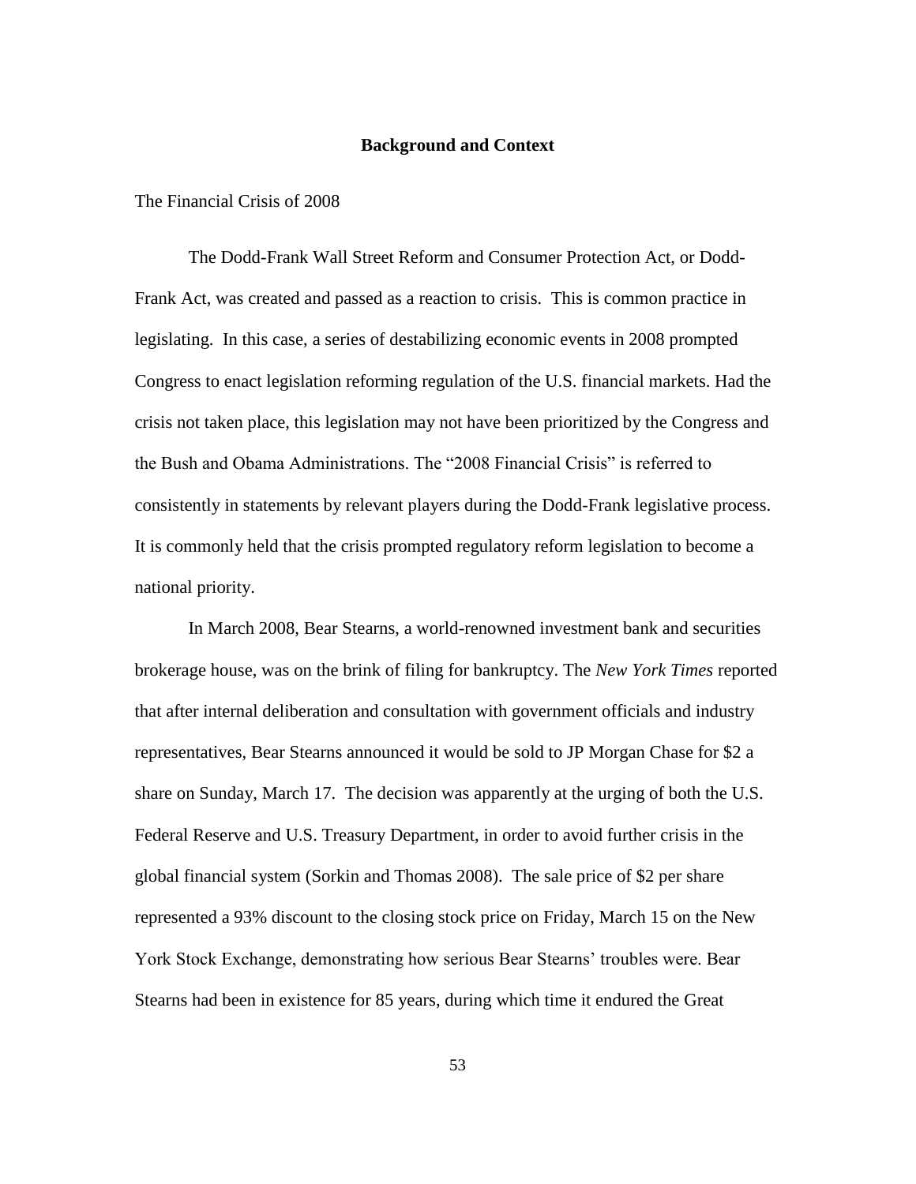## Background and Context

### The Financial Crisis of 2008

The Dodd-Frank Wall Street Reform and Consumer Protection Act, or Dodd-Frank Act, was created and passed as a reaction to crisis. This is common practice in legislating. In this case, a series of destabilizing economic events in 2008 prompted Congress to enact legislation reforming regulation of the U.S. financial markets. Had the crisis not taken place, this legislation may not have been prioritized by the Congress and the Bush and Obama Administrations. The "2008 Financial Crisis" is referred to consistently in statements by relevant players during the Dodd-Frank legislative process. It is commonly held that the crisis prompted regulatory reform legislation to become a national priority.

In March 2008, Bear Stearns, a world-renowned investment bank and securities brokerage house, was on the brink of filing for bankruptcy. The *New York Times* reported that after internal deliberation and consultation with government officials and industry representatives, Bear Stearns announced it would be sold to JP Morgan Chase for $2 a share on Sunday, March 17. The decision was apparently at the urging of both the U.S. Federal Reserve and U.S. Treasury Department, in order to avoid further crisis in the global financial system (Sorkin and Thomas 2008). The sale price of $2 per share represented a 93% discount to the closing stock price on Friday, March 15 on the New York Stock Exchange, demonstrating how serious Bear Stearns' troubles were. Bear Stearns had been in existence for 85 years, during which time it endured the Great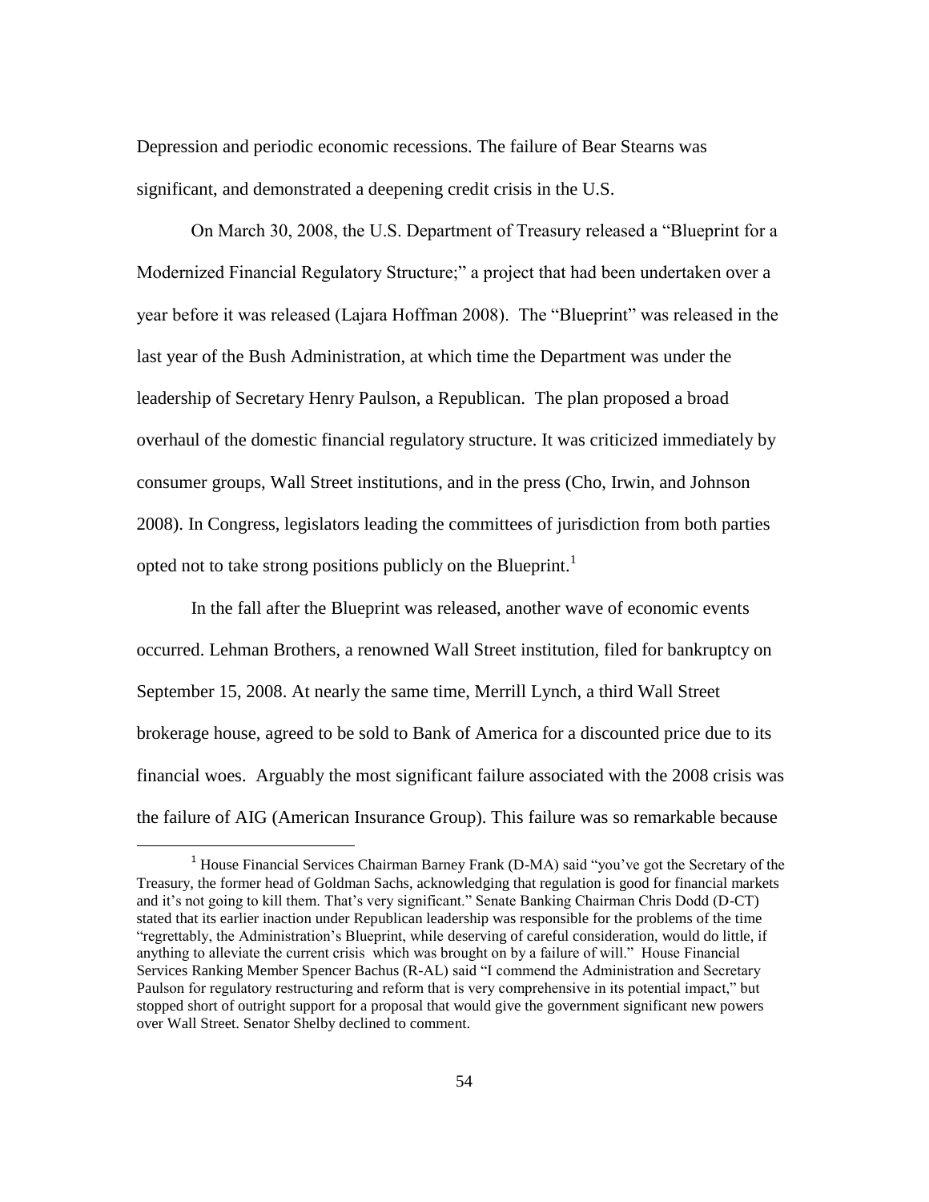Depression and periodic economic recessions. The failure of Bear Stearns was significant, and demonstrated a deepening credit crisis in the U.S.

On March 30, 2008, the U.S. Department of Treasury released a "Blueprint for a Modernized Financial Regulatory Structure;" a project that had been undertaken over a year before it was released (Lajara Hoffman 2008). The "Blueprint" was released in the last year of the Bush Administration, at which time the Department was under the leadership of Secretary Henry Paulson, a Republican. The plan proposed a broad overhaul of the domestic financial regulatory structure. It was criticized immediately by consumer groups, Wall Street institutions, and in the press (Cho, Irwin, and Johnson 2008). In Congress, legislators leading the committees of jurisdiction from both parties opted not to take strong positions publicly on the Blueprint.[1]

In the fall after the Blueprint was released, another wave of economic events occurred. Lehman Brothers, a renowned Wall Street institution, filed for bankruptcy on September 15, 2008. At nearly the same time, Merrill Lynch, a third Wall Street brokerage house, agreed to be sold to Bank of America for a discounted price due to its financial woes. Arguably the most significant failure associated with the 2008 crisis was the failure of AIG (American Insurance Group). This failure was so remarkable because

[1] House Financial Services Chairman Barney Frank (D-MA) said "you've got the Secretary of the Treasury, the former head of Goldman Sachs, acknowledging that regulation is good for financial markets and it's not going to kill them. That's very significant." Senate Banking Chairman Chris Dodd (D-CT) stated that its earlier inaction under Republican leadership was responsible for the problems of the time "regrettably, the Administration's Blueprint, while deserving of careful consideration, would do little, if anything to alleviate the current crisis which was brought on by a failure of will." House Financial Services Ranking Member Spencer Bachus (R-AL) said "I commend the Administration and Secretary Paulson for regulatory restructuring and reform that is very comprehensive in its potential impact," but stopped short of outright support for a proposal that would give the government significant new powers over Wall Street. Senator Shelby declined to comment.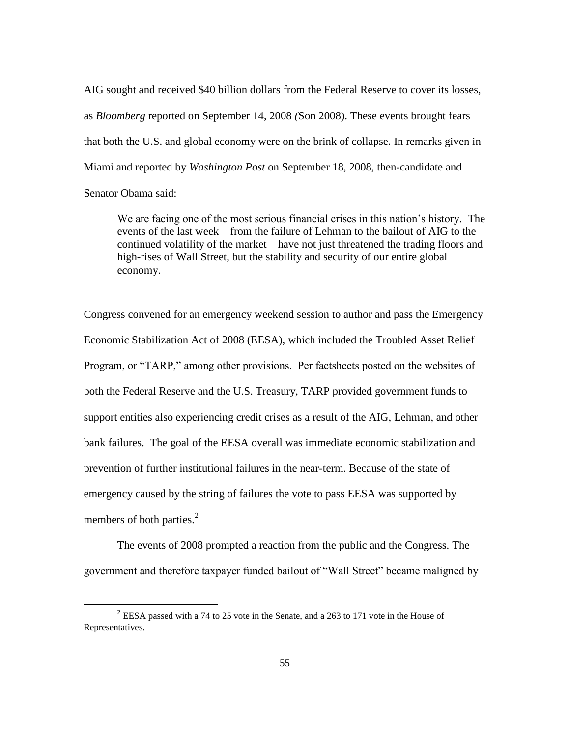AIG sought and received $40 billion dollars from the Federal Reserve to cover its losses, as *Bloomberg* reported on September 14, 2008 *(*Son 2008). These events brought fears that both the U.S. and global economy were on the brink of collapse. In remarks given in Miami and reported by *Washington Post* on September 18, 2008, then-candidate and Senator Obama said:

> We are facing one of the most serious financial crises in this nation's history. The events of the last week – from the failure of Lehman to the bailout of AIG to the continued volatility of the market – have not just threatened the trading floors and high-rises of Wall Street, but the stability and security of our entire global economy.

Congress convened for an emergency weekend session to author and pass the Emergency Economic Stabilization Act of 2008 (EESA), which included the Troubled Asset Relief Program, or "TARP," among other provisions. Per factsheets posted on the websites of both the Federal Reserve and the U.S. Treasury, TARP provided government funds to support entities also experiencing credit crises as a result of the AIG, Lehman, and other bank failures. The goal of the EESA overall was immediate economic stabilization and prevention of further institutional failures in the near-term. Because of the state of emergency caused by the string of failures the vote to pass EESA was supported by members of both parties.[2]

The events of 2008 prompted a reaction from the public and the Congress. The government and therefore taxpayer funded bailout of "Wall Street" became maligned by

---

[2] EESA passed with a 74 to 25 vote in the Senate, and a 263 to 171 vote in the House of Representatives.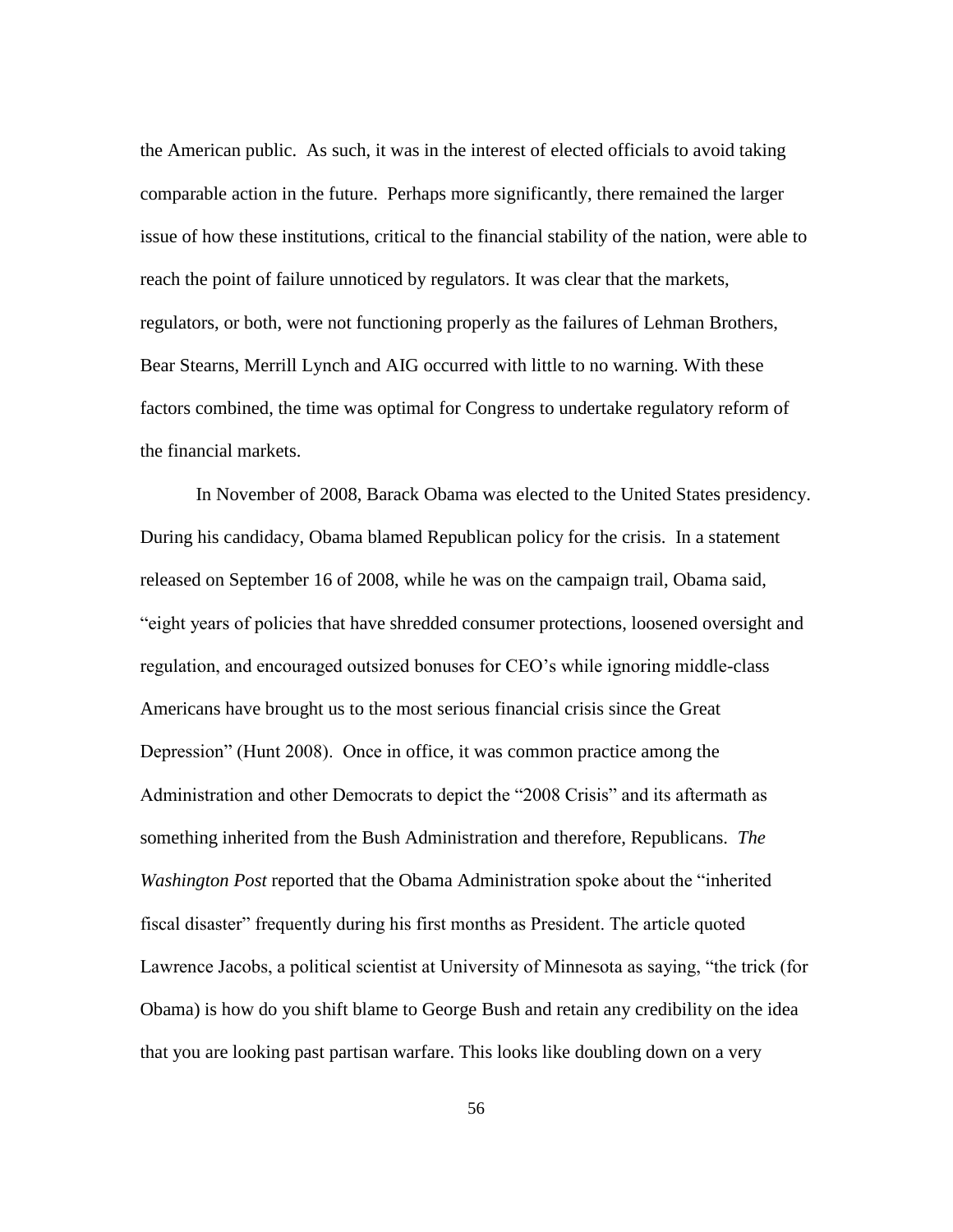the American public. As such, it was in the interest of elected officials to avoid taking comparable action in the future. Perhaps more significantly, there remained the larger issue of how these institutions, critical to the financial stability of the nation, were able to reach the point of failure unnoticed by regulators. It was clear that the markets, regulators, or both, were not functioning properly as the failures of Lehman Brothers, Bear Stearns, Merrill Lynch and AIG occurred with little to no warning. With these factors combined, the time was optimal for Congress to undertake regulatory reform of the financial markets.

In November of 2008, Barack Obama was elected to the United States presidency. During his candidacy, Obama blamed Republican policy for the crisis. In a statement released on September 16 of 2008, while he was on the campaign trail, Obama said, "eight years of policies that have shredded consumer protections, loosened oversight and regulation, and encouraged outsized bonuses for CEO's while ignoring middle-class Americans have brought us to the most serious financial crisis since the Great Depression" (Hunt 2008). Once in office, it was common practice among the Administration and other Democrats to depict the "2008 Crisis" and its aftermath as something inherited from the Bush Administration and therefore, Republicans. *The Washington Post* reported that the Obama Administration spoke about the "inherited fiscal disaster" frequently during his first months as President. The article quoted Lawrence Jacobs, a political scientist at University of Minnesota as saying, "the trick (for Obama) is how do you shift blame to George Bush and retain any credibility on the idea that you are looking past partisan warfare. This looks like doubling down on a very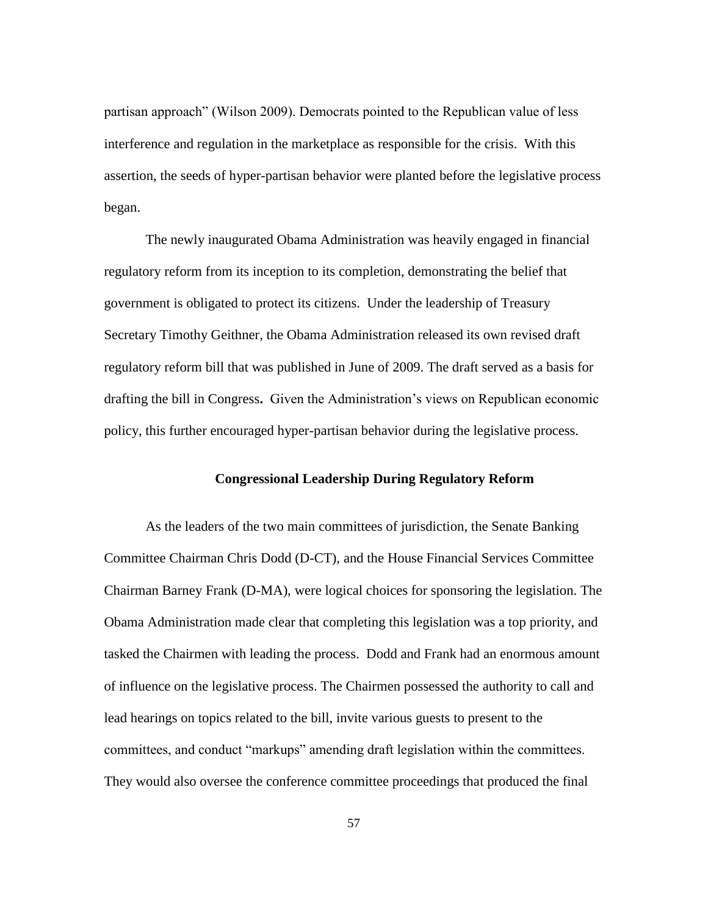partisan approach" (Wilson 2009). Democrats pointed to the Republican value of less interference and regulation in the marketplace as responsible for the crisis. With this assertion, the seeds of hyper-partisan behavior were planted before the legislative process began.

The newly inaugurated Obama Administration was heavily engaged in financial regulatory reform from its inception to its completion, demonstrating the belief that government is obligated to protect its citizens. Under the leadership of Treasury Secretary Timothy Geithner, the Obama Administration released its own revised draft regulatory reform bill that was published in June of 2009. The draft served as a basis for drafting the bill in Congress**.** Given the Administration's views on Republican economic policy, this further encouraged hyper-partisan behavior during the legislative process.

## Congressional Leadership During Regulatory Reform

As the leaders of the two main committees of jurisdiction, the Senate Banking Committee Chairman Chris Dodd (D-CT), and the House Financial Services Committee Chairman Barney Frank (D-MA), were logical choices for sponsoring the legislation. The Obama Administration made clear that completing this legislation was a top priority, and tasked the Chairmen with leading the process. Dodd and Frank had an enormous amount of influence on the legislative process. The Chairmen possessed the authority to call and lead hearings on topics related to the bill, invite various guests to present to the committees, and conduct "markups" amending draft legislation within the committees. They would also oversee the conference committee proceedings that produced the final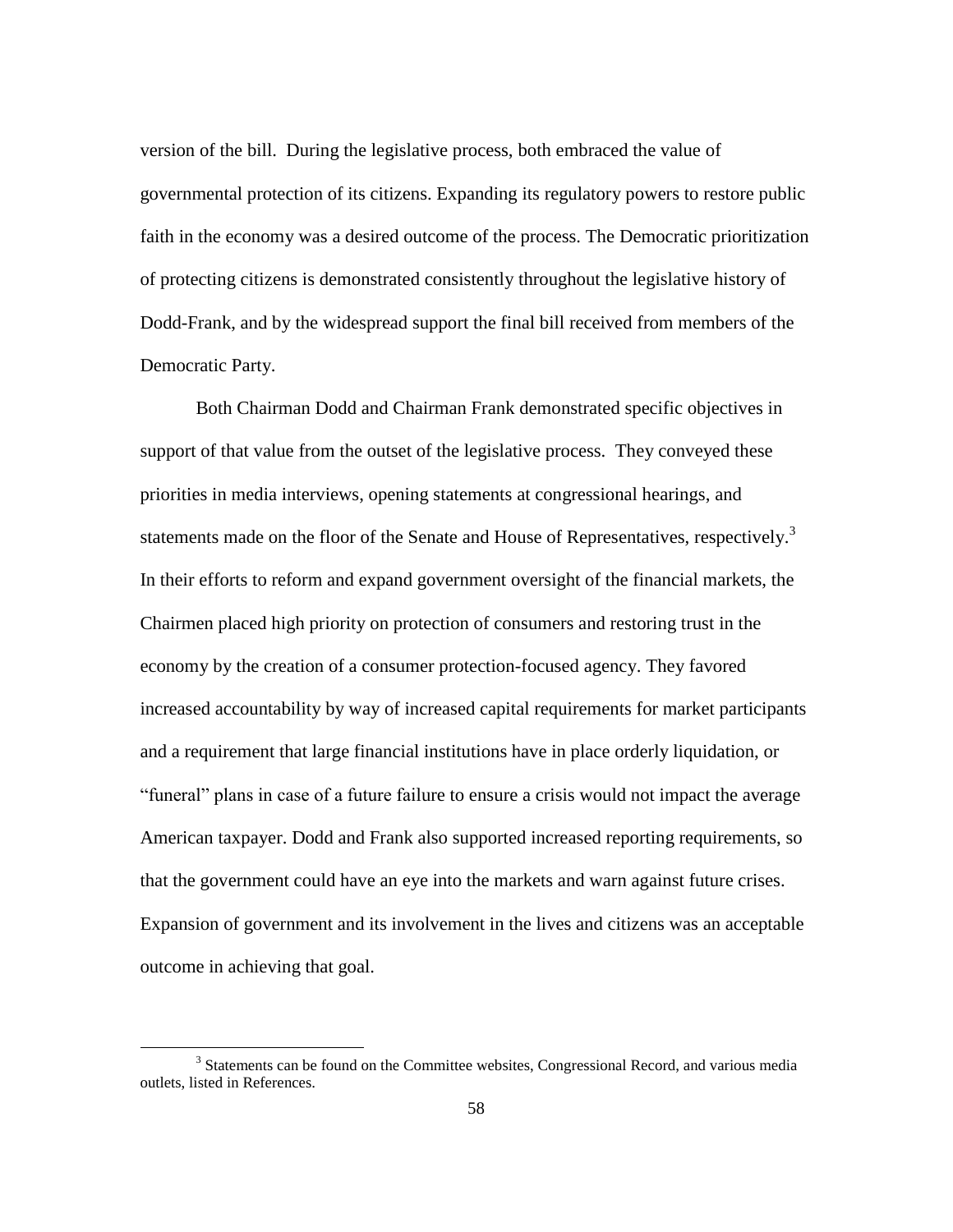version of the bill. During the legislative process, both embraced the value of governmental protection of its citizens. Expanding its regulatory powers to restore public faith in the economy was a desired outcome of the process. The Democratic prioritization of protecting citizens is demonstrated consistently throughout the legislative history of Dodd-Frank, and by the widespread support the final bill received from members of the Democratic Party.

Both Chairman Dodd and Chairman Frank demonstrated specific objectives in support of that value from the outset of the legislative process. They conveyed these priorities in media interviews, opening statements at congressional hearings, and statements made on the floor of the Senate and House of Representatives, respectively.[3] In their efforts to reform and expand government oversight of the financial markets, the Chairmen placed high priority on protection of consumers and restoring trust in the economy by the creation of a consumer protection-focused agency. They favored increased accountability by way of increased capital requirements for market participants and a requirement that large financial institutions have in place orderly liquidation, or "funeral" plans in case of a future failure to ensure a crisis would not impact the average American taxpayer. Dodd and Frank also supported increased reporting requirements, so that the government could have an eye into the markets and warn against future crises. Expansion of government and its involvement in the lives and citizens was an acceptable outcome in achieving that goal.

[3] Statements can be found on the Committee websites, Congressional Record, and various media outlets, listed in References.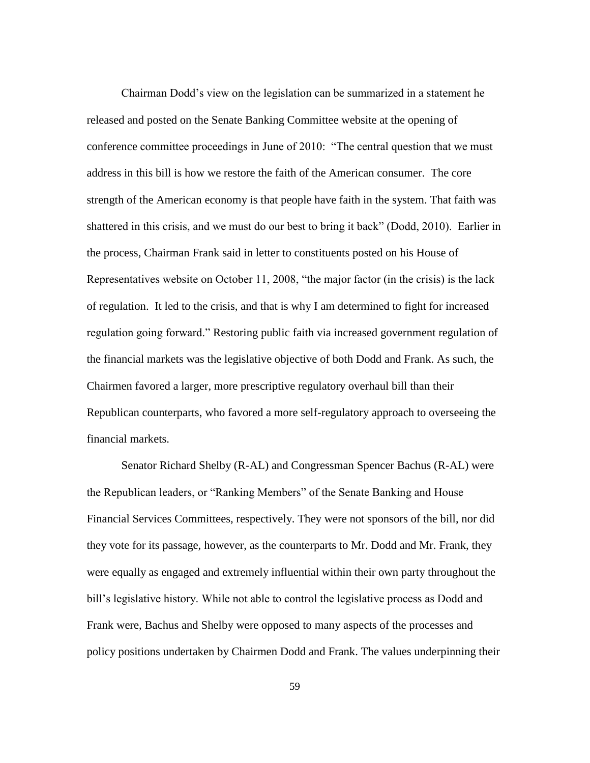Chairman Dodd's view on the legislation can be summarized in a statement he released and posted on the Senate Banking Committee website at the opening of conference committee proceedings in June of 2010: "The central question that we must address in this bill is how we restore the faith of the American consumer. The core strength of the American economy is that people have faith in the system. That faith was shattered in this crisis, and we must do our best to bring it back" (Dodd, 2010). Earlier in the process, Chairman Frank said in letter to constituents posted on his House of Representatives website on October 11, 2008, "the major factor (in the crisis) is the lack of regulation. It led to the crisis, and that is why I am determined to fight for increased regulation going forward." Restoring public faith via increased government regulation of the financial markets was the legislative objective of both Dodd and Frank. As such, the Chairmen favored a larger, more prescriptive regulatory overhaul bill than their Republican counterparts, who favored a more self-regulatory approach to overseeing the financial markets.

Senator Richard Shelby (R-AL) and Congressman Spencer Bachus (R-AL) were the Republican leaders, or "Ranking Members" of the Senate Banking and House Financial Services Committees, respectively. They were not sponsors of the bill, nor did they vote for its passage, however, as the counterparts to Mr. Dodd and Mr. Frank, they were equally as engaged and extremely influential within their own party throughout the bill's legislative history. While not able to control the legislative process as Dodd and Frank were, Bachus and Shelby were opposed to many aspects of the processes and policy positions undertaken by Chairmen Dodd and Frank. The values underpinning their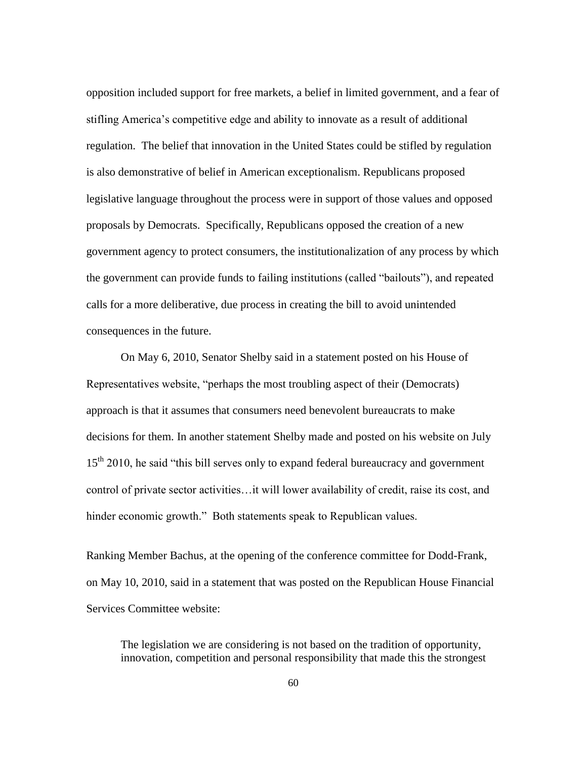opposition included support for free markets, a belief in limited government, and a fear of stifling America's competitive edge and ability to innovate as a result of additional regulation. The belief that innovation in the United States could be stifled by regulation is also demonstrative of belief in American exceptionalism. Republicans proposed legislative language throughout the process were in support of those values and opposed proposals by Democrats. Specifically, Republicans opposed the creation of a new government agency to protect consumers, the institutionalization of any process by which the government can provide funds to failing institutions (called "bailouts"), and repeated calls for a more deliberative, due process in creating the bill to avoid unintended consequences in the future.

On May 6, 2010, Senator Shelby said in a statement posted on his House of Representatives website, "perhaps the most troubling aspect of their (Democrats) approach is that it assumes that consumers need benevolent bureaucrats to make decisions for them. In another statement Shelby made and posted on his website on July 15th 2010, he said "this bill serves only to expand federal bureaucracy and government control of private sector activities…it will lower availability of credit, raise its cost, and hinder economic growth." Both statements speak to Republican values.

Ranking Member Bachus, at the opening of the conference committee for Dodd-Frank, on May 10, 2010, said in a statement that was posted on the Republican House Financial Services Committee website:

> The legislation we are considering is not based on the tradition of opportunity, innovation, competition and personal responsibility that made this the strongest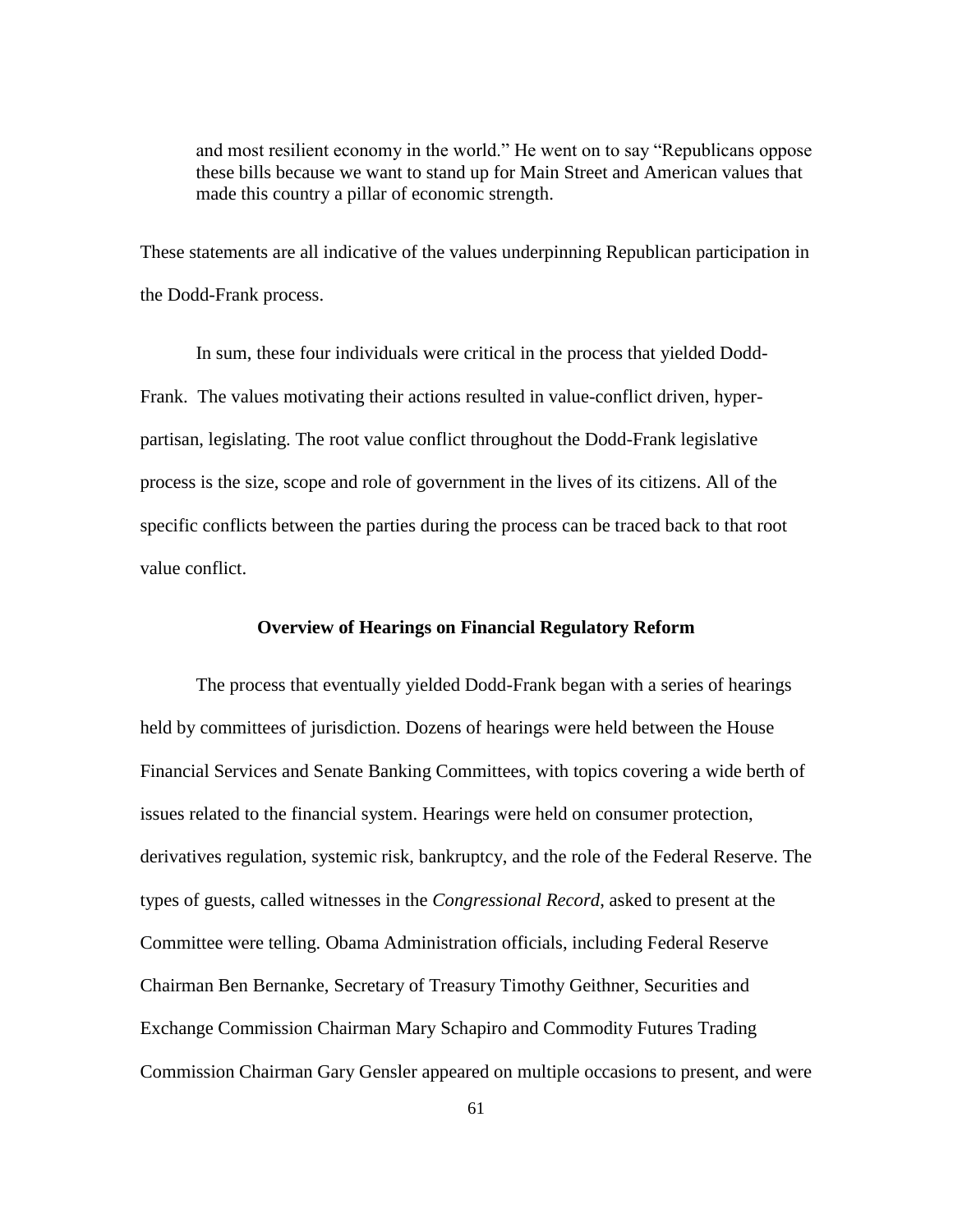> and most resilient economy in the world." He went on to say "Republicans oppose these bills because we want to stand up for Main Street and American values that made this country a pillar of economic strength.

These statements are all indicative of the values underpinning Republican participation in the Dodd-Frank process.

In sum, these four individuals were critical in the process that yielded Dodd-Frank. The values motivating their actions resulted in value-conflict driven, hyper-partisan, legislating. The root value conflict throughout the Dodd-Frank legislative process is the size, scope and role of government in the lives of its citizens. All of the specific conflicts between the parties during the process can be traced back to that root value conflict.

### Overview of Hearings on Financial Regulatory Reform

The process that eventually yielded Dodd-Frank began with a series of hearings held by committees of jurisdiction. Dozens of hearings were held between the House Financial Services and Senate Banking Committees, with topics covering a wide berth of issues related to the financial system. Hearings were held on consumer protection, derivatives regulation, systemic risk, bankruptcy, and the role of the Federal Reserve. The types of guests, called witnesses in the *Congressional Record*, asked to present at the Committee were telling. Obama Administration officials, including Federal Reserve Chairman Ben Bernanke, Secretary of Treasury Timothy Geithner, Securities and Exchange Commission Chairman Mary Schapiro and Commodity Futures Trading Commission Chairman Gary Gensler appeared on multiple occasions to present, and were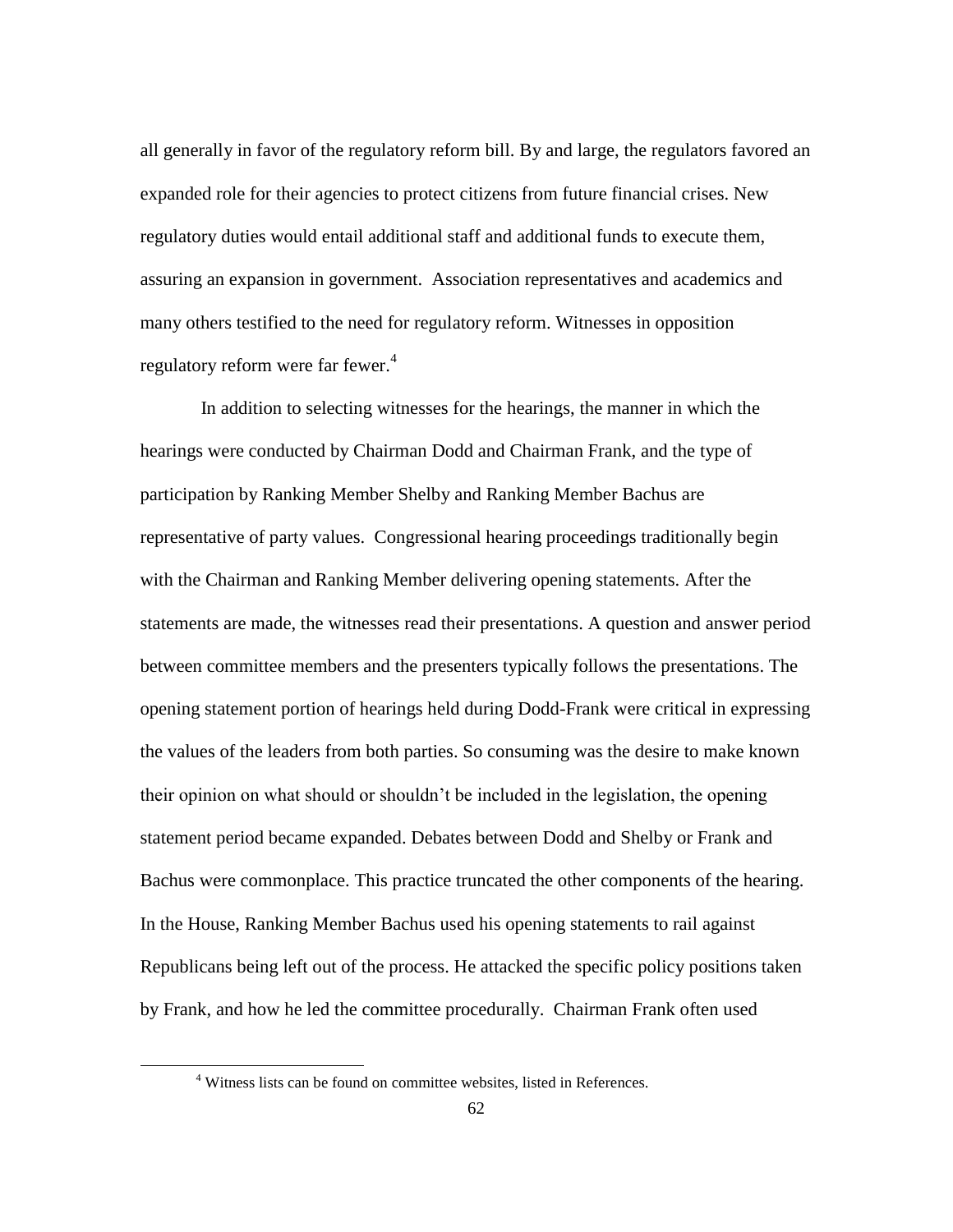all generally in favor of the regulatory reform bill. By and large, the regulators favored an expanded role for their agencies to protect citizens from future financial crises. New regulatory duties would entail additional staff and additional funds to execute them, assuring an expansion in government. Association representatives and academics and many others testified to the need for regulatory reform. Witnesses in opposition regulatory reform were far fewer.[4]

In addition to selecting witnesses for the hearings, the manner in which the hearings were conducted by Chairman Dodd and Chairman Frank, and the type of participation by Ranking Member Shelby and Ranking Member Bachus are representative of party values. Congressional hearing proceedings traditionally begin with the Chairman and Ranking Member delivering opening statements. After the statements are made, the witnesses read their presentations. A question and answer period between committee members and the presenters typically follows the presentations. The opening statement portion of hearings held during Dodd-Frank were critical in expressing the values of the leaders from both parties. So consuming was the desire to make known their opinion on what should or shouldn't be included in the legislation, the opening statement period became expanded. Debates between Dodd and Shelby or Frank and Bachus were commonplace. This practice truncated the other components of the hearing. In the House, Ranking Member Bachus used his opening statements to rail against Republicans being left out of the process. He attacked the specific policy positions taken by Frank, and how he led the committee procedurally. Chairman Frank often used

[4] Witness lists can be found on committee websites, listed in References.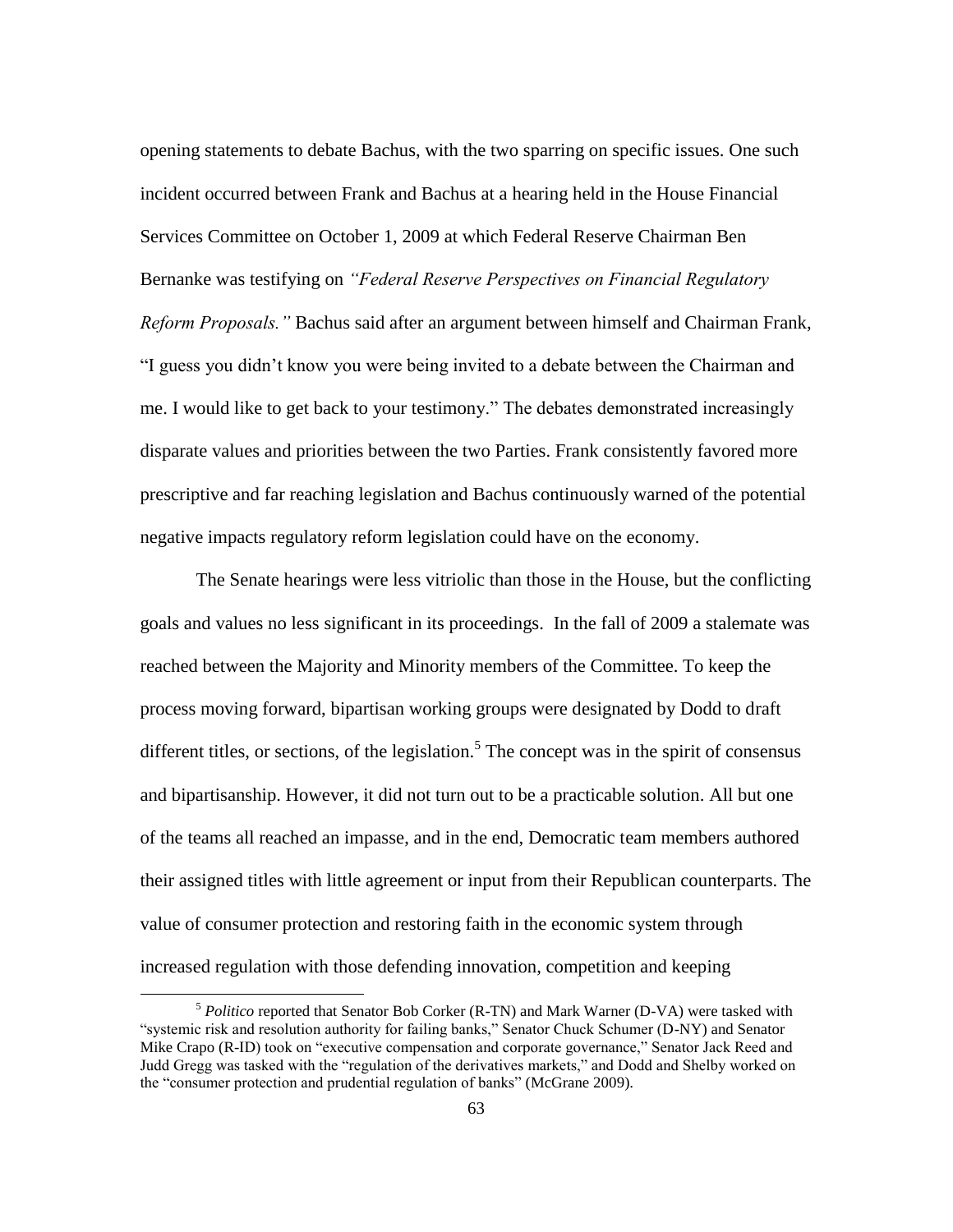opening statements to debate Bachus, with the two sparring on specific issues. One such incident occurred between Frank and Bachus at a hearing held in the House Financial Services Committee on October 1, 2009 at which Federal Reserve Chairman Ben Bernanke was testifying on *"Federal Reserve Perspectives on Financial Regulatory Reform Proposals."* Bachus said after an argument between himself and Chairman Frank, "I guess you didn't know you were being invited to a debate between the Chairman and me. I would like to get back to your testimony." The debates demonstrated increasingly disparate values and priorities between the two Parties. Frank consistently favored more prescriptive and far reaching legislation and Bachus continuously warned of the potential negative impacts regulatory reform legislation could have on the economy.

The Senate hearings were less vitriolic than those in the House, but the conflicting goals and values no less significant in its proceedings. In the fall of 2009 a stalemate was reached between the Majority and Minority members of the Committee. To keep the process moving forward, bipartisan working groups were designated by Dodd to draft different titles, or sections, of the legislation.[5] The concept was in the spirit of consensus and bipartisanship. However, it did not turn out to be a practicable solution. All but one of the teams all reached an impasse, and in the end, Democratic team members authored their assigned titles with little agreement or input from their Republican counterparts. The value of consumer protection and restoring faith in the economic system through increased regulation with those defending innovation, competition and keeping

---

[5] *Politico* reported that Senator Bob Corker (R-TN) and Mark Warner (D-VA) were tasked with "systemic risk and resolution authority for failing banks," Senator Chuck Schumer (D-NY) and Senator Mike Crapo (R-ID) took on "executive compensation and corporate governance," Senator Jack Reed and Judd Gregg was tasked with the "regulation of the derivatives markets," and Dodd and Shelby worked on the "consumer protection and prudential regulation of banks" (McGrane 2009).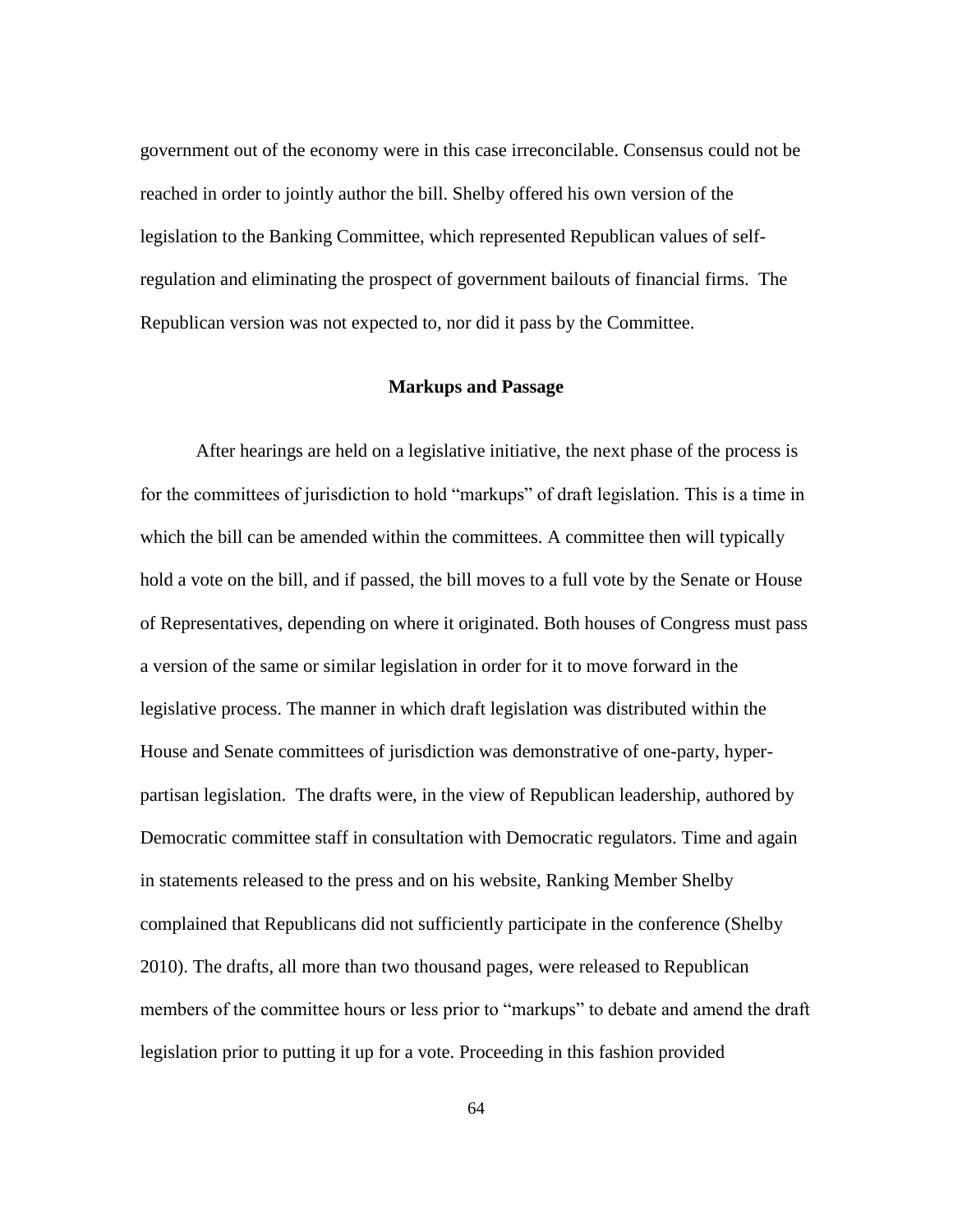government out of the economy were in this case irreconcilable. Consensus could not be reached in order to jointly author the bill. Shelby offered his own version of the legislation to the Banking Committee, which represented Republican values of self-regulation and eliminating the prospect of government bailouts of financial firms. The Republican version was not expected to, nor did it pass by the Committee.

### Markups and Passage

After hearings are held on a legislative initiative, the next phase of the process is for the committees of jurisdiction to hold "markups" of draft legislation. This is a time in which the bill can be amended within the committees. A committee then will typically hold a vote on the bill, and if passed, the bill moves to a full vote by the Senate or House of Representatives, depending on where it originated. Both houses of Congress must pass a version of the same or similar legislation in order for it to move forward in the legislative process. The manner in which draft legislation was distributed within the House and Senate committees of jurisdiction was demonstrative of one-party, hyper-partisan legislation. The drafts were, in the view of Republican leadership, authored by Democratic committee staff in consultation with Democratic regulators. Time and again in statements released to the press and on his website, Ranking Member Shelby complained that Republicans did not sufficiently participate in the conference (Shelby 2010). The drafts, all more than two thousand pages, were released to Republican members of the committee hours or less prior to "markups" to debate and amend the draft legislation prior to putting it up for a vote. Proceeding in this fashion provided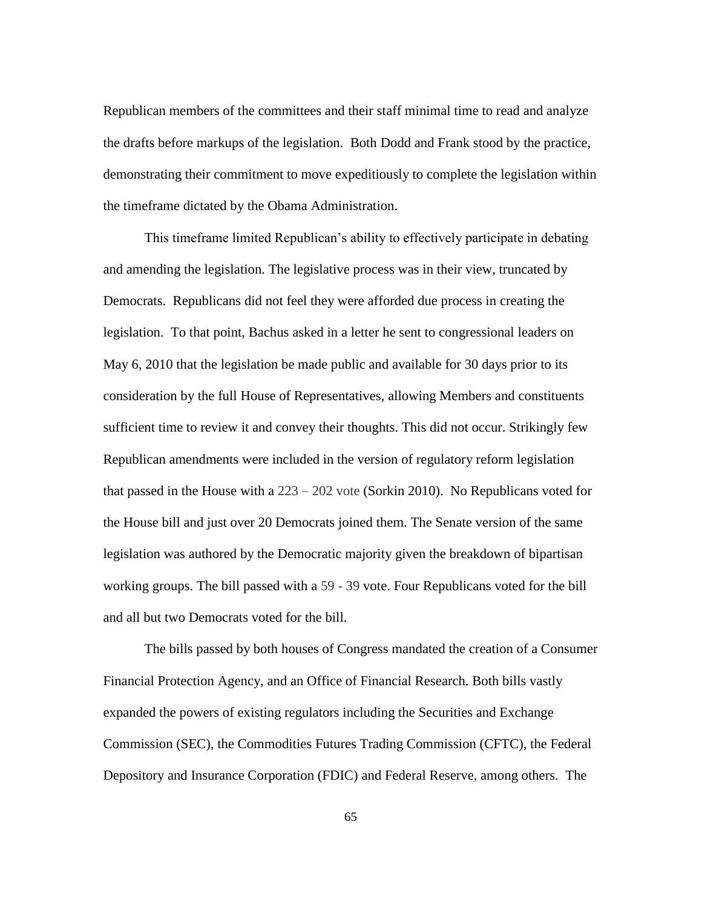Republican members of the committees and their staff minimal time to read and analyze the drafts before markups of the legislation. Both Dodd and Frank stood by the practice, demonstrating their commitment to move expeditiously to complete the legislation within the timeframe dictated by the Obama Administration.

This timeframe limited Republican's ability to effectively participate in debating and amending the legislation. The legislative process was in their view, truncated by Democrats. Republicans did not feel they were afforded due process in creating the legislation. To that point, Bachus asked in a letter he sent to congressional leaders on May 6, 2010 that the legislation be made public and available for 30 days prior to its consideration by the full House of Representatives, allowing Members and constituents sufficient time to review it and convey their thoughts. This did not occur. Strikingly few Republican amendments were included in the version of regulatory reform legislation that passed in the House with a 223 – 202 vote (Sorkin 2010). No Republicans voted for the House bill and just over 20 Democrats joined them. The Senate version of the same legislation was authored by the Democratic majority given the breakdown of bipartisan working groups. The bill passed with a 59 - 39 vote. Four Republicans voted for the bill and all but two Democrats voted for the bill.

The bills passed by both houses of Congress mandated the creation of a Consumer Financial Protection Agency, and an Office of Financial Research. Both bills vastly expanded the powers of existing regulators including the Securities and Exchange Commission (SEC), the Commodities Futures Trading Commission (CFTC), the Federal Depository and Insurance Corporation (FDIC) and Federal Reserve, among others. The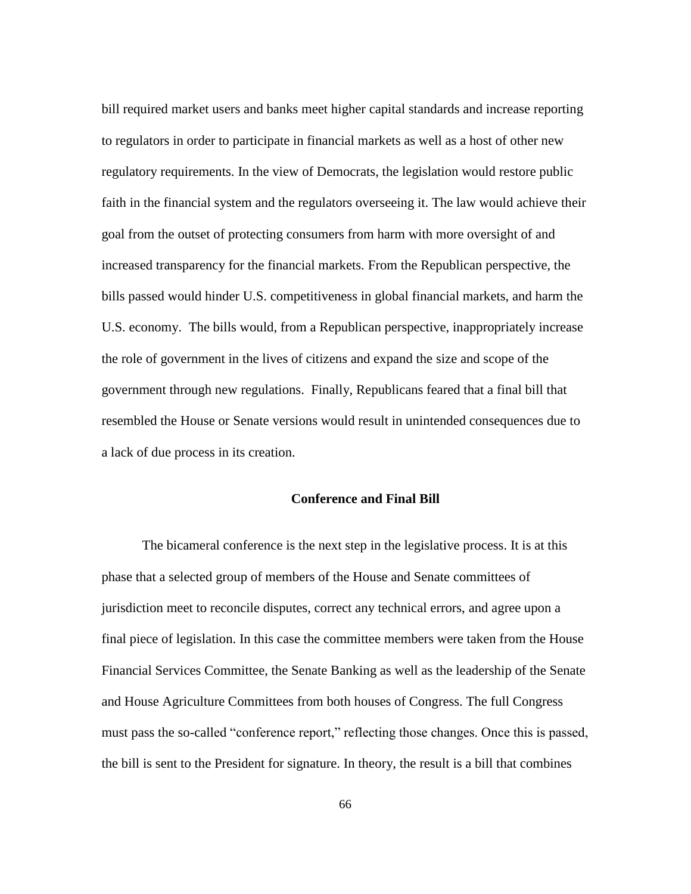bill required market users and banks meet higher capital standards and increase reporting to regulators in order to participate in financial markets as well as a host of other new regulatory requirements. In the view of Democrats, the legislation would restore public faith in the financial system and the regulators overseeing it. The law would achieve their goal from the outset of protecting consumers from harm with more oversight of and increased transparency for the financial markets. From the Republican perspective, the bills passed would hinder U.S. competitiveness in global financial markets, and harm the U.S. economy. The bills would, from a Republican perspective, inappropriately increase the role of government in the lives of citizens and expand the size and scope of the government through new regulations. Finally, Republicans feared that a final bill that resembled the House or Senate versions would result in unintended consequences due to a lack of due process in its creation.

## Conference and Final Bill

The bicameral conference is the next step in the legislative process. It is at this phase that a selected group of members of the House and Senate committees of jurisdiction meet to reconcile disputes, correct any technical errors, and agree upon a final piece of legislation. In this case the committee members were taken from the House Financial Services Committee, the Senate Banking as well as the leadership of the Senate and House Agriculture Committees from both houses of Congress. The full Congress must pass the so-called "conference report," reflecting those changes. Once this is passed, the bill is sent to the President for signature. In theory, the result is a bill that combines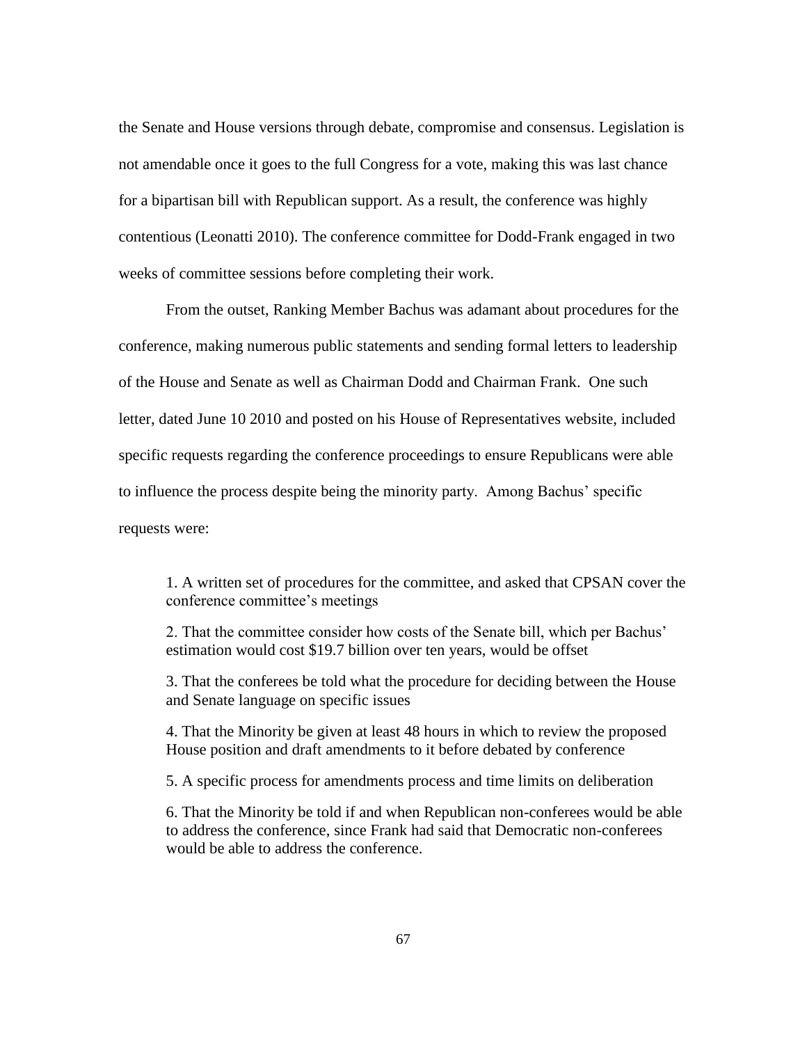the Senate and House versions through debate, compromise and consensus. Legislation is not amendable once it goes to the full Congress for a vote, making this was last chance for a bipartisan bill with Republican support. As a result, the conference was highly contentious (Leonatti 2010). The conference committee for Dodd-Frank engaged in two weeks of committee sessions before completing their work.

From the outset, Ranking Member Bachus was adamant about procedures for the conference, making numerous public statements and sending formal letters to leadership of the House and Senate as well as Chairman Dodd and Chairman Frank. One such letter, dated June 10 2010 and posted on his House of Representatives website, included specific requests regarding the conference proceedings to ensure Republicans were able to influence the process despite being the minority party. Among Bachus' specific requests were:

> 1. A written set of procedures for the committee, and asked that CPSAN cover the conference committee's meetings
>
> 2. That the committee consider how costs of the Senate bill, which per Bachus' estimation would cost $19.7 billion over ten years, would be offset
>
> 3. That the conferees be told what the procedure for deciding between the House and Senate language on specific issues
>
> 4. That the Minority be given at least 48 hours in which to review the proposed House position and draft amendments to it before debated by conference
>
> 5. A specific process for amendments process and time limits on deliberation
>
> 6. That the Minority be told if and when Republican non-conferees would be able to address the conference, since Frank had said that Democratic non-conferees would be able to address the conference.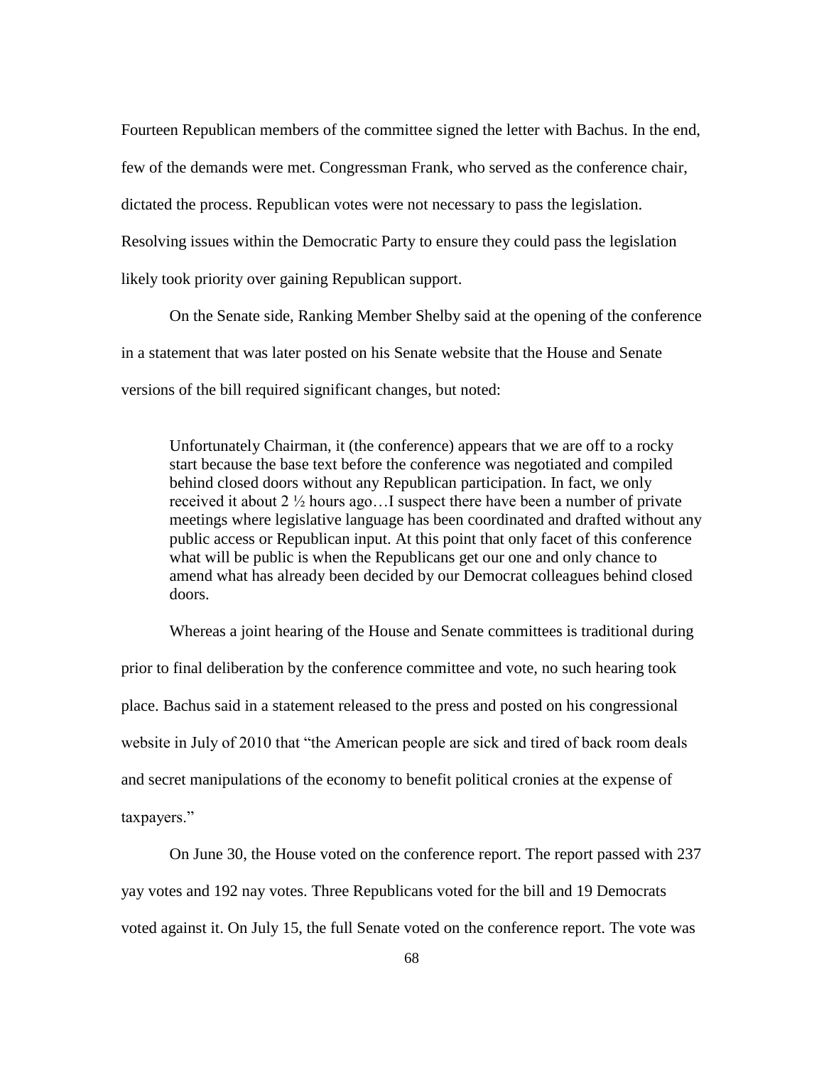Fourteen Republican members of the committee signed the letter with Bachus. In the end, few of the demands were met. Congressman Frank, who served as the conference chair, dictated the process. Republican votes were not necessary to pass the legislation. Resolving issues within the Democratic Party to ensure they could pass the legislation likely took priority over gaining Republican support.

On the Senate side, Ranking Member Shelby said at the opening of the conference in a statement that was later posted on his Senate website that the House and Senate versions of the bill required significant changes, but noted:

> Unfortunately Chairman, it (the conference) appears that we are off to a rocky start because the base text before the conference was negotiated and compiled behind closed doors without any Republican participation. In fact, we only received it about 2 ½ hours ago…I suspect there have been a number of private meetings where legislative language has been coordinated and drafted without any public access or Republican input. At this point that only facet of this conference what will be public is when the Republicans get our one and only chance to amend what has already been decided by our Democrat colleagues behind closed doors.

Whereas a joint hearing of the House and Senate committees is traditional during prior to final deliberation by the conference committee and vote, no such hearing took place. Bachus said in a statement released to the press and posted on his congressional website in July of 2010 that "the American people are sick and tired of back room deals and secret manipulations of the economy to benefit political cronies at the expense of taxpayers."

On June 30, the House voted on the conference report. The report passed with 237 yay votes and 192 nay votes. Three Republicans voted for the bill and 19 Democrats voted against it. On July 15, the full Senate voted on the conference report. The vote was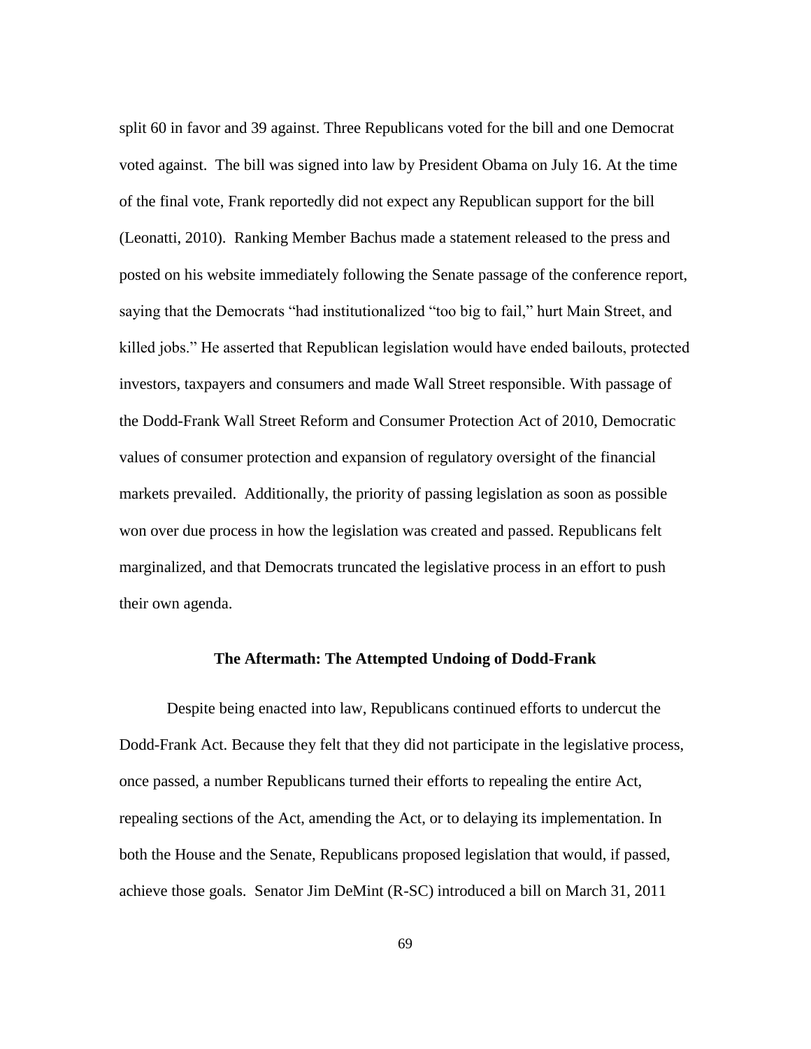split 60 in favor and 39 against. Three Republicans voted for the bill and one Democrat voted against. The bill was signed into law by President Obama on July 16. At the time of the final vote, Frank reportedly did not expect any Republican support for the bill (Leonatti, 2010). Ranking Member Bachus made a statement released to the press and posted on his website immediately following the Senate passage of the conference report, saying that the Democrats "had institutionalized "too big to fail," hurt Main Street, and killed jobs." He asserted that Republican legislation would have ended bailouts, protected investors, taxpayers and consumers and made Wall Street responsible. With passage of the Dodd-Frank Wall Street Reform and Consumer Protection Act of 2010, Democratic values of consumer protection and expansion of regulatory oversight of the financial markets prevailed. Additionally, the priority of passing legislation as soon as possible won over due process in how the legislation was created and passed. Republicans felt marginalized, and that Democrats truncated the legislative process in an effort to push their own agenda.

### The Aftermath: The Attempted Undoing of Dodd-Frank

Despite being enacted into law, Republicans continued efforts to undercut the Dodd-Frank Act. Because they felt that they did not participate in the legislative process, once passed, a number Republicans turned their efforts to repealing the entire Act, repealing sections of the Act, amending the Act, or to delaying its implementation. In both the House and the Senate, Republicans proposed legislation that would, if passed, achieve those goals. Senator Jim DeMint (R-SC) introduced a bill on March 31, 2011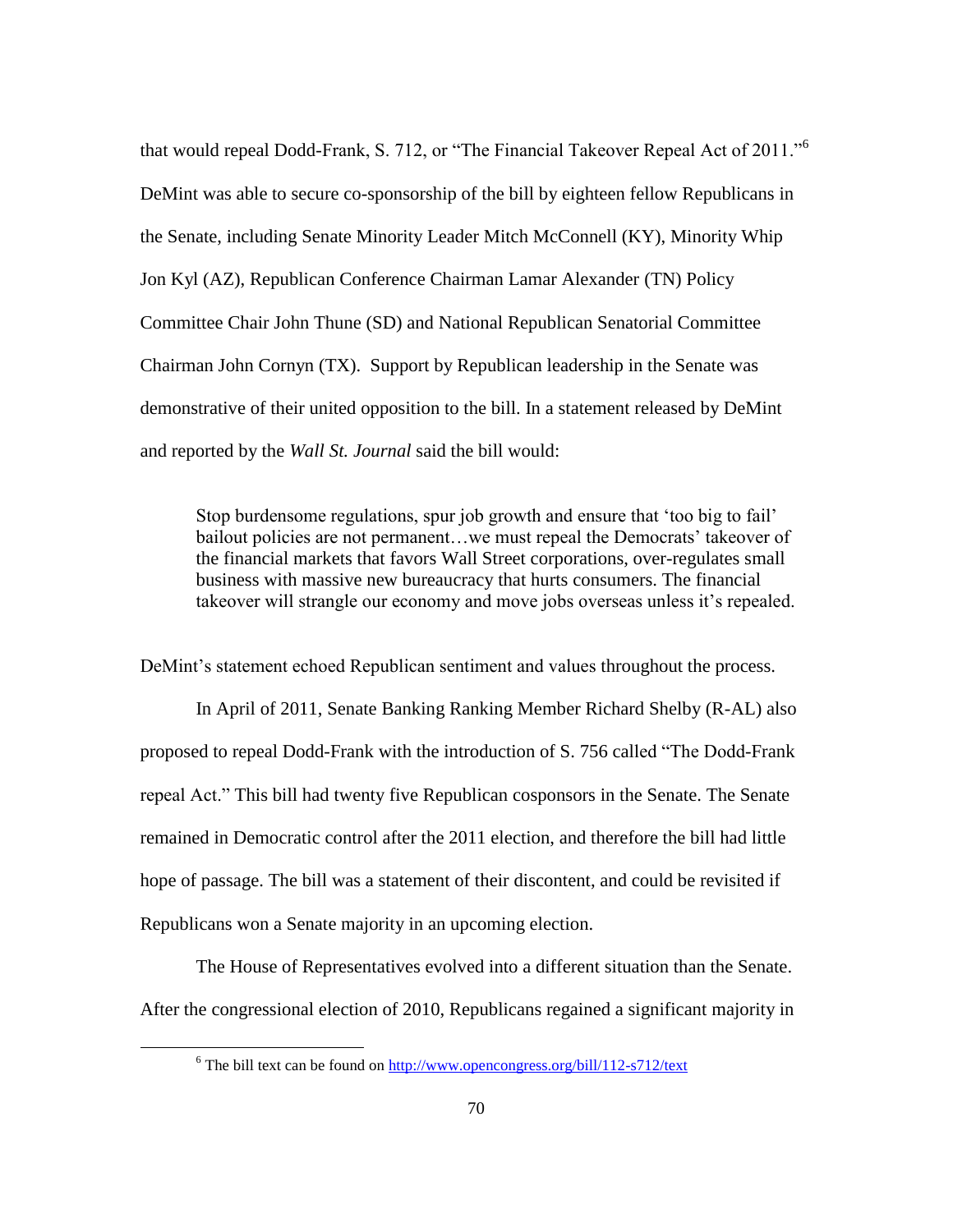that would repeal Dodd-Frank, S. 712, or "The Financial Takeover Repeal Act of 2011."[6] DeMint was able to secure co-sponsorship of the bill by eighteen fellow Republicans in the Senate, including Senate Minority Leader Mitch McConnell (KY), Minority Whip Jon Kyl (AZ), Republican Conference Chairman Lamar Alexander (TN) Policy Committee Chair John Thune (SD) and National Republican Senatorial Committee Chairman John Cornyn (TX). Support by Republican leadership in the Senate was demonstrative of their united opposition to the bill. In a statement released by DeMint and reported by the *Wall St. Journal* said the bill would:

> Stop burdensome regulations, spur job growth and ensure that 'too big to fail' bailout policies are not permanent…we must repeal the Democrats' takeover of the financial markets that favors Wall Street corporations, over-regulates small business with massive new bureaucracy that hurts consumers. The financial takeover will strangle our economy and move jobs overseas unless it's repealed.

DeMint's statement echoed Republican sentiment and values throughout the process.

In April of 2011, Senate Banking Ranking Member Richard Shelby (R-AL) also proposed to repeal Dodd-Frank with the introduction of S. 756 called "The Dodd-Frank repeal Act." This bill had twenty five Republican cosponsors in the Senate. The Senate remained in Democratic control after the 2011 election, and therefore the bill had little hope of passage. The bill was a statement of their discontent, and could be revisited if Republicans won a Senate majority in an upcoming election.

The House of Representatives evolved into a different situation than the Senate. After the congressional election of 2010, Republicans regained a significant majority in

---

[6] The bill text can be found on http://www.opencongress.org/bill/112-s712/text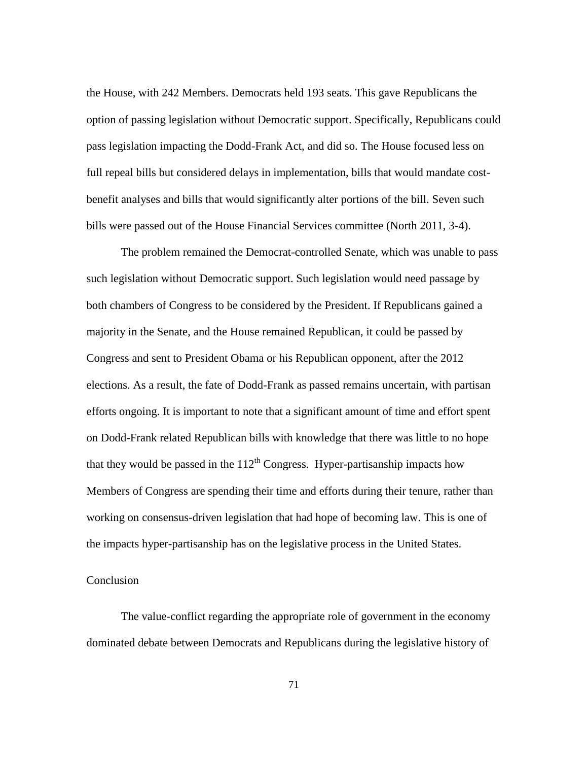the House, with 242 Members. Democrats held 193 seats. This gave Republicans the option of passing legislation without Democratic support. Specifically, Republicans could pass legislation impacting the Dodd-Frank Act, and did so. The House focused less on full repeal bills but considered delays in implementation, bills that would mandate cost-benefit analyses and bills that would significantly alter portions of the bill. Seven such bills were passed out of the House Financial Services committee (North 2011, 3-4).

The problem remained the Democrat-controlled Senate, which was unable to pass such legislation without Democratic support. Such legislation would need passage by both chambers of Congress to be considered by the President. If Republicans gained a majority in the Senate, and the House remained Republican, it could be passed by Congress and sent to President Obama or his Republican opponent, after the 2012 elections. As a result, the fate of Dodd-Frank as passed remains uncertain, with partisan efforts ongoing. It is important to note that a significant amount of time and effort spent on Dodd-Frank related Republican bills with knowledge that there was little to no hope that they would be passed in the 112th Congress. Hyper-partisanship impacts how Members of Congress are spending their time and efforts during their tenure, rather than working on consensus-driven legislation that had hope of becoming law. This is one of the impacts hyper-partisanship has on the legislative process in the United States.

## Conclusion

The value-conflict regarding the appropriate role of government in the economy dominated debate between Democrats and Republicans during the legislative history of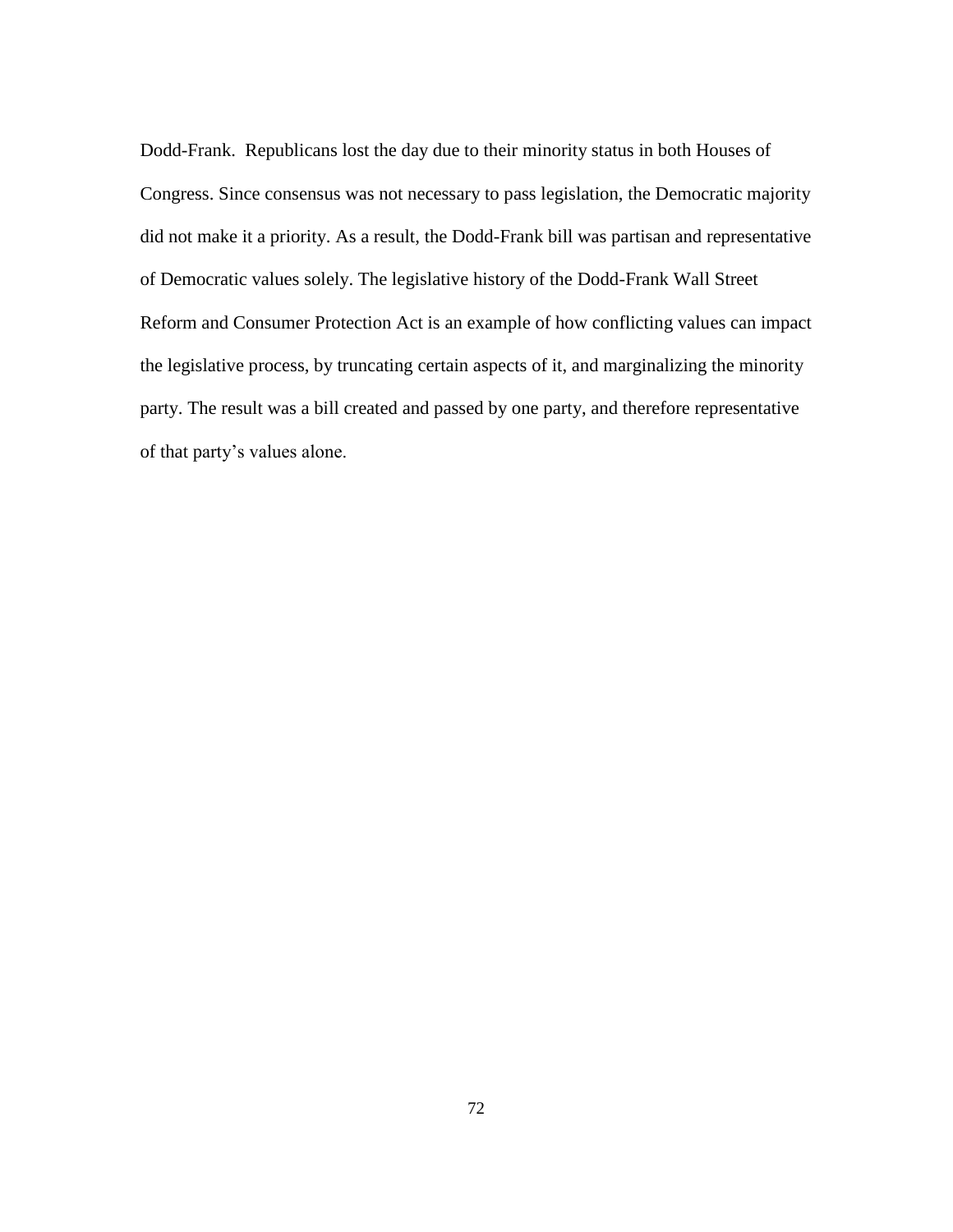Dodd-Frank. Republicans lost the day due to their minority status in both Houses of Congress. Since consensus was not necessary to pass legislation, the Democratic majority did not make it a priority. As a result, the Dodd-Frank bill was partisan and representative of Democratic values solely. The legislative history of the Dodd-Frank Wall Street Reform and Consumer Protection Act is an example of how conflicting values can impact the legislative process, by truncating certain aspects of it, and marginalizing the minority party. The result was a bill created and passed by one party, and therefore representative of that party's values alone.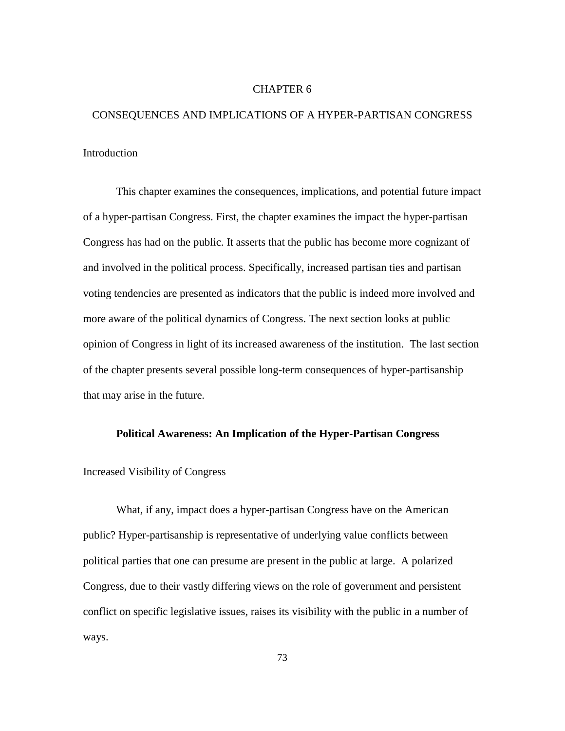# CHAPTER 6

# CONSEQUENCES AND IMPLICATIONS OF A HYPER-PARTISAN CONGRESS

## Introduction

This chapter examines the consequences, implications, and potential future impact of a hyper-partisan Congress. First, the chapter examines the impact the hyper-partisan Congress has had on the public. It asserts that the public has become more cognizant of and involved in the political process. Specifically, increased partisan ties and partisan voting tendencies are presented as indicators that the public is indeed more involved and more aware of the political dynamics of Congress. The next section looks at public opinion of Congress in light of its increased awareness of the institution. The last section of the chapter presents several possible long-term consequences of hyper-partisanship that may arise in the future.

## **Political Awareness: An Implication of the Hyper-Partisan Congress**

### Increased Visibility of Congress

What, if any, impact does a hyper-partisan Congress have on the American public? Hyper-partisanship is representative of underlying value conflicts between political parties that one can presume are present in the public at large. A polarized Congress, due to their vastly differing views on the role of government and persistent conflict on specific legislative issues, raises its visibility with the public in a number of ways.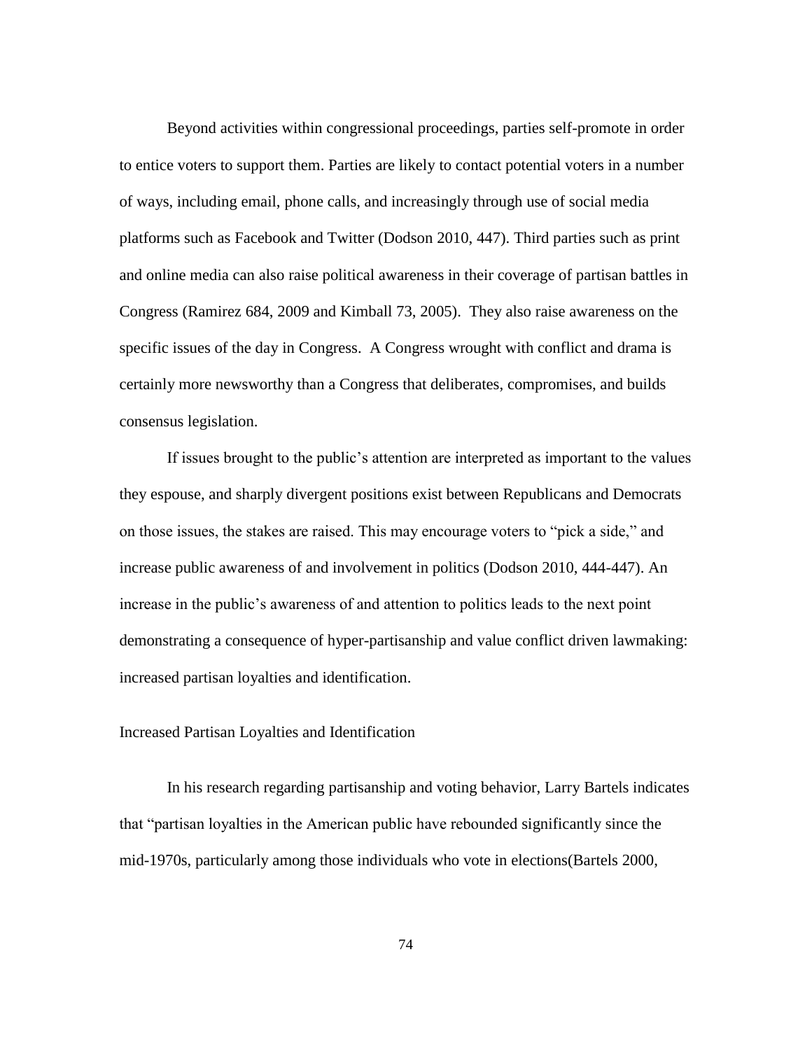Beyond activities within congressional proceedings, parties self-promote in order to entice voters to support them. Parties are likely to contact potential voters in a number of ways, including email, phone calls, and increasingly through use of social media platforms such as Facebook and Twitter (Dodson 2010, 447). Third parties such as print and online media can also raise political awareness in their coverage of partisan battles in Congress (Ramirez 684, 2009 and Kimball 73, 2005). They also raise awareness on the specific issues of the day in Congress. A Congress wrought with conflict and drama is certainly more newsworthy than a Congress that deliberates, compromises, and builds consensus legislation.

If issues brought to the public's attention are interpreted as important to the values they espouse, and sharply divergent positions exist between Republicans and Democrats on those issues, the stakes are raised. This may encourage voters to "pick a side," and increase public awareness of and involvement in politics (Dodson 2010, 444-447). An increase in the public's awareness of and attention to politics leads to the next point demonstrating a consequence of hyper-partisanship and value conflict driven lawmaking: increased partisan loyalties and identification.

## Increased Partisan Loyalties and Identification

In his research regarding partisanship and voting behavior, Larry Bartels indicates that "partisan loyalties in the American public have rebounded significantly since the mid-1970s, particularly among those individuals who vote in elections(Bartels 2000,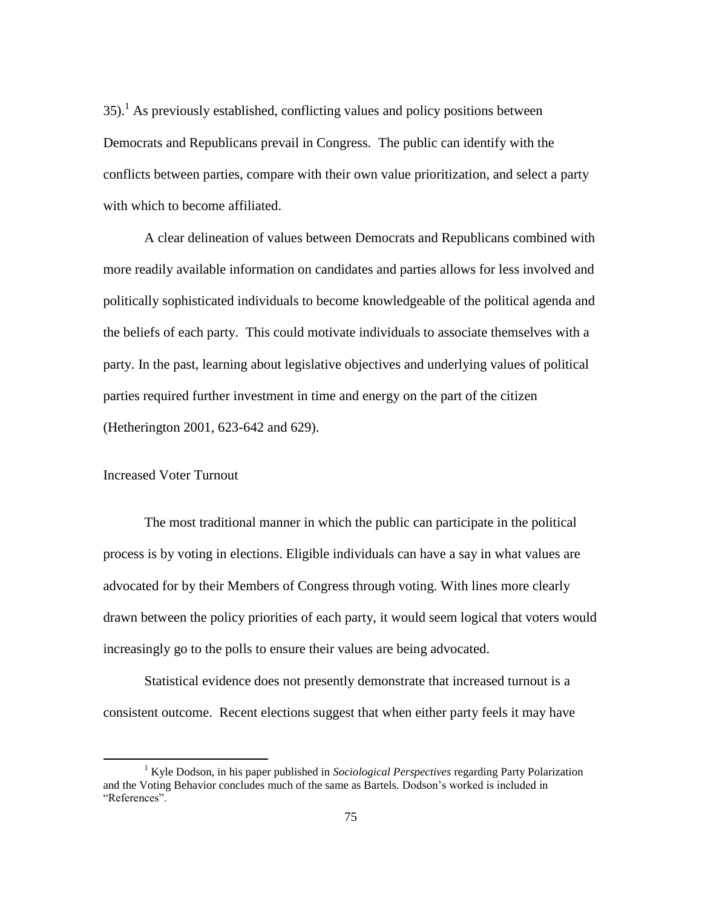35).[1] As previously established, conflicting values and policy positions between Democrats and Republicans prevail in Congress. The public can identify with the conflicts between parties, compare with their own value prioritization, and select a party with which to become affiliated.

A clear delineation of values between Democrats and Republicans combined with more readily available information on candidates and parties allows for less involved and politically sophisticated individuals to become knowledgeable of the political agenda and the beliefs of each party. This could motivate individuals to associate themselves with a party. In the past, learning about legislative objectives and underlying values of political parties required further investment in time and energy on the part of the citizen (Hetherington 2001, 623-642 and 629).

## Increased Voter Turnout

The most traditional manner in which the public can participate in the political process is by voting in elections. Eligible individuals can have a say in what values are advocated for by their Members of Congress through voting. With lines more clearly drawn between the policy priorities of each party, it would seem logical that voters would increasingly go to the polls to ensure their values are being advocated.

Statistical evidence does not presently demonstrate that increased turnout is a consistent outcome. Recent elections suggest that when either party feels it may have

[1] Kyle Dodson, in his paper published in *Sociological Perspectives* regarding Party Polarization and the Voting Behavior concludes much of the same as Bartels. Dodson's worked is included in "References".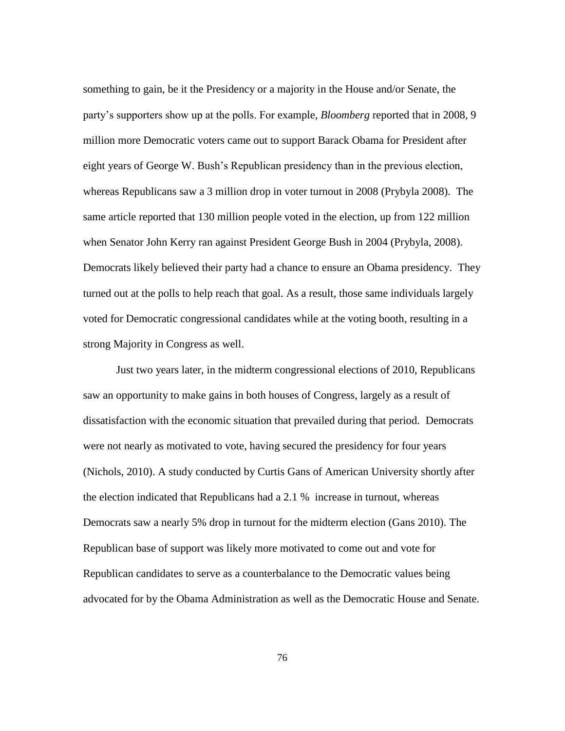something to gain, be it the Presidency or a majority in the House and/or Senate, the party's supporters show up at the polls. For example, *Bloomberg* reported that in 2008, 9 million more Democratic voters came out to support Barack Obama for President after eight years of George W. Bush's Republican presidency than in the previous election, whereas Republicans saw a 3 million drop in voter turnout in 2008 (Prybyla 2008). The same article reported that 130 million people voted in the election, up from 122 million when Senator John Kerry ran against President George Bush in 2004 (Prybyla, 2008). Democrats likely believed their party had a chance to ensure an Obama presidency. They turned out at the polls to help reach that goal. As a result, those same individuals largely voted for Democratic congressional candidates while at the voting booth, resulting in a strong Majority in Congress as well.

Just two years later, in the midterm congressional elections of 2010, Republicans saw an opportunity to make gains in both houses of Congress, largely as a result of dissatisfaction with the economic situation that prevailed during that period. Democrats were not nearly as motivated to vote, having secured the presidency for four years (Nichols, 2010). A study conducted by Curtis Gans of American University shortly after the election indicated that Republicans had a 2.1 % increase in turnout, whereas Democrats saw a nearly 5% drop in turnout for the midterm election (Gans 2010). The Republican base of support was likely more motivated to come out and vote for Republican candidates to serve as a counterbalance to the Democratic values being advocated for by the Obama Administration as well as the Democratic House and Senate.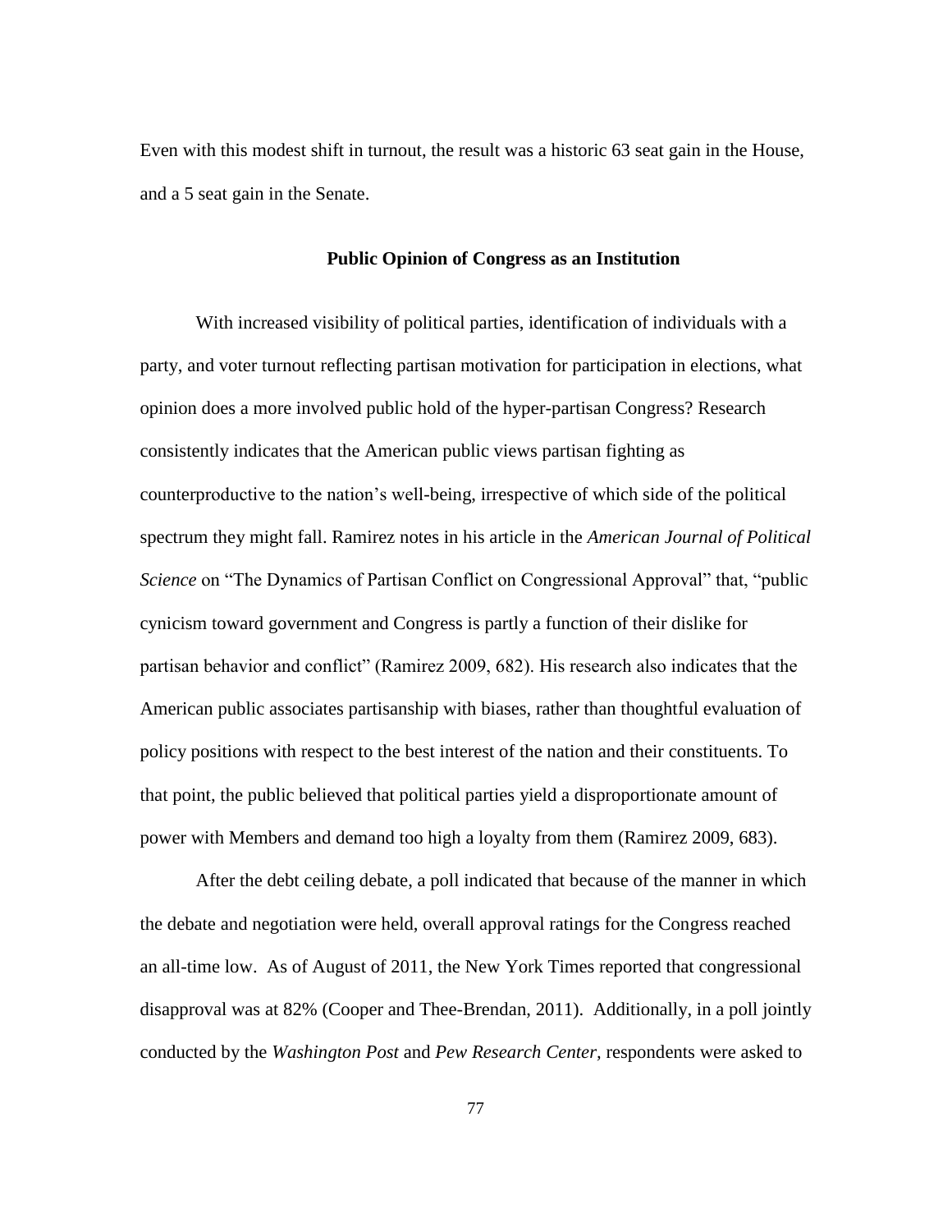Even with this modest shift in turnout, the result was a historic 63 seat gain in the House, and a 5 seat gain in the Senate.

## Public Opinion of Congress as an Institution

With increased visibility of political parties, identification of individuals with a party, and voter turnout reflecting partisan motivation for participation in elections, what opinion does a more involved public hold of the hyper-partisan Congress? Research consistently indicates that the American public views partisan fighting as counterproductive to the nation's well-being, irrespective of which side of the political spectrum they might fall. Ramirez notes in his article in the *American Journal of Political Science* on "The Dynamics of Partisan Conflict on Congressional Approval" that, "public cynicism toward government and Congress is partly a function of their dislike for partisan behavior and conflict" (Ramirez 2009, 682). His research also indicates that the American public associates partisanship with biases, rather than thoughtful evaluation of policy positions with respect to the best interest of the nation and their constituents. To that point, the public believed that political parties yield a disproportionate amount of power with Members and demand too high a loyalty from them (Ramirez 2009, 683).

After the debt ceiling debate, a poll indicated that because of the manner in which the debate and negotiation were held, overall approval ratings for the Congress reached an all-time low. As of August of 2011, the New York Times reported that congressional disapproval was at 82% (Cooper and Thee-Brendan, 2011). Additionally, in a poll jointly conducted by the *Washington Post* and *Pew Research Center*, respondents were asked to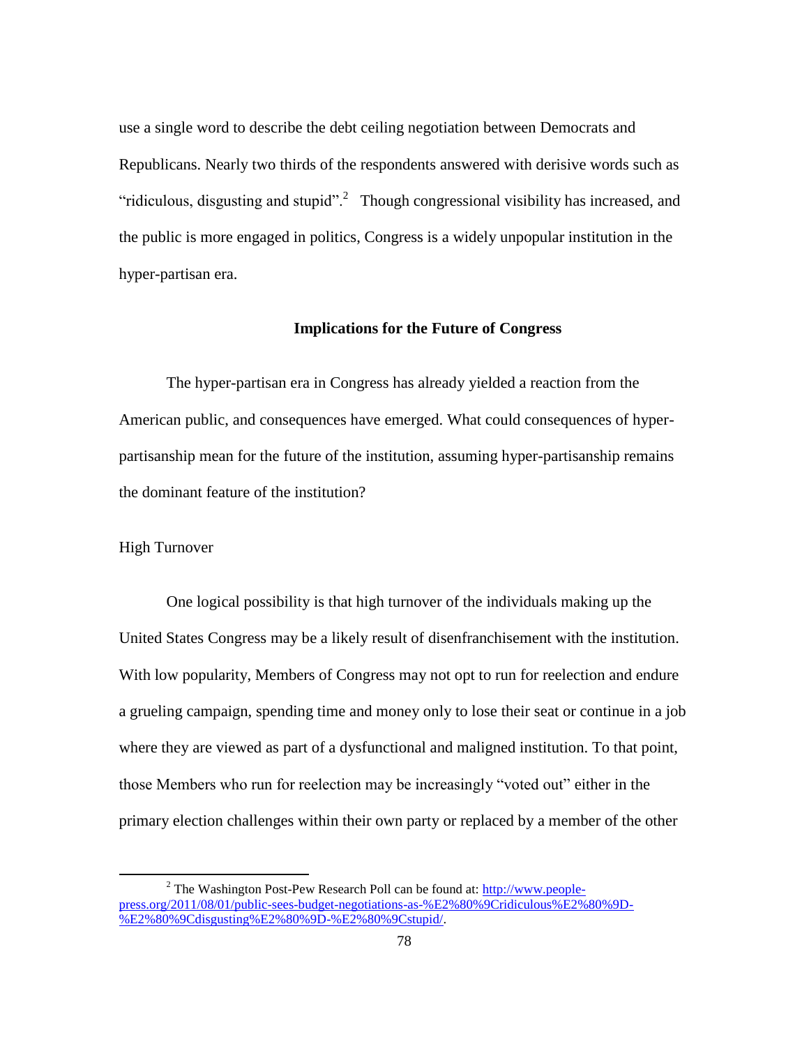use a single word to describe the debt ceiling negotiation between Democrats and Republicans. Nearly two thirds of the respondents answered with derisive words such as "ridiculous, disgusting and stupid".[2] Though congressional visibility has increased, and the public is more engaged in politics, Congress is a widely unpopular institution in the hyper-partisan era.

## Implications for the Future of Congress

The hyper-partisan era in Congress has already yielded a reaction from the American public, and consequences have emerged. What could consequences of hyper-partisanship mean for the future of the institution, assuming hyper-partisanship remains the dominant feature of the institution?

### High Turnover

One logical possibility is that high turnover of the individuals making up the United States Congress may be a likely result of disenfranchisement with the institution. With low popularity, Members of Congress may not opt to run for reelection and endure a grueling campaign, spending time and money only to lose their seat or continue in a job where they are viewed as part of a dysfunctional and maligned institution. To that point, those Members who run for reelection may be increasingly "voted out" either in the primary election challenges within their own party or replaced by a member of the other

[2] The Washington Post-Pew Research Poll can be found at: http://www.people-press.org/2011/08/01/public-sees-budget-negotiations-as-%E2%80%9Cridiculous%E2%80%9D-%E2%80%9Cdisgusting%E2%80%9D-%E2%80%9Cstupid/.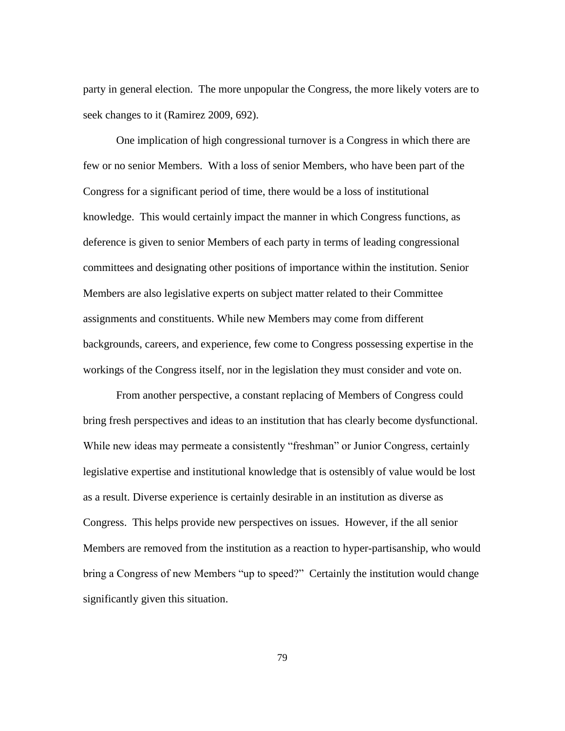party in general election. The more unpopular the Congress, the more likely voters are to seek changes to it (Ramirez 2009, 692).

One implication of high congressional turnover is a Congress in which there are few or no senior Members. With a loss of senior Members, who have been part of the Congress for a significant period of time, there would be a loss of institutional knowledge. This would certainly impact the manner in which Congress functions, as deference is given to senior Members of each party in terms of leading congressional committees and designating other positions of importance within the institution. Senior Members are also legislative experts on subject matter related to their Committee assignments and constituents. While new Members may come from different backgrounds, careers, and experience, few come to Congress possessing expertise in the workings of the Congress itself, nor in the legislation they must consider and vote on.

From another perspective, a constant replacing of Members of Congress could bring fresh perspectives and ideas to an institution that has clearly become dysfunctional. While new ideas may permeate a consistently "freshman" or Junior Congress, certainly legislative expertise and institutional knowledge that is ostensibly of value would be lost as a result. Diverse experience is certainly desirable in an institution as diverse as Congress. This helps provide new perspectives on issues. However, if the all senior Members are removed from the institution as a reaction to hyper-partisanship, who would bring a Congress of new Members "up to speed?" Certainly the institution would change significantly given this situation.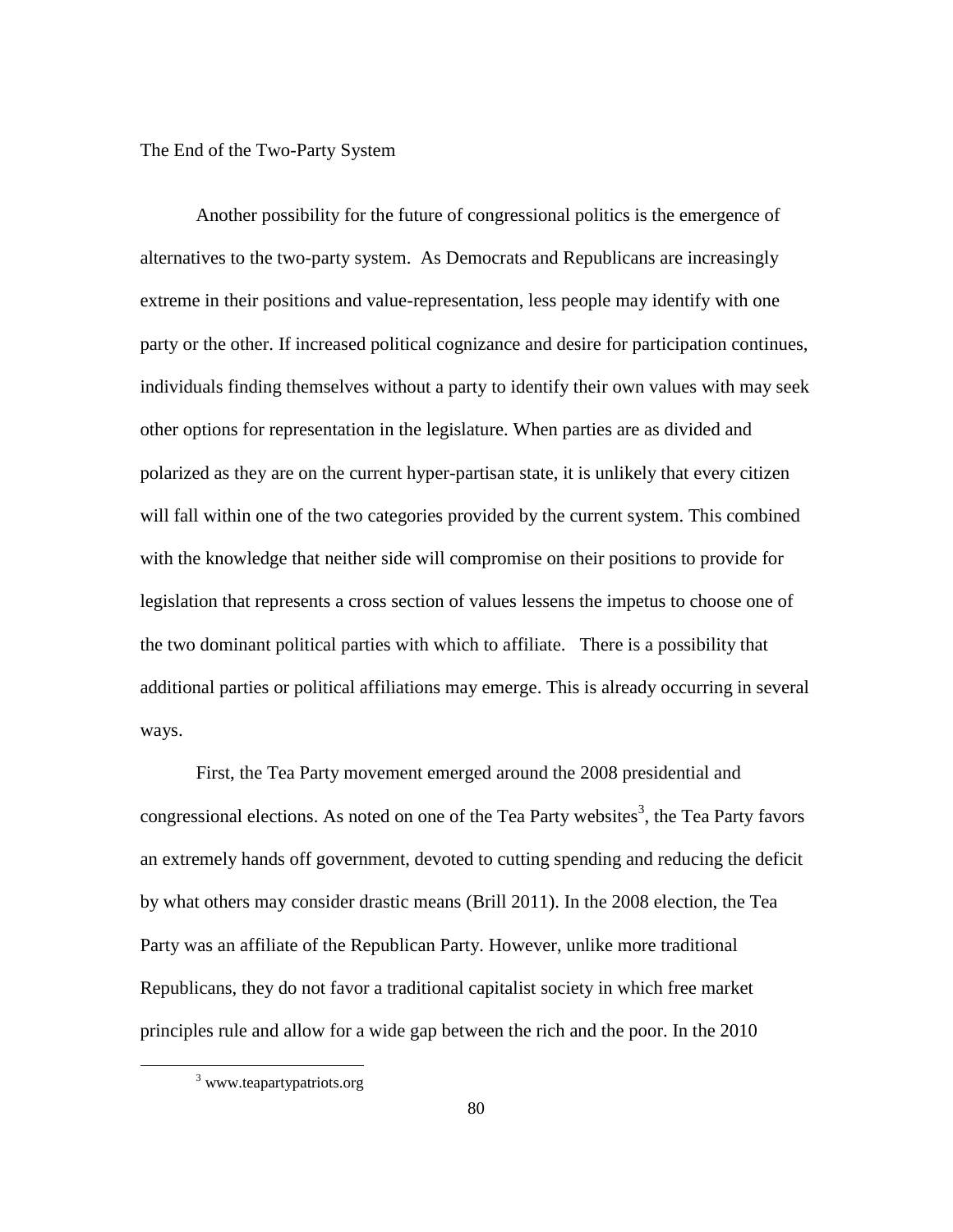## The End of the Two-Party System

Another possibility for the future of congressional politics is the emergence of alternatives to the two-party system. As Democrats and Republicans are increasingly extreme in their positions and value-representation, less people may identify with one party or the other. If increased political cognizance and desire for participation continues, individuals finding themselves without a party to identify their own values with may seek other options for representation in the legislature. When parties are as divided and polarized as they are on the current hyper-partisan state, it is unlikely that every citizen will fall within one of the two categories provided by the current system. This combined with the knowledge that neither side will compromise on their positions to provide for legislation that represents a cross section of values lessens the impetus to choose one of the two dominant political parties with which to affiliate. There is a possibility that additional parties or political affiliations may emerge. This is already occurring in several ways.

First, the Tea Party movement emerged around the 2008 presidential and congressional elections. As noted on one of the Tea Party websites[3], the Tea Party favors an extremely hands off government, devoted to cutting spending and reducing the deficit by what others may consider drastic means (Brill 2011). In the 2008 election, the Tea Party was an affiliate of the Republican Party. However, unlike more traditional Republicans, they do not favor a traditional capitalist society in which free market principles rule and allow for a wide gap between the rich and the poor. In the 2010

---

[3] www.teapartypatriots.org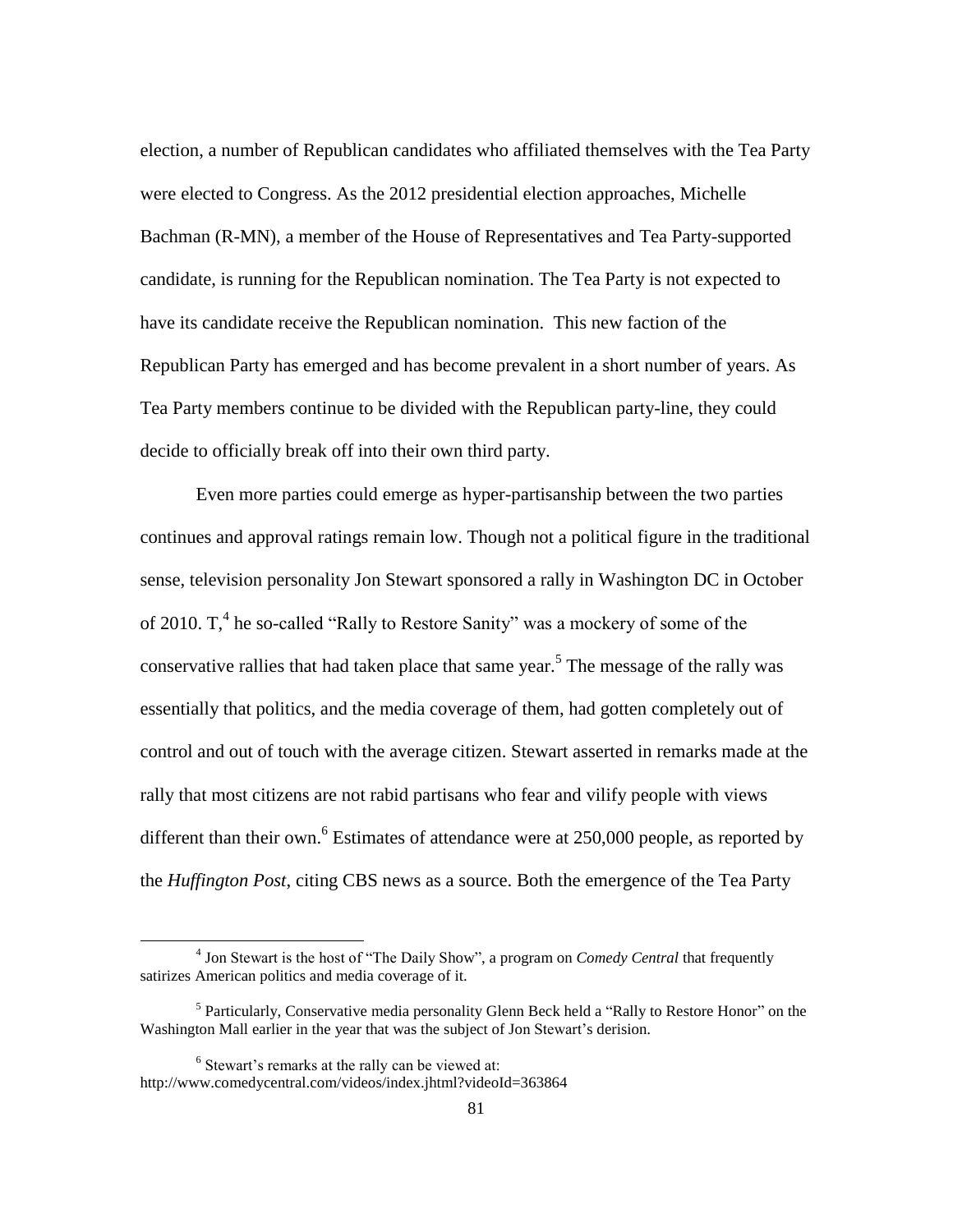election, a number of Republican candidates who affiliated themselves with the Tea Party were elected to Congress. As the 2012 presidential election approaches, Michelle Bachman (R-MN), a member of the House of Representatives and Tea Party-supported candidate, is running for the Republican nomination. The Tea Party is not expected to have its candidate receive the Republican nomination. This new faction of the Republican Party has emerged and has become prevalent in a short number of years. As Tea Party members continue to be divided with the Republican party-line, they could decide to officially break off into their own third party.

Even more parties could emerge as hyper-partisanship between the two parties continues and approval ratings remain low. Though not a political figure in the traditional sense, television personality Jon Stewart sponsored a rally in Washington DC in October of 2010. T,[4] he so-called "Rally to Restore Sanity" was a mockery of some of the conservative rallies that had taken place that same year.[5] The message of the rally was essentially that politics, and the media coverage of them, had gotten completely out of control and out of touch with the average citizen. Stewart asserted in remarks made at the rally that most citizens are not rabid partisans who fear and vilify people with views different than their own.[6] Estimates of attendance were at 250,000 people, as reported by the *Huffington Post*, citing CBS news as a source. Both the emergence of the Tea Party

---

[4] Jon Stewart is the host of "The Daily Show", a program on *Comedy Central* that frequently satirizes American politics and media coverage of it.

[5] Particularly, Conservative media personality Glenn Beck held a "Rally to Restore Honor" on the Washington Mall earlier in the year that was the subject of Jon Stewart's derision.

[6] Stewart's remarks at the rally can be viewed at: http://www.comedycentral.com/videos/index.jhtml?videoId=363864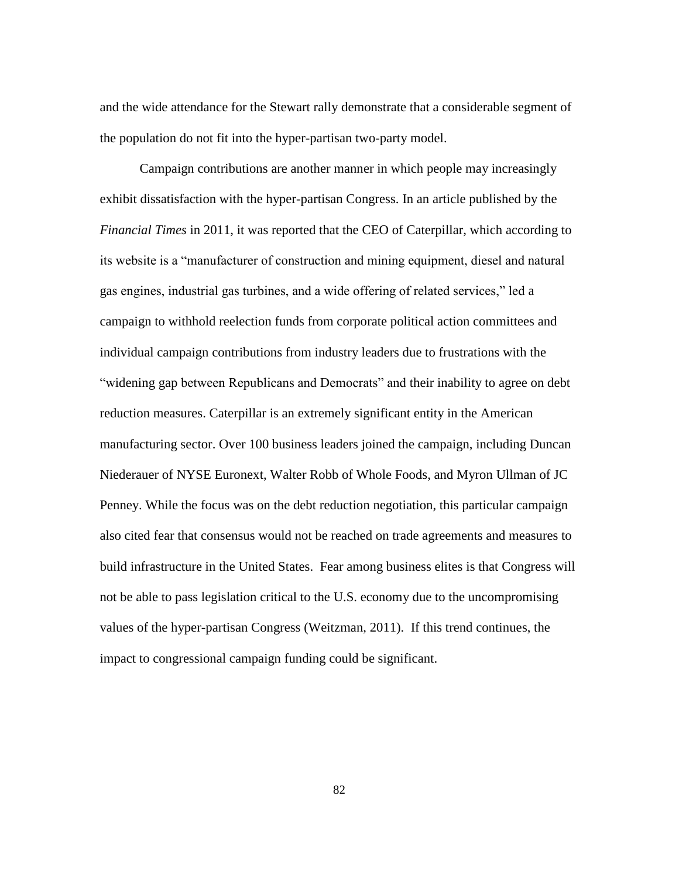and the wide attendance for the Stewart rally demonstrate that a considerable segment of the population do not fit into the hyper-partisan two-party model.

Campaign contributions are another manner in which people may increasingly exhibit dissatisfaction with the hyper-partisan Congress. In an article published by the *Financial Times* in 2011, it was reported that the CEO of Caterpillar, which according to its website is a "manufacturer of construction and mining equipment, diesel and natural gas engines, industrial gas turbines, and a wide offering of related services," led a campaign to withhold reelection funds from corporate political action committees and individual campaign contributions from industry leaders due to frustrations with the "widening gap between Republicans and Democrats" and their inability to agree on debt reduction measures. Caterpillar is an extremely significant entity in the American manufacturing sector. Over 100 business leaders joined the campaign, including Duncan Niederauer of NYSE Euronext, Walter Robb of Whole Foods, and Myron Ullman of JC Penney. While the focus was on the debt reduction negotiation, this particular campaign also cited fear that consensus would not be reached on trade agreements and measures to build infrastructure in the United States. Fear among business elites is that Congress will not be able to pass legislation critical to the U.S. economy due to the uncompromising values of the hyper-partisan Congress (Weitzman, 2011). If this trend continues, the impact to congressional campaign funding could be significant.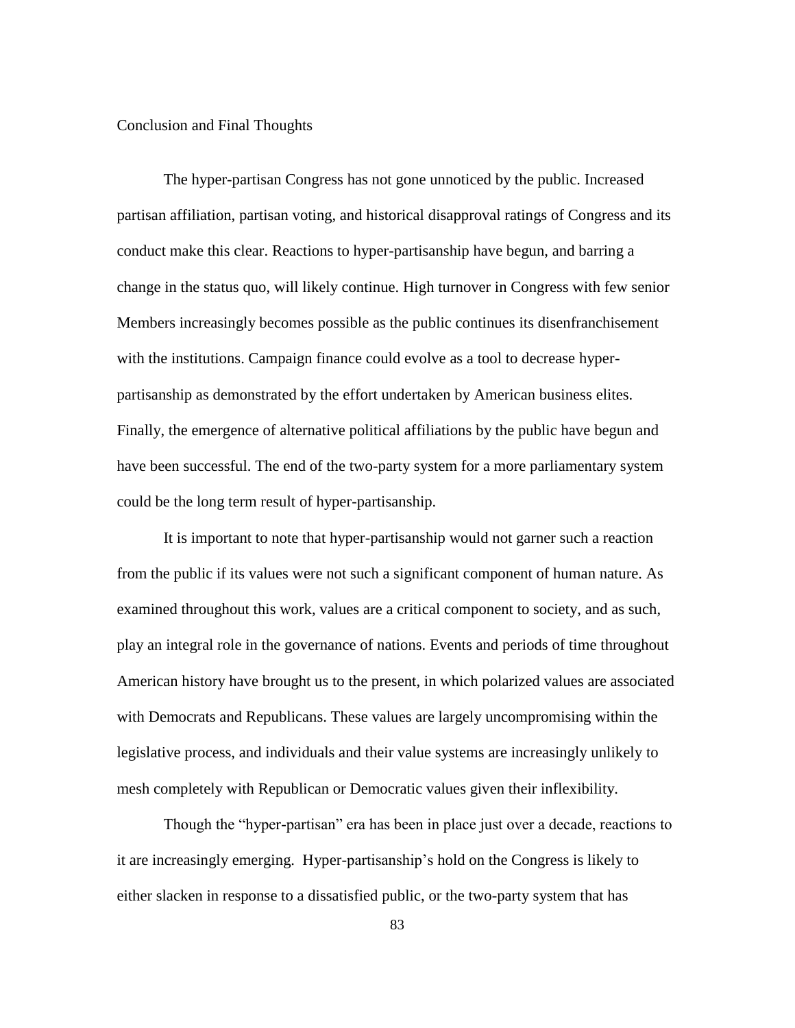## Conclusion and Final Thoughts

The hyper-partisan Congress has not gone unnoticed by the public. Increased partisan affiliation, partisan voting, and historical disapproval ratings of Congress and its conduct make this clear. Reactions to hyper-partisanship have begun, and barring a change in the status quo, will likely continue. High turnover in Congress with few senior Members increasingly becomes possible as the public continues its disenfranchisement with the institutions. Campaign finance could evolve as a tool to decrease hyper-partisanship as demonstrated by the effort undertaken by American business elites. Finally, the emergence of alternative political affiliations by the public have begun and have been successful. The end of the two-party system for a more parliamentary system could be the long term result of hyper-partisanship.

It is important to note that hyper-partisanship would not garner such a reaction from the public if its values were not such a significant component of human nature. As examined throughout this work, values are a critical component to society, and as such, play an integral role in the governance of nations. Events and periods of time throughout American history have brought us to the present, in which polarized values are associated with Democrats and Republicans. These values are largely uncompromising within the legislative process, and individuals and their value systems are increasingly unlikely to mesh completely with Republican or Democratic values given their inflexibility.

Though the "hyper-partisan" era has been in place just over a decade, reactions to it are increasingly emerging. Hyper-partisanship's hold on the Congress is likely to either slacken in response to a dissatisfied public, or the two-party system that has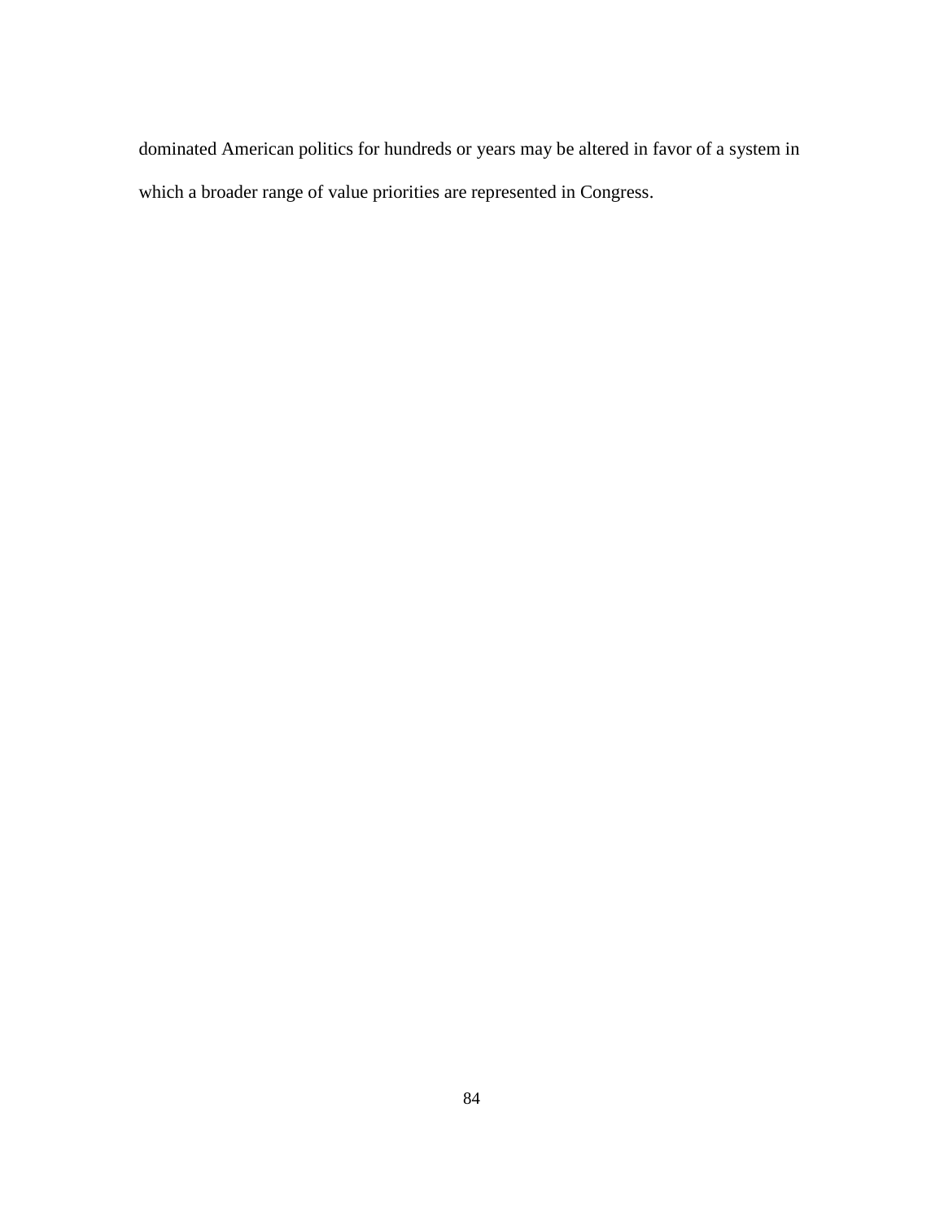dominated American politics for hundreds or years may be altered in favor of a system in which a broader range of value priorities are represented in Congress.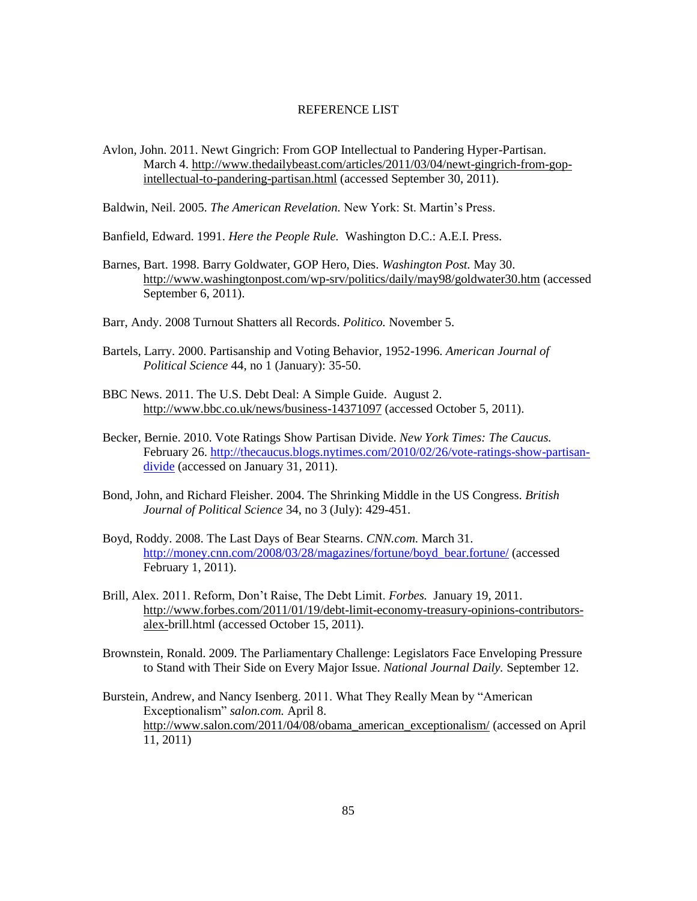# REFERENCE LIST

Avlon, John. 2011. Newt Gingrich: From GOP Intellectual to Pandering Hyper-Partisan. March 4. http://www.thedailybeast.com/articles/2011/03/04/newt-gingrich-from-gop-intellectual-to-pandering-partisan.html (accessed September 30, 2011).

Baldwin, Neil. 2005. *The American Revelation.* New York: St. Martin's Press.

Banfield, Edward. 1991. *Here the People Rule.* Washington D.C.: A.E.I. Press.

Barnes, Bart. 1998. Barry Goldwater, GOP Hero, Dies. *Washington Post.* May 30. http://www.washingtonpost.com/wp-srv/politics/daily/may98/goldwater30.htm (accessed September 6, 2011).

Barr, Andy. 2008 Turnout Shatters all Records. *Politico.* November 5.

Bartels, Larry. 2000. Partisanship and Voting Behavior, 1952-1996. *American Journal of Political Science* 44, no 1 (January): 35-50.

BBC News. 2011. The U.S. Debt Deal: A Simple Guide. August 2. http://www.bbc.co.uk/news/business-14371097 (accessed October 5, 2011).

Becker, Bernie. 2010. Vote Ratings Show Partisan Divide. *New York Times: The Caucus.* February 26. http://thecaucus.blogs.nytimes.com/2010/02/26/vote-ratings-show-partisan-divide (accessed on January 31, 2011).

Bond, John, and Richard Fleisher. 2004. The Shrinking Middle in the US Congress. *British Journal of Political Science* 34, no 3 (July): 429-451.

Boyd, Roddy. 2008. The Last Days of Bear Stearns. *CNN.com.* March 31. http://money.cnn.com/2008/03/28/magazines/fortune/boyd_bear.fortune/ (accessed February 1, 2011).

Brill, Alex. 2011. Reform, Don't Raise, The Debt Limit. *Forbes.* January 19, 2011. http://www.forbes.com/2011/01/19/debt-limit-economy-treasury-opinions-contributors-alex-brill.html (accessed October 15, 2011).

Brownstein, Ronald. 2009. The Parliamentary Challenge: Legislators Face Enveloping Pressure to Stand with Their Side on Every Major Issue. *National Journal Daily.* September 12.

Burstein, Andrew, and Nancy Isenberg. 2011. What They Really Mean by "American Exceptionalism" *salon.com.* April 8. http://www.salon.com/2011/04/08/obama_american_exceptionalism/ (accessed on April 11, 2011)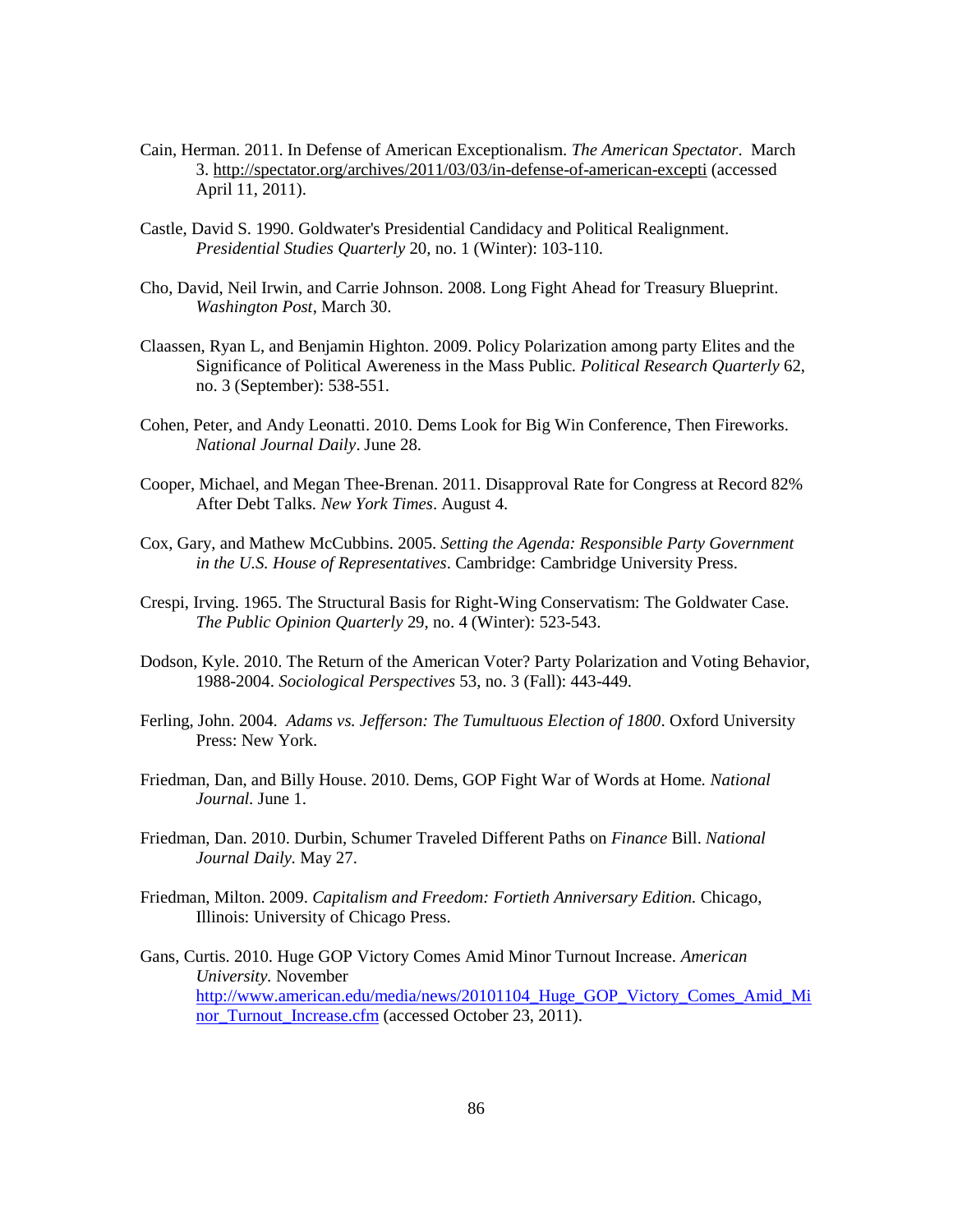Cain, Herman. 2011. In Defense of American Exceptionalism. *The American Spectator*. March 3. http://spectator.org/archives/2011/03/03/in-defense-of-american-excepti (accessed April 11, 2011).

Castle, David S. 1990. Goldwater's Presidential Candidacy and Political Realignment. *Presidential Studies Quarterly* 20, no. 1 (Winter): 103-110.

Cho, David, Neil Irwin, and Carrie Johnson. 2008. Long Fight Ahead for Treasury Blueprint. *Washington Post*, March 30.

Claassen, Ryan L, and Benjamin Highton. 2009. Policy Polarization among party Elites and the Significance of Political Awereness in the Mass Public. *Political Research Quarterly* 62, no. 3 (September): 538-551.

Cohen, Peter, and Andy Leonatti. 2010. Dems Look for Big Win Conference, Then Fireworks. *National Journal Daily*. June 28.

Cooper, Michael, and Megan Thee-Brenan. 2011. Disapproval Rate for Congress at Record 82% After Debt Talks. *New York Times*. August 4.

Cox, Gary, and Mathew McCubbins. 2005. *Setting the Agenda: Responsible Party Government in the U.S. House of Representatives*. Cambridge: Cambridge University Press.

Crespi, Irving. 1965. The Structural Basis for Right-Wing Conservatism: The Goldwater Case. *The Public Opinion Quarterly* 29, no. 4 (Winter): 523-543.

Dodson, Kyle. 2010. The Return of the American Voter? Party Polarization and Voting Behavior, 1988-2004. *Sociological Perspectives* 53, no. 3 (Fall): 443-449.

Ferling, John. 2004. *Adams vs. Jefferson: The Tumultuous Election of 1800*. Oxford University Press: New York.

Friedman, Dan, and Billy House. 2010. Dems, GOP Fight War of Words at Home. *National Journal*. June 1.

Friedman, Dan. 2010. Durbin, Schumer Traveled Different Paths on *Finance* Bill. *National Journal Daily*. May 27.

Friedman, Milton. 2009. *Capitalism and Freedom: Fortieth Anniversary Edition.* Chicago, Illinois: University of Chicago Press.

Gans, Curtis. 2010. Huge GOP Victory Comes Amid Minor Turnout Increase. *American University.* November http://www.american.edu/media/news/20101104_Huge_GOP_Victory_Comes_Amid_Minor_Turnout_Increase.cfm (accessed October 23, 2011).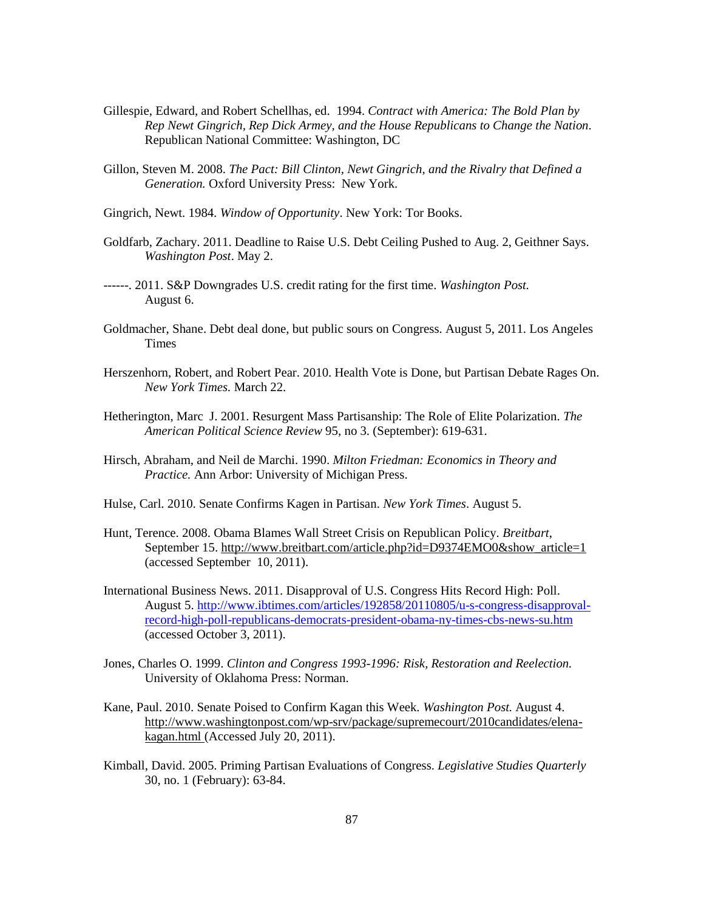Gillespie, Edward, and Robert Schellhas, ed. 1994. *Contract with America: The Bold Plan by Rep Newt Gingrich, Rep Dick Armey, and the House Republicans to Change the Nation*. Republican National Committee: Washington, DC

Gillon, Steven M. 2008. *The Pact: Bill Clinton, Newt Gingrich, and the Rivalry that Defined a Generation.* Oxford University Press: New York.

Gingrich, Newt. 1984. *Window of Opportunity*. New York: Tor Books.

Goldfarb, Zachary. 2011. Deadline to Raise U.S. Debt Ceiling Pushed to Aug. 2, Geithner Says. *Washington Post*. May 2.

------. 2011. S&P Downgrades U.S. credit rating for the first time. *Washington Post.* August 6.

Goldmacher, Shane. Debt deal done, but public sours on Congress. August 5, 2011. Los Angeles Times

Herszenhorn, Robert, and Robert Pear. 2010. Health Vote is Done, but Partisan Debate Rages On. *New York Times.* March 22.

Hetherington, Marc J. 2001. Resurgent Mass Partisanship: The Role of Elite Polarization. *The American Political Science Review* 95, no 3. (September): 619-631.

Hirsch, Abraham, and Neil de Marchi. 1990. *Milton Friedman: Economics in Theory and Practice.* Ann Arbor: University of Michigan Press.

Hulse, Carl. 2010. Senate Confirms Kagen in Partisan. *New York Times*. August 5.

Hunt, Terence. 2008. Obama Blames Wall Street Crisis on Republican Policy. *Breitbart*, September 15. http://www.breitbart.com/article.php?id=D9374EMO0&show_article=1 (accessed September 10, 2011).

International Business News. 2011. Disapproval of U.S. Congress Hits Record High: Poll. August 5. http://www.ibtimes.com/articles/192858/20110805/u-s-congress-disapproval-record-high-poll-republicans-democrats-president-obama-ny-times-cbs-news-su.htm (accessed October 3, 2011).

Jones, Charles O. 1999. *Clinton and Congress 1993-1996: Risk, Restoration and Reelection.* University of Oklahoma Press: Norman.

Kane, Paul. 2010. Senate Poised to Confirm Kagan this Week. *Washington Post.* August 4. http://www.washingtonpost.com/wp-srv/package/supremecourt/2010candidates/elena-kagan.html (Accessed July 20, 2011).

Kimball, David. 2005. Priming Partisan Evaluations of Congress. *Legislative Studies Quarterly* 30, no. 1 (February): 63-84.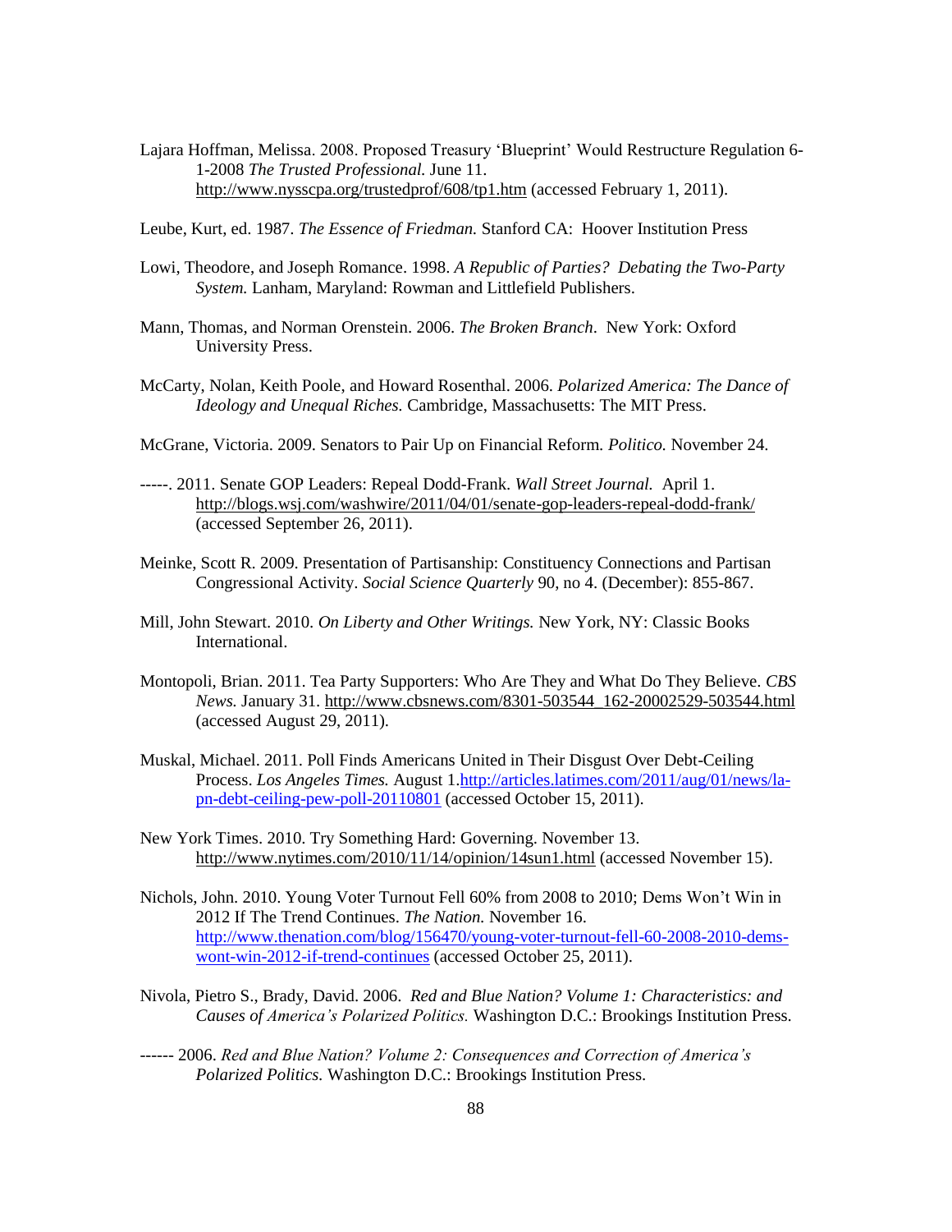Lajara Hoffman, Melissa. 2008. Proposed Treasury 'Blueprint' Would Restructure Regulation 6-1-2008 *The Trusted Professional.* June 11. http://www.nysscpa.org/trustedprof/608/tp1.htm (accessed February 1, 2011).

Leube, Kurt, ed. 1987. *The Essence of Friedman.* Stanford CA: Hoover Institution Press

Lowi, Theodore, and Joseph Romance. 1998. *A Republic of Parties? Debating the Two-Party System.* Lanham, Maryland: Rowman and Littlefield Publishers.

Mann, Thomas, and Norman Orenstein. 2006. *The Broken Branch*. New York: Oxford University Press.

McCarty, Nolan, Keith Poole, and Howard Rosenthal. 2006. *Polarized America: The Dance of Ideology and Unequal Riches.* Cambridge, Massachusetts: The MIT Press.

McGrane, Victoria. 2009. Senators to Pair Up on Financial Reform. *Politico.* November 24.

-----. 2011. Senate GOP Leaders: Repeal Dodd-Frank. *Wall Street Journal.* April 1. http://blogs.wsj.com/washwire/2011/04/01/senate-gop-leaders-repeal-dodd-frank/ (accessed September 26, 2011).

Meinke, Scott R. 2009. Presentation of Partisanship: Constituency Connections and Partisan Congressional Activity. *Social Science Quarterly* 90, no 4. (December): 855-867.

Mill, John Stewart. 2010. *On Liberty and Other Writings.* New York, NY: Classic Books International.

Montopoli, Brian. 2011. Tea Party Supporters: Who Are They and What Do They Believe. *CBS News.* January 31. http://www.cbsnews.com/8301-503544_162-20002529-503544.html (accessed August 29, 2011).

Muskal, Michael. 2011. Poll Finds Americans United in Their Disgust Over Debt-Ceiling Process. *Los Angeles Times.* August 1.http://articles.latimes.com/2011/aug/01/news/la-pn-debt-ceiling-pew-poll-20110801 (accessed October 15, 2011).

New York Times. 2010. Try Something Hard: Governing. November 13. http://www.nytimes.com/2010/11/14/opinion/14sun1.html (accessed November 15).

Nichols, John. 2010. Young Voter Turnout Fell 60% from 2008 to 2010; Dems Won't Win in 2012 If The Trend Continues. *The Nation.* November 16. http://www.thenation.com/blog/156470/young-voter-turnout-fell-60-2008-2010-dems-wont-win-2012-if-trend-continues (accessed October 25, 2011).

Nivola, Pietro S., Brady, David. 2006. *Red and Blue Nation? Volume 1: Characteristics: and Causes of America's Polarized Politics.* Washington D.C.: Brookings Institution Press.

------ 2006. *Red and Blue Nation? Volume 2: Consequences and Correction of America's Polarized Politics.* Washington D.C.: Brookings Institution Press.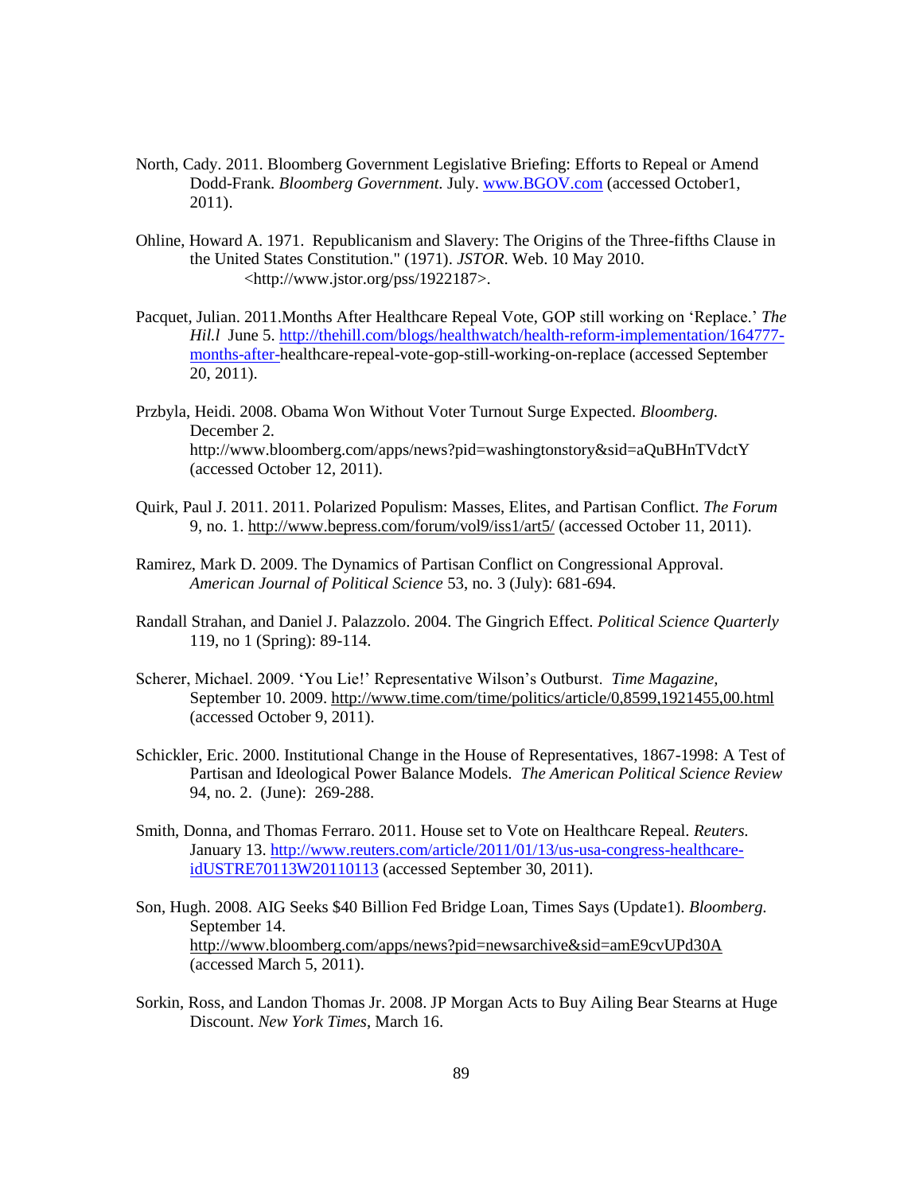North, Cady. 2011. Bloomberg Government Legislative Briefing: Efforts to Repeal or Amend Dodd-Frank. *Bloomberg Government*. July. www.BGOV.com (accessed October1, 2011).

Ohline, Howard A. 1971. Republicanism and Slavery: The Origins of the Three-fifths Clause in the United States Constitution." (1971). *JSTOR*. Web. 10 May 2010. <http://www.jstor.org/pss/1922187>.

Pacquet, Julian. 2011.Months After Healthcare Repeal Vote, GOP still working on 'Replace.' *The Hil.l* June 5. http://thehill.com/blogs/healthwatch/health-reform-implementation/164777-months-after-healthcare-repeal-vote-gop-still-working-on-replace (accessed September 20, 2011).

Przbyla, Heidi. 2008. Obama Won Without Voter Turnout Surge Expected. *Bloomberg.* December 2. http://www.bloomberg.com/apps/news?pid=washingtonstory&sid=aQuBHnTVdctY (accessed October 12, 2011).

Quirk, Paul J. 2011. 2011. Polarized Populism: Masses, Elites, and Partisan Conflict. *The Forum* 9, no. 1. http://www.bepress.com/forum/vol9/iss1/art5/ (accessed October 11, 2011).

Ramirez, Mark D. 2009. The Dynamics of Partisan Conflict on Congressional Approval. *American Journal of Political Science* 53, no. 3 (July): 681-694.

Randall Strahan, and Daniel J. Palazzolo. 2004. The Gingrich Effect. *Political Science Quarterly* 119, no 1 (Spring): 89-114.

Scherer, Michael. 2009. 'You Lie!' Representative Wilson's Outburst. *Time Magazine,* September 10. 2009. http://www.time.com/time/politics/article/0,8599,1921455,00.html (accessed October 9, 2011).

Schickler, Eric. 2000. Institutional Change in the House of Representatives, 1867-1998: A Test of Partisan and Ideological Power Balance Models. *The American Political Science Review* 94, no. 2. (June): 269-288.

Smith, Donna, and Thomas Ferraro. 2011. House set to Vote on Healthcare Repeal. *Reuters.* January 13. http://www.reuters.com/article/2011/01/13/us-usa-congress-healthcare-idUSTRE70113W20110113 (accessed September 30, 2011).

Son, Hugh. 2008. AIG Seeks $40 Billion Fed Bridge Loan, Times Says (Update1). *Bloomberg.* September 14. http://www.bloomberg.com/apps/news?pid=newsarchive&sid=amE9cvUPd30A (accessed March 5, 2011).

Sorkin, Ross, and Landon Thomas Jr. 2008. JP Morgan Acts to Buy Ailing Bear Stearns at Huge Discount. *New York Times*, March 16.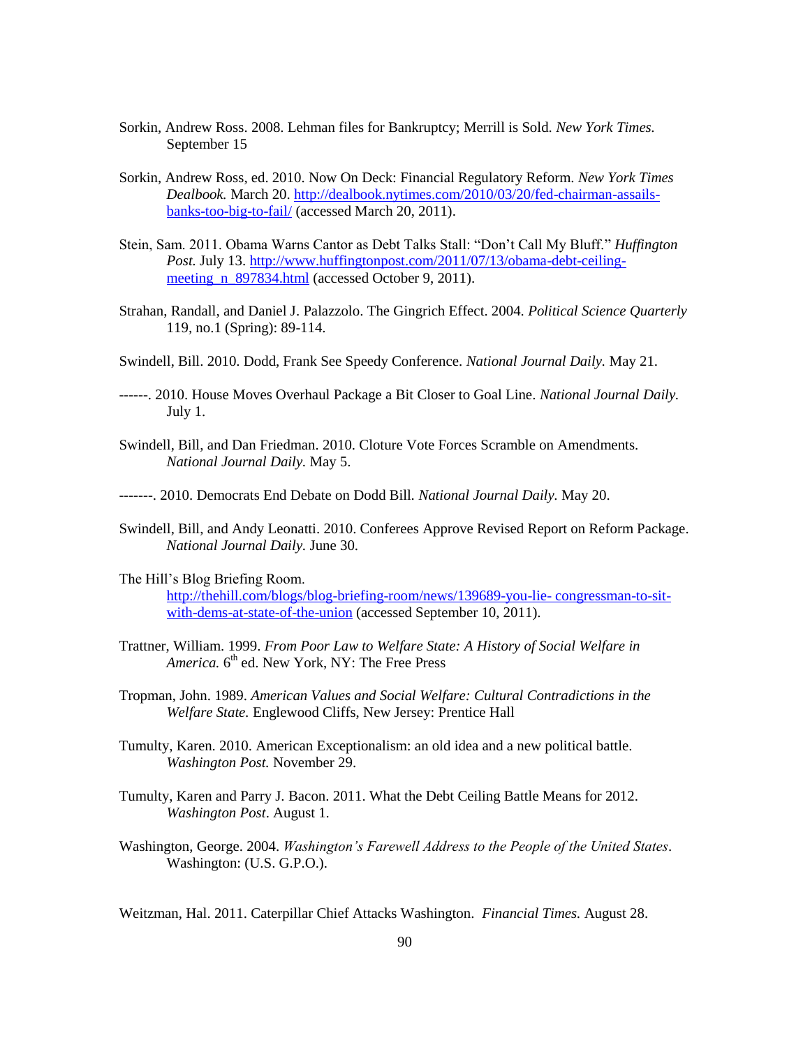Sorkin, Andrew Ross. 2008. Lehman files for Bankruptcy; Merrill is Sold. *New York Times.* September 15

Sorkin, Andrew Ross, ed. 2010. Now On Deck: Financial Regulatory Reform. *New York Times Dealbook.* March 20. http://dealbook.nytimes.com/2010/03/20/fed-chairman-assails-banks-too-big-to-fail/ (accessed March 20, 2011).

Stein, Sam. 2011. Obama Warns Cantor as Debt Talks Stall: "Don't Call My Bluff." *Huffington Post.* July 13. http://www.huffingtonpost.com/2011/07/13/obama-debt-ceiling-meeting_n_897834.html (accessed October 9, 2011).

Strahan, Randall, and Daniel J. Palazzolo. The Gingrich Effect. 2004. *Political Science Quarterly* 119, no.1 (Spring): 89-114.

Swindell, Bill. 2010. Dodd, Frank See Speedy Conference. *National Journal Daily.* May 21.

------. 2010. House Moves Overhaul Package a Bit Closer to Goal Line. *National Journal Daily.* July 1.

Swindell, Bill, and Dan Friedman. 2010. Cloture Vote Forces Scramble on Amendments. *National Journal Daily.* May 5.

-------. 2010. Democrats End Debate on Dodd Bill. *National Journal Daily.* May 20.

Swindell, Bill, and Andy Leonatti. 2010. Conferees Approve Revised Report on Reform Package. *National Journal Daily.* June 30.

The Hill's Blog Briefing Room. http://thehill.com/blogs/blog-briefing-room/news/139689-you-lie- congressman-to-sit-with-dems-at-state-of-the-union (accessed September 10, 2011).

Trattner, William. 1999. *From Poor Law to Welfare State: A History of Social Welfare in America.* 6th ed. New York, NY: The Free Press

Tropman, John. 1989. *American Values and Social Welfare: Cultural Contradictions in the Welfare State.* Englewood Cliffs, New Jersey: Prentice Hall

Tumulty, Karen. 2010. American Exceptionalism: an old idea and a new political battle. *Washington Post.* November 29.

Tumulty, Karen and Parry J. Bacon. 2011. What the Debt Ceiling Battle Means for 2012. *Washington Post*. August 1.

Washington, George. 2004. *Washington's Farewell Address to the People of the United States*. Washington: (U.S. G.P.O.).

Weitzman, Hal. 2011. Caterpillar Chief Attacks Washington. *Financial Times.* August 28.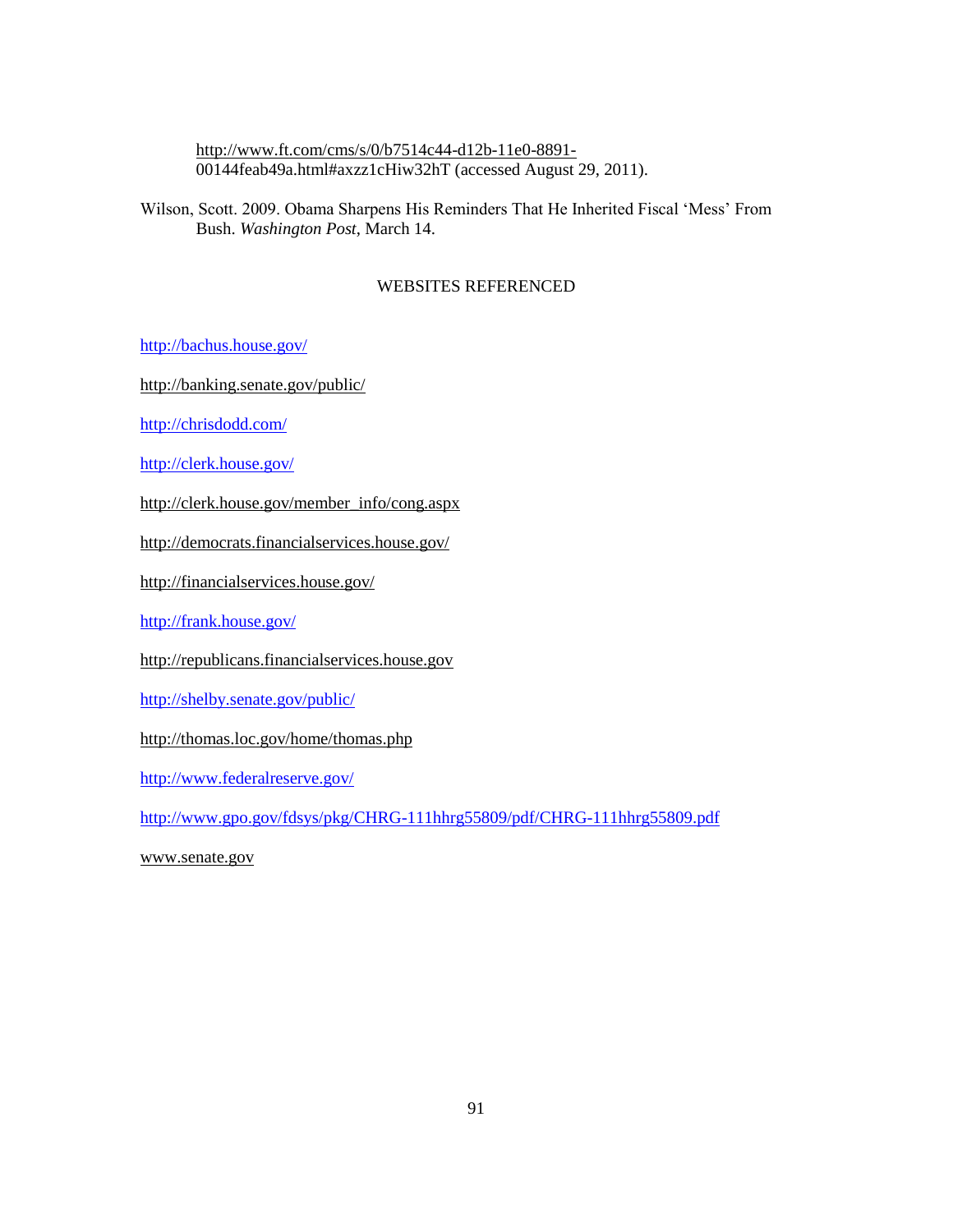http://www.ft.com/cms/s/0/b7514c44-d12b-11e0-8891-00144feab49a.html#axzz1cHiw32hT (accessed August 29, 2011).

Wilson, Scott. 2009. Obama Sharpens His Reminders That He Inherited Fiscal 'Mess' From Bush. *Washington Post*, March 14.

## WEBSITES REFERENCED

http://bachus.house.gov/

http://banking.senate.gov/public/

http://chrisdodd.com/

http://clerk.house.gov/

http://clerk.house.gov/member_info/cong.aspx

http://democrats.financialservices.house.gov/

http://financialservices.house.gov/

http://frank.house.gov/

http://republicans.financialservices.house.gov

http://shelby.senate.gov/public/

http://thomas.loc.gov/home/thomas.php

http://www.federalreserve.gov/

http://www.gpo.gov/fdsys/pkg/CHRG-111hhrg55809/pdf/CHRG-111hhrg55809.pdf

www.senate.gov